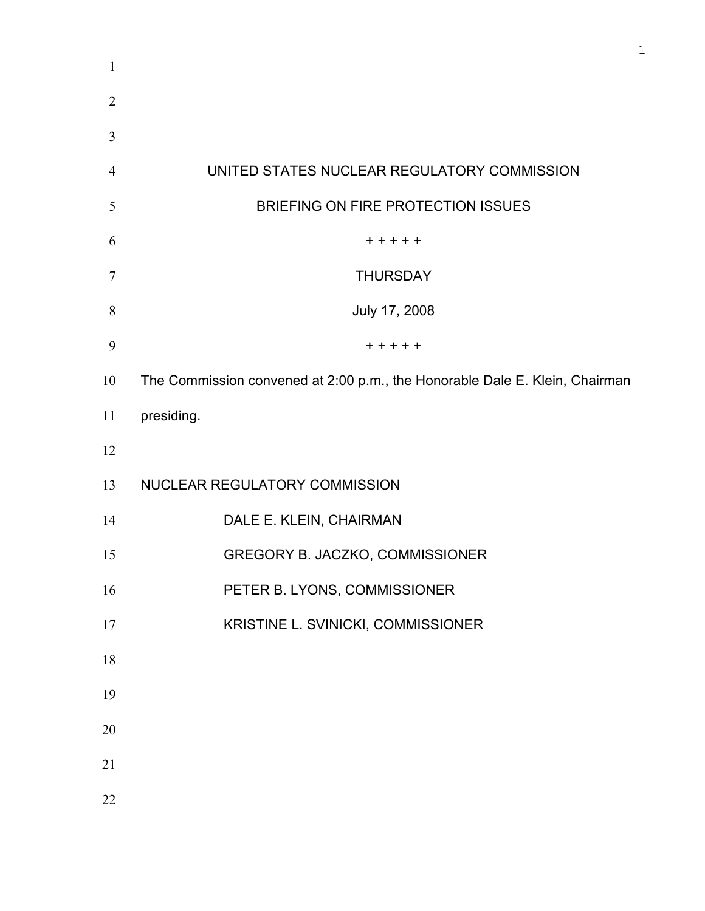UNITED STATES NUCLEAR REGULATORY COMMISSION

BRIEFING ON FIRE PROTECTION ISSUES

+ + + + +

THURSDAY

July 17, 2008

+ + + + +

The Commission convened at 2:00 p.m., the Honorable Dale E. Klein, Chairman presiding.

NUCLEAR REGULATORY COMMISSION

DALE E. KLEIN, CHAIRMAN

GREGORY B. JACZKO, COMMISSIONER

PETER B. LYONS, COMMISSIONER

KRISTINE L. SVINICKI, COMMISSIONER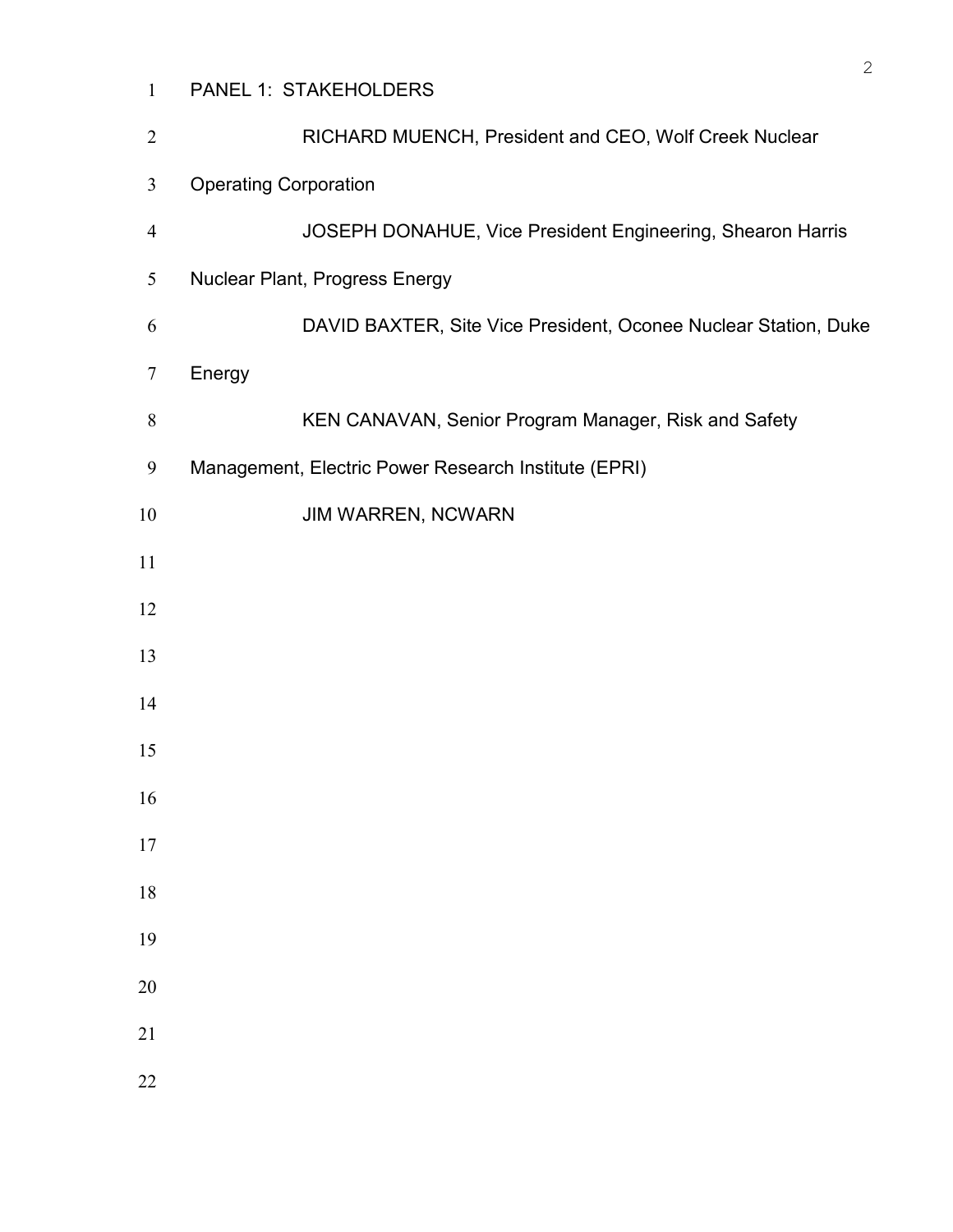PANEL 1: STAKEHOLDERS

RICHARD MUENCH, President and CEO, Wolf Creek Nuclear Operating Corporation

JOSEPH DONAHUE, Vice President Engineering, Shearon Harris Nuclear Plant, Progress Energy

DAVID BAXTER, Site Vice President, Oconee Nuclear Station, Duke Energy

KEN CANAVAN, Senior Program Manager, Risk and Safety Management, Electric Power Research Institute (EPRI)

JIM WARREN, NCWARN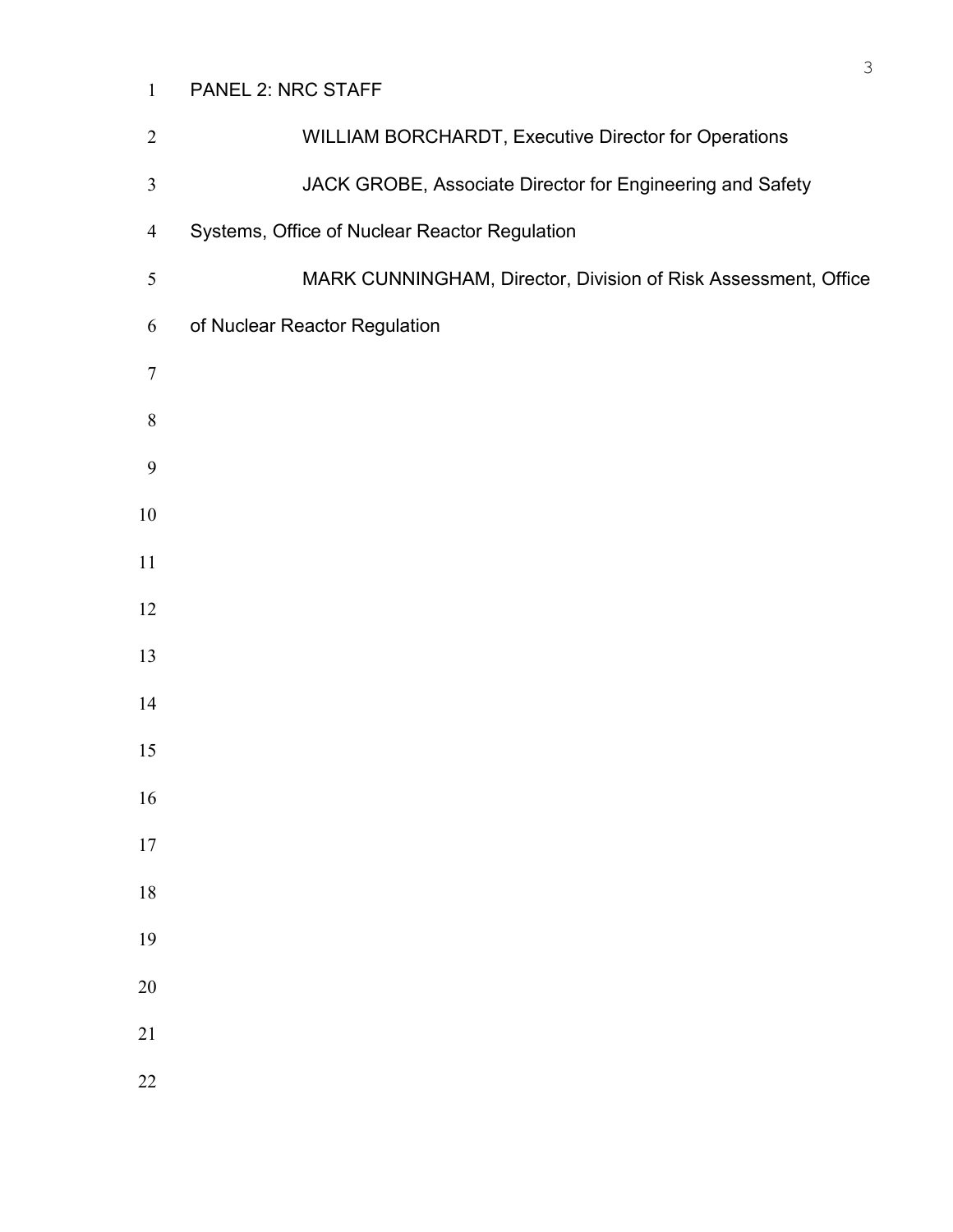PANEL 2: NRC STAFF

WILLIAM BORCHARDT, Executive Director for Operations

JACK GROBE, Associate Director for Engineering and Safety Systems, Office of Nuclear Reactor Regulation

MARK CUNNINGHAM, Director, Division of Risk Assessment, Office of Nuclear Reactor Regulation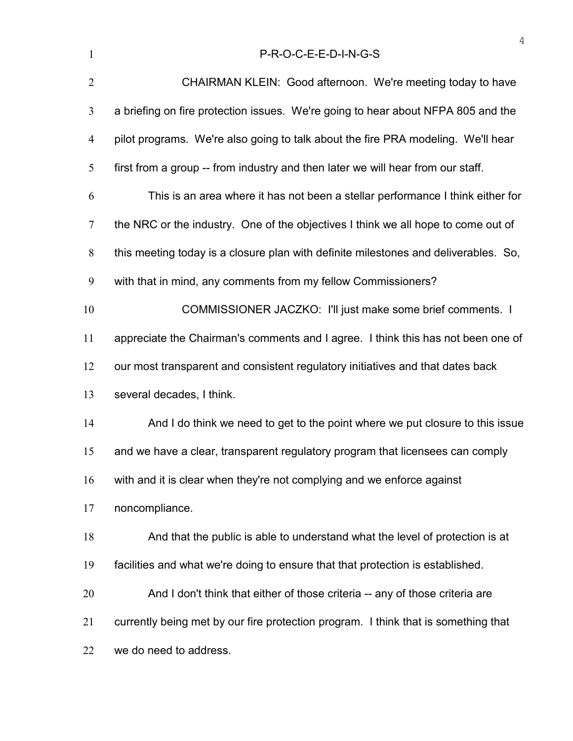P-R-O-C-E-E-D-I-N-G-S

CHAIRMAN KLEIN: Good afternoon. We're meeting today to have a briefing on fire protection issues. We're going to hear about NFPA 805 and the pilot programs. We're also going to talk about the fire PRA modeling. We'll hear first from a group -- from industry and then later we will hear from our staff.

This is an area where it has not been a stellar performance I think either for the NRC or the industry. One of the objectives I think we all hope to come out of this meeting today is a closure plan with definite milestones and deliverables. So, with that in mind, any comments from my fellow Commissioners?

COMMISSIONER JACZKO: I'll just make some brief comments. I appreciate the Chairman's comments and I agree. I think this has not been one of our most transparent and consistent regulatory initiatives and that dates back several decades, I think.

And I do think we need to get to the point where we put closure to this issue and we have a clear, transparent regulatory program that licensees can comply with and it is clear when they're not complying and we enforce against noncompliance.

And that the public is able to understand what the level of protection is at facilities and what we're doing to ensure that that protection is established.

And I don't think that either of those criteria -- any of those criteria are currently being met by our fire protection program. I think that is something that we do need to address.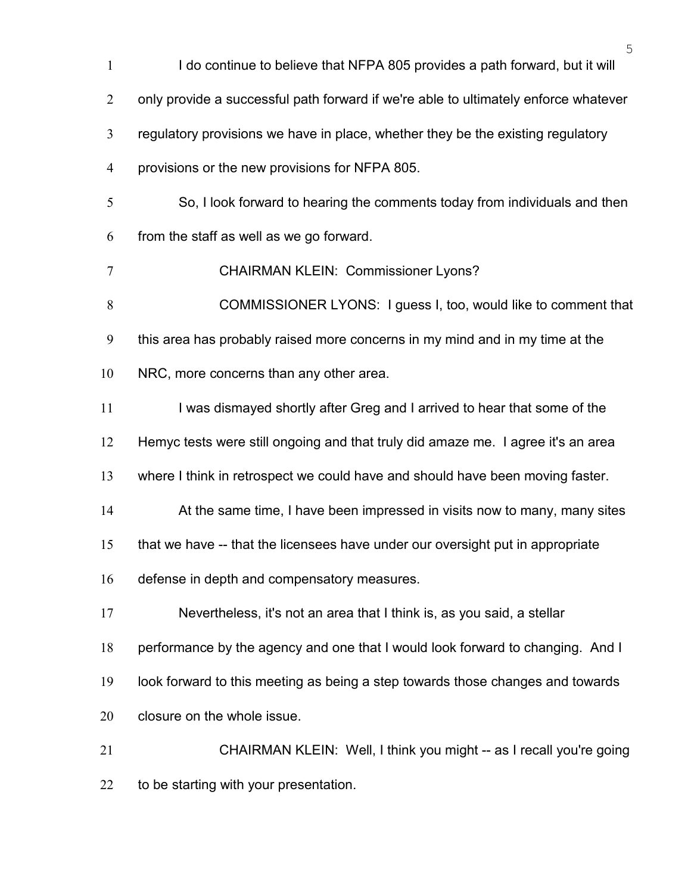I do continue to believe that NFPA 805 provides a path forward, but it will only provide a successful path forward if we're able to ultimately enforce whatever regulatory provisions we have in place, whether they be the existing regulatory provisions or the new provisions for NFPA 805.

So, I look forward to hearing the comments today from individuals and then from the staff as well as we go forward.

CHAIRMAN KLEIN: Commissioner Lyons?

COMMISSIONER LYONS: I guess I, too, would like to comment that this area has probably raised more concerns in my mind and in my time at the NRC, more concerns than any other area.

I was dismayed shortly after Greg and I arrived to hear that some of the Hemyc tests were still ongoing and that truly did amaze me. I agree it's an area where I think in retrospect we could have and should have been moving faster.

At the same time, I have been impressed in visits now to many, many sites that we have -- that the licensees have under our oversight put in appropriate defense in depth and compensatory measures.

Nevertheless, it's not an area that I think is, as you said, a stellar performance by the agency and one that I would look forward to changing. And I look forward to this meeting as being a step towards those changes and towards closure on the whole issue.

CHAIRMAN KLEIN: Well, I think you might -- as I recall you're going to be starting with your presentation.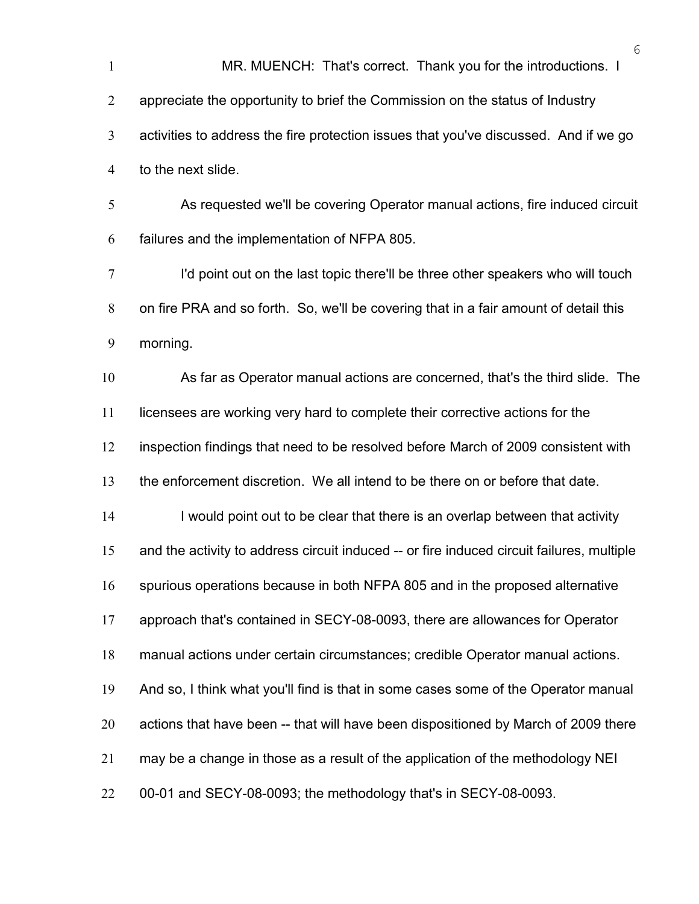MR. MUENCH: That's correct. Thank you for the introductions. I appreciate the opportunity to brief the Commission on the status of Industry activities to address the fire protection issues that you've discussed. And if we go to the next slide.

As requested we'll be covering Operator manual actions, fire induced circuit failures and the implementation of NFPA 805.

I'd point out on the last topic there'll be three other speakers who will touch on fire PRA and so forth. So, we'll be covering that in a fair amount of detail this morning.

As far as Operator manual actions are concerned, that's the third slide. The licensees are working very hard to complete their corrective actions for the inspection findings that need to be resolved before March of 2009 consistent with the enforcement discretion. We all intend to be there on or before that date.

I would point out to be clear that there is an overlap between that activity and the activity to address circuit induced -- or fire induced circuit failures, multiple spurious operations because in both NFPA 805 and in the proposed alternative approach that's contained in SECY-08-0093, there are allowances for Operator manual actions under certain circumstances; credible Operator manual actions. And so, I think what you'll find is that in some cases some of the Operator manual actions that have been -- that will have been dispositioned by March of 2009 there may be a change in those as a result of the application of the methodology NEI 00-01 and SECY-08-0093; the methodology that's in SECY-08-0093.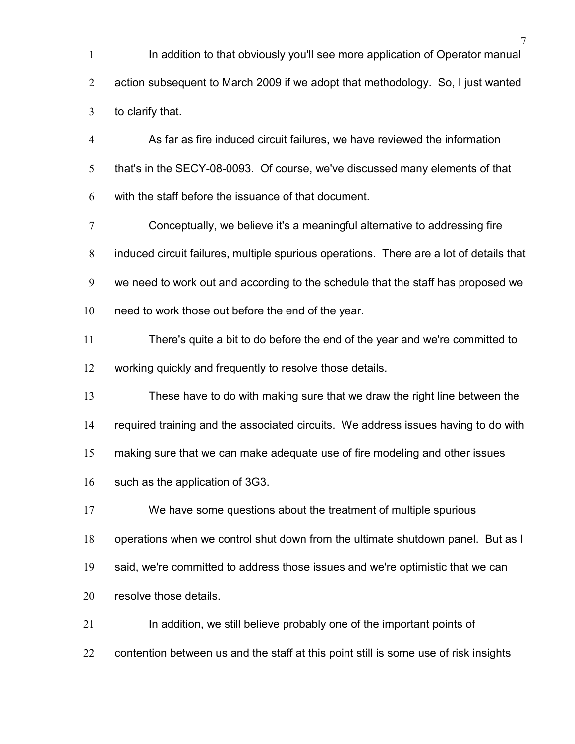In addition to that obviously you'll see more application of Operator manual action subsequent to March 2009 if we adopt that methodology. So, I just wanted to clarify that.

As far as fire induced circuit failures, we have reviewed the information that's in the SECY-08-0093. Of course, we've discussed many elements of that with the staff before the issuance of that document.

Conceptually, we believe it's a meaningful alternative to addressing fire induced circuit failures, multiple spurious operations. There are a lot of details that we need to work out and according to the schedule that the staff has proposed we need to work those out before the end of the year.

There's quite a bit to do before the end of the year and we're committed to working quickly and frequently to resolve those details.

These have to do with making sure that we draw the right line between the required training and the associated circuits. We address issues having to do with making sure that we can make adequate use of fire modeling and other issues such as the application of 3G3.

We have some questions about the treatment of multiple spurious operations when we control shut down from the ultimate shutdown panel. But as I said, we're committed to address those issues and we're optimistic that we can resolve those details.

In addition, we still believe probably one of the important points of contention between us and the staff at this point still is some use of risk insights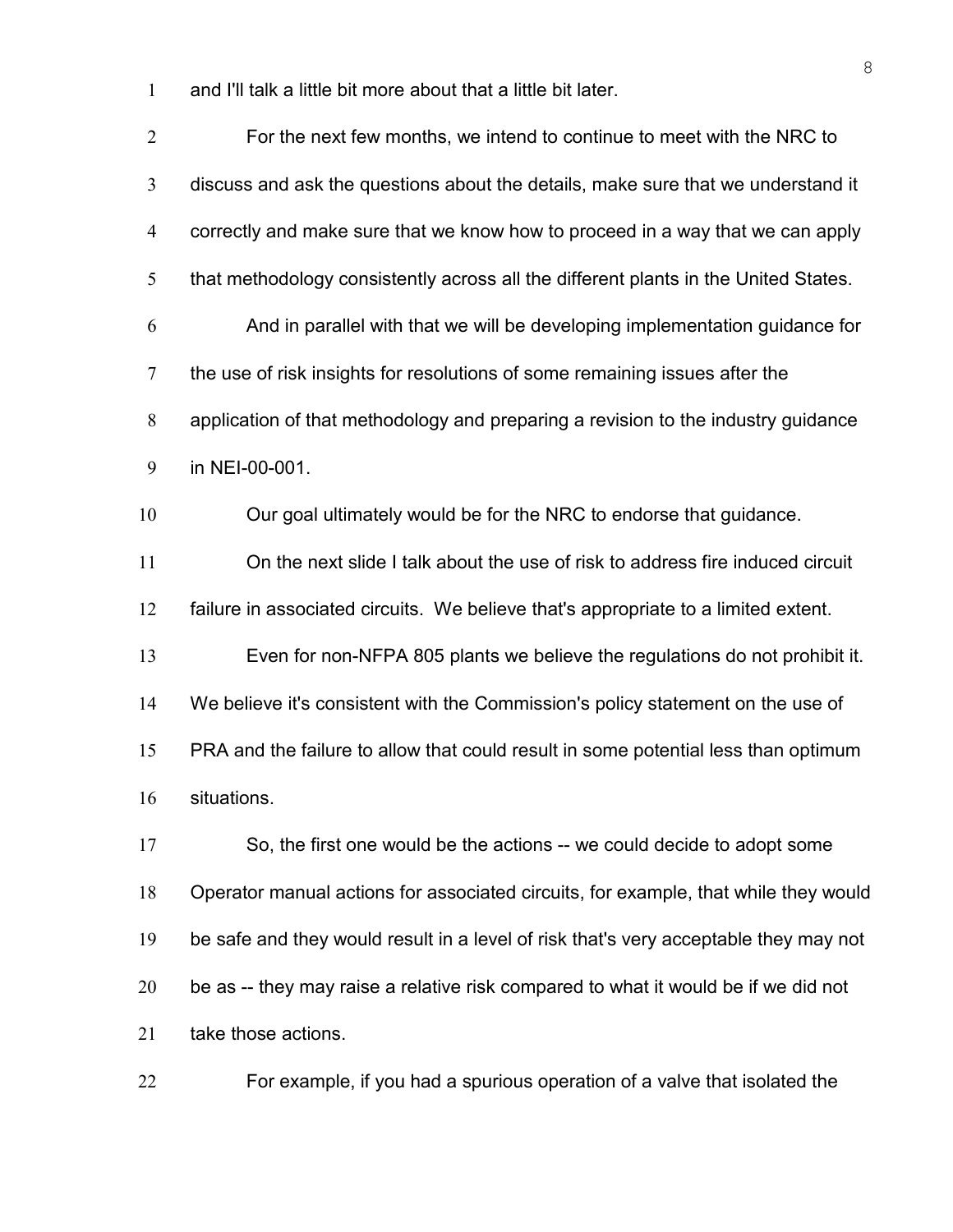and I'll talk a little bit more about that a little bit later.

For the next few months, we intend to continue to meet with the NRC to discuss and ask the questions about the details, make sure that we understand it correctly and make sure that we know how to proceed in a way that we can apply that methodology consistently across all the different plants in the United States.

And in parallel with that we will be developing implementation guidance for the use of risk insights for resolutions of some remaining issues after the application of that methodology and preparing a revision to the industry guidance in NEI-00-001.

Our goal ultimately would be for the NRC to endorse that guidance.

On the next slide I talk about the use of risk to address fire induced circuit failure in associated circuits. We believe that's appropriate to a limited extent.

Even for non-NFPA 805 plants we believe the regulations do not prohibit it. We believe it's consistent with the Commission's policy statement on the use of PRA and the failure to allow that could result in some potential less than optimum situations.

So, the first one would be the actions -- we could decide to adopt some Operator manual actions for associated circuits, for example, that while they would be safe and they would result in a level of risk that's very acceptable they may not be as -- they may raise a relative risk compared to what it would be if we did not take those actions.

For example, if you had a spurious operation of a valve that isolated the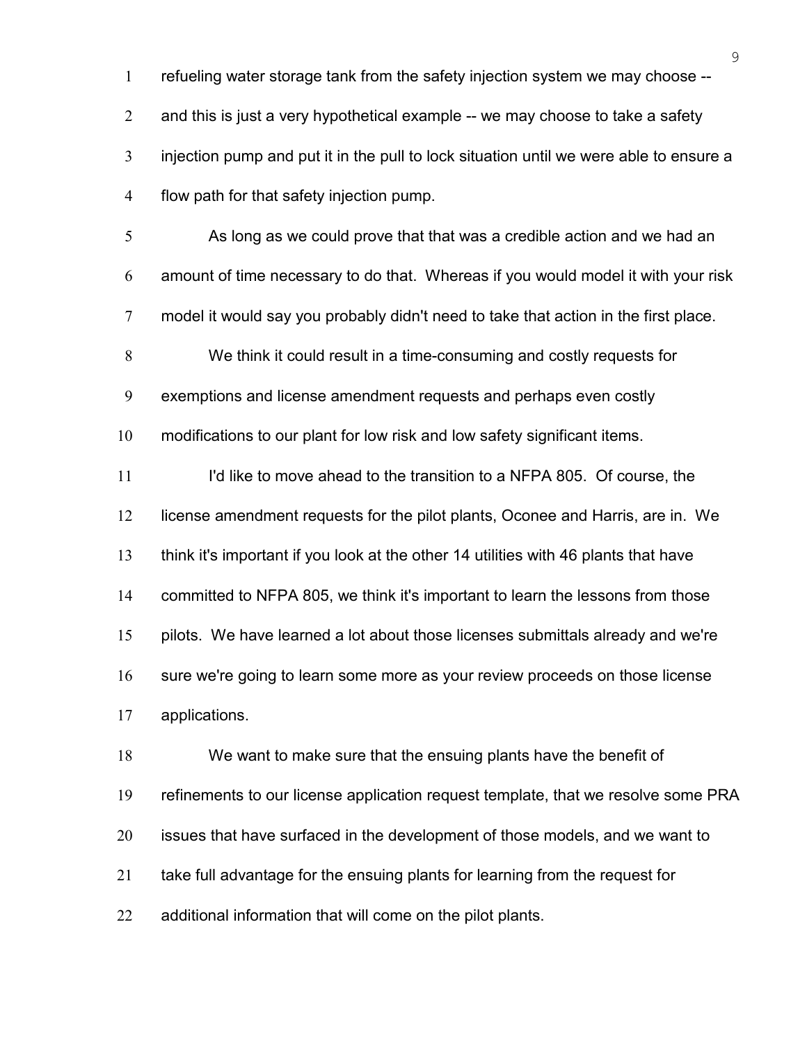refueling water storage tank from the safety injection system we may choose -- and this is just a very hypothetical example -- we may choose to take a safety injection pump and put it in the pull to lock situation until we were able to ensure a flow path for that safety injection pump.

As long as we could prove that that was a credible action and we had an amount of time necessary to do that. Whereas if you would model it with your risk model it would say you probably didn't need to take that action in the first place.

We think it could result in a time-consuming and costly requests for exemptions and license amendment requests and perhaps even costly modifications to our plant for low risk and low safety significant items.

I'd like to move ahead to the transition to a NFPA 805. Of course, the license amendment requests for the pilot plants, Oconee and Harris, are in. We think it's important if you look at the other 14 utilities with 46 plants that have committed to NFPA 805, we think it's important to learn the lessons from those pilots. We have learned a lot about those licenses submittals already and we're sure we're going to learn some more as your review proceeds on those license applications.

We want to make sure that the ensuing plants have the benefit of refinements to our license application request template, that we resolve some PRA issues that have surfaced in the development of those models, and we want to take full advantage for the ensuing plants for learning from the request for additional information that will come on the pilot plants.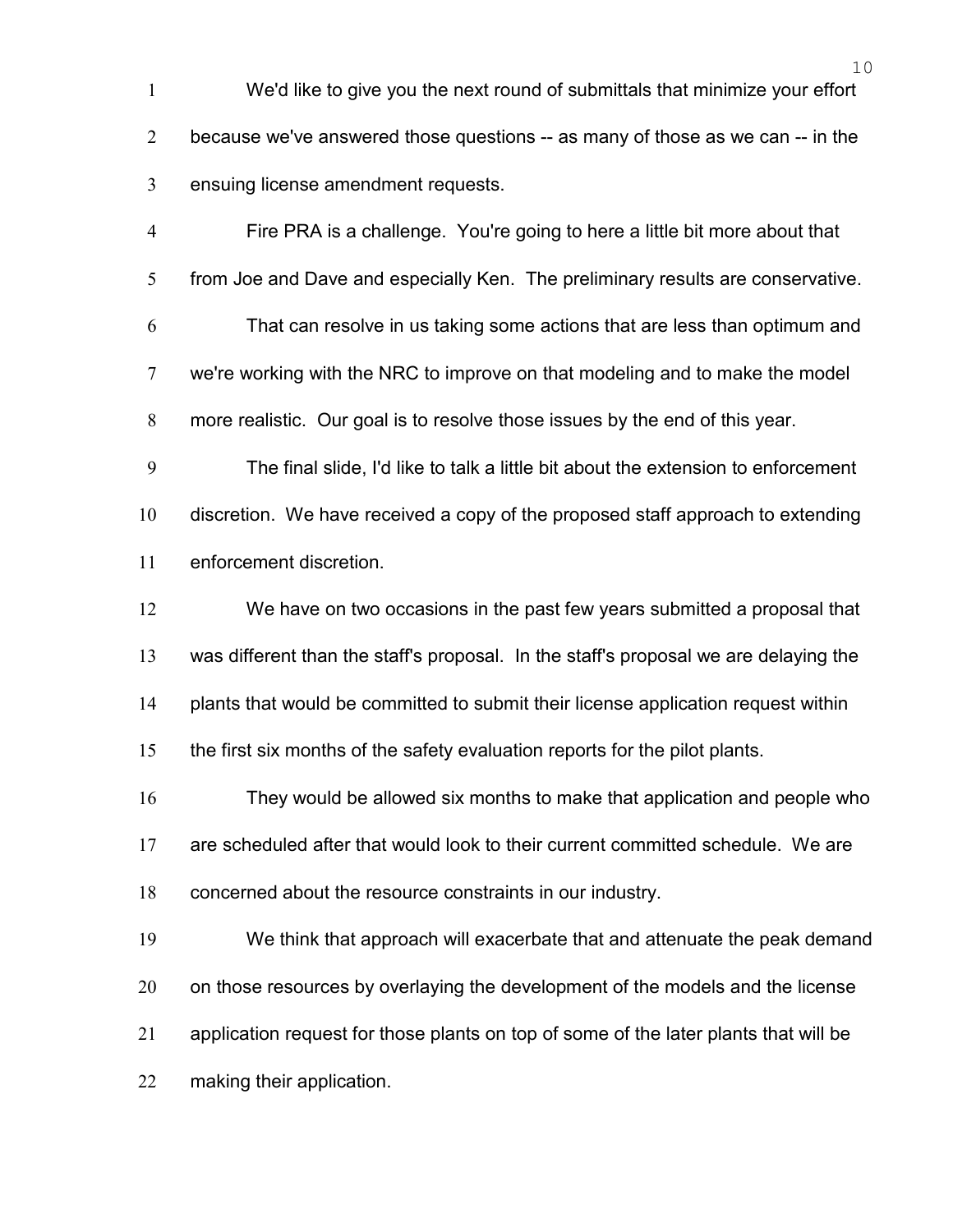We'd like to give you the next round of submittals that minimize your effort because we've answered those questions -- as many of those as we can -- in the ensuing license amendment requests.

Fire PRA is a challenge. You're going to here a little bit more about that from Joe and Dave and especially Ken. The preliminary results are conservative.

That can resolve in us taking some actions that are less than optimum and we're working with the NRC to improve on that modeling and to make the model more realistic. Our goal is to resolve those issues by the end of this year.

The final slide, I'd like to talk a little bit about the extension to enforcement discretion. We have received a copy of the proposed staff approach to extending enforcement discretion.

We have on two occasions in the past few years submitted a proposal that was different than the staff's proposal. In the staff's proposal we are delaying the plants that would be committed to submit their license application request within the first six months of the safety evaluation reports for the pilot plants.

They would be allowed six months to make that application and people who are scheduled after that would look to their current committed schedule. We are concerned about the resource constraints in our industry.

We think that approach will exacerbate that and attenuate the peak demand on those resources by overlaying the development of the models and the license application request for those plants on top of some of the later plants that will be making their application.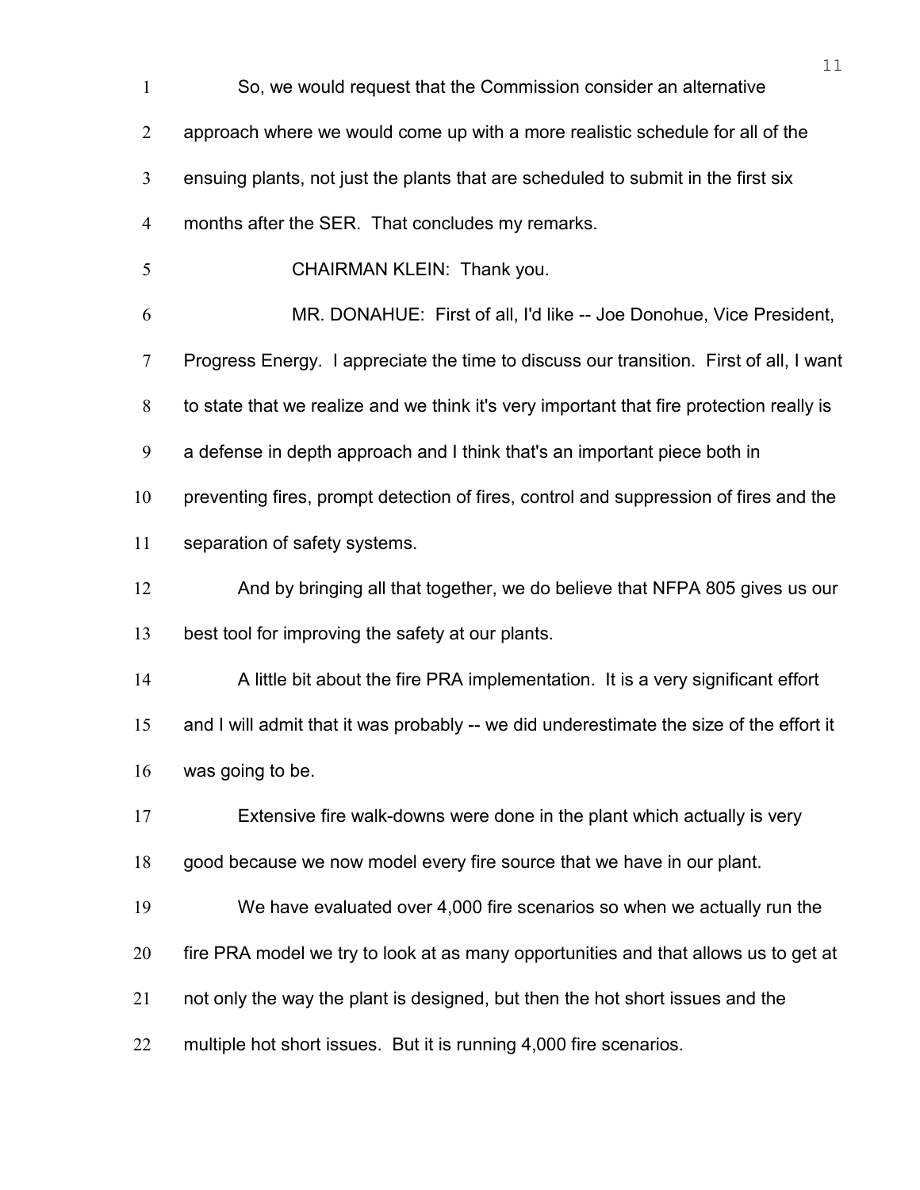So, we would request that the Commission consider an alternative approach where we would come up with a more realistic schedule for all of the ensuing plants, not just the plants that are scheduled to submit in the first six months after the SER. That concludes my remarks.

CHAIRMAN KLEIN: Thank you.

MR. DONAHUE: First of all, I'd like -- Joe Donohue, Vice President, Progress Energy. I appreciate the time to discuss our transition. First of all, I want to state that we realize and we think it's very important that fire protection really is a defense in depth approach and I think that's an important piece both in preventing fires, prompt detection of fires, control and suppression of fires and the separation of safety systems.

And by bringing all that together, we do believe that NFPA 805 gives us our best tool for improving the safety at our plants.

A little bit about the fire PRA implementation. It is a very significant effort and I will admit that it was probably -- we did underestimate the size of the effort it was going to be.

Extensive fire walk-downs were done in the plant which actually is very good because we now model every fire source that we have in our plant.

We have evaluated over 4,000 fire scenarios so when we actually run the fire PRA model we try to look at as many opportunities and that allows us to get at not only the way the plant is designed, but then the hot short issues and the multiple hot short issues. But it is running 4,000 fire scenarios.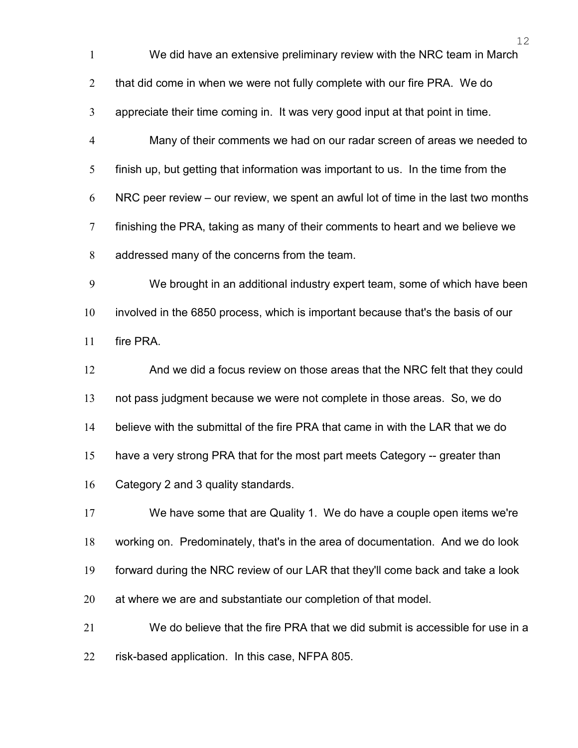We did have an extensive preliminary review with the NRC team in March that did come in when we were not fully complete with our fire PRA. We do appreciate their time coming in. It was very good input at that point in time.

Many of their comments we had on our radar screen of areas we needed to finish up, but getting that information was important to us. In the time from the NRC peer review – our review, we spent an awful lot of time in the last two months finishing the PRA, taking as many of their comments to heart and we believe we addressed many of the concerns from the team.

We brought in an additional industry expert team, some of which have been involved in the 6850 process, which is important because that's the basis of our fire PRA.

And we did a focus review on those areas that the NRC felt that they could not pass judgment because we were not complete in those areas. So, we do believe with the submittal of the fire PRA that came in with the LAR that we do have a very strong PRA that for the most part meets Category -- greater than Category 2 and 3 quality standards.

We have some that are Quality 1. We do have a couple open items we're working on. Predominately, that's in the area of documentation. And we do look forward during the NRC review of our LAR that they'll come back and take a look at where we are and substantiate our completion of that model.

We do believe that the fire PRA that we did submit is accessible for use in a risk-based application. In this case, NFPA 805.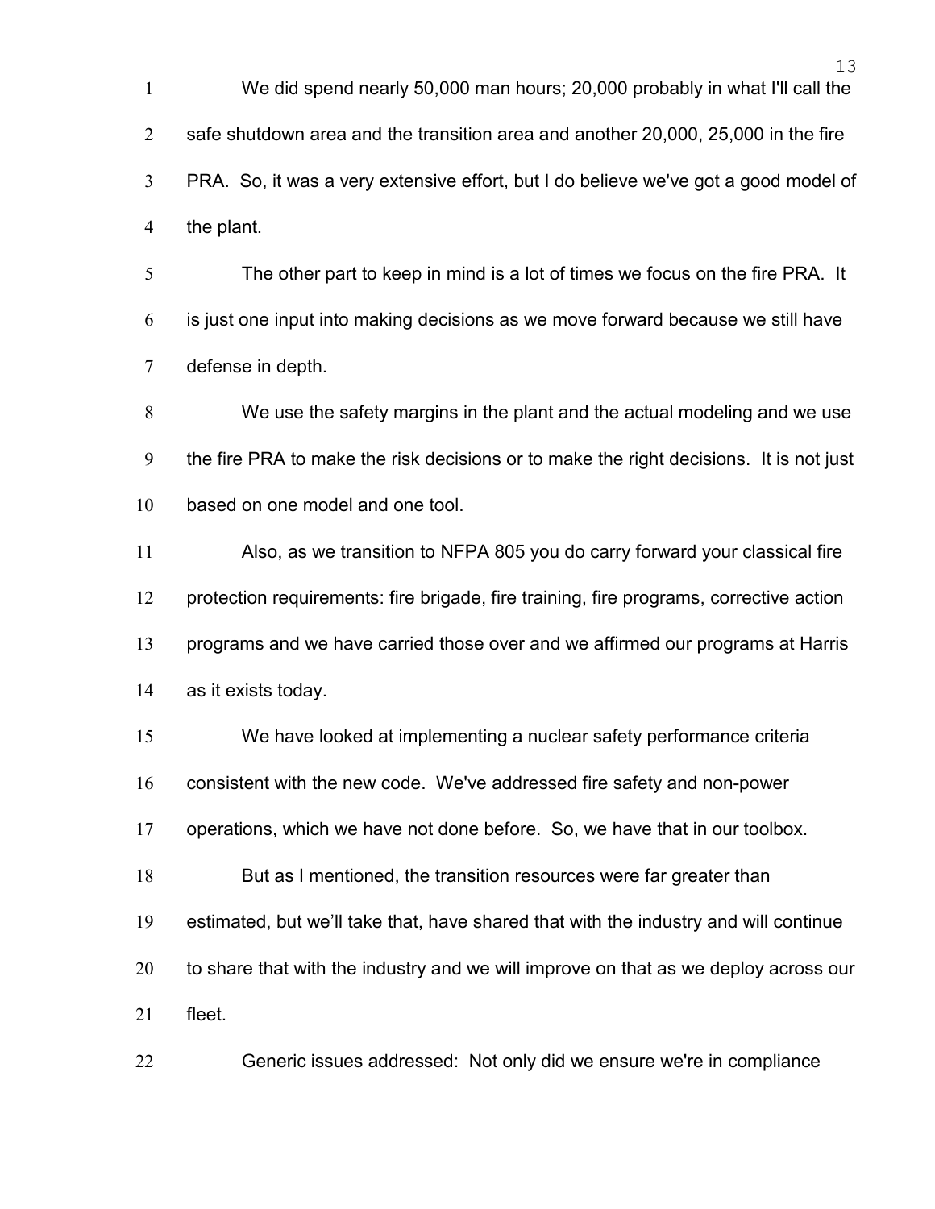We did spend nearly 50,000 man hours; 20,000 probably in what I'll call the safe shutdown area and the transition area and another 20,000, 25,000 in the fire PRA. So, it was a very extensive effort, but I do believe we've got a good model of the plant.

The other part to keep in mind is a lot of times we focus on the fire PRA. It is just one input into making decisions as we move forward because we still have defense in depth.

We use the safety margins in the plant and the actual modeling and we use the fire PRA to make the risk decisions or to make the right decisions. It is not just based on one model and one tool.

Also, as we transition to NFPA 805 you do carry forward your classical fire protection requirements: fire brigade, fire training, fire programs, corrective action programs and we have carried those over and we affirmed our programs at Harris as it exists today.

We have looked at implementing a nuclear safety performance criteria consistent with the new code. We've addressed fire safety and non-power operations, which we have not done before. So, we have that in our toolbox.

But as I mentioned, the transition resources were far greater than estimated, but we'll take that, have shared that with the industry and will continue to share that with the industry and we will improve on that as we deploy across our fleet.

Generic issues addressed: Not only did we ensure we're in compliance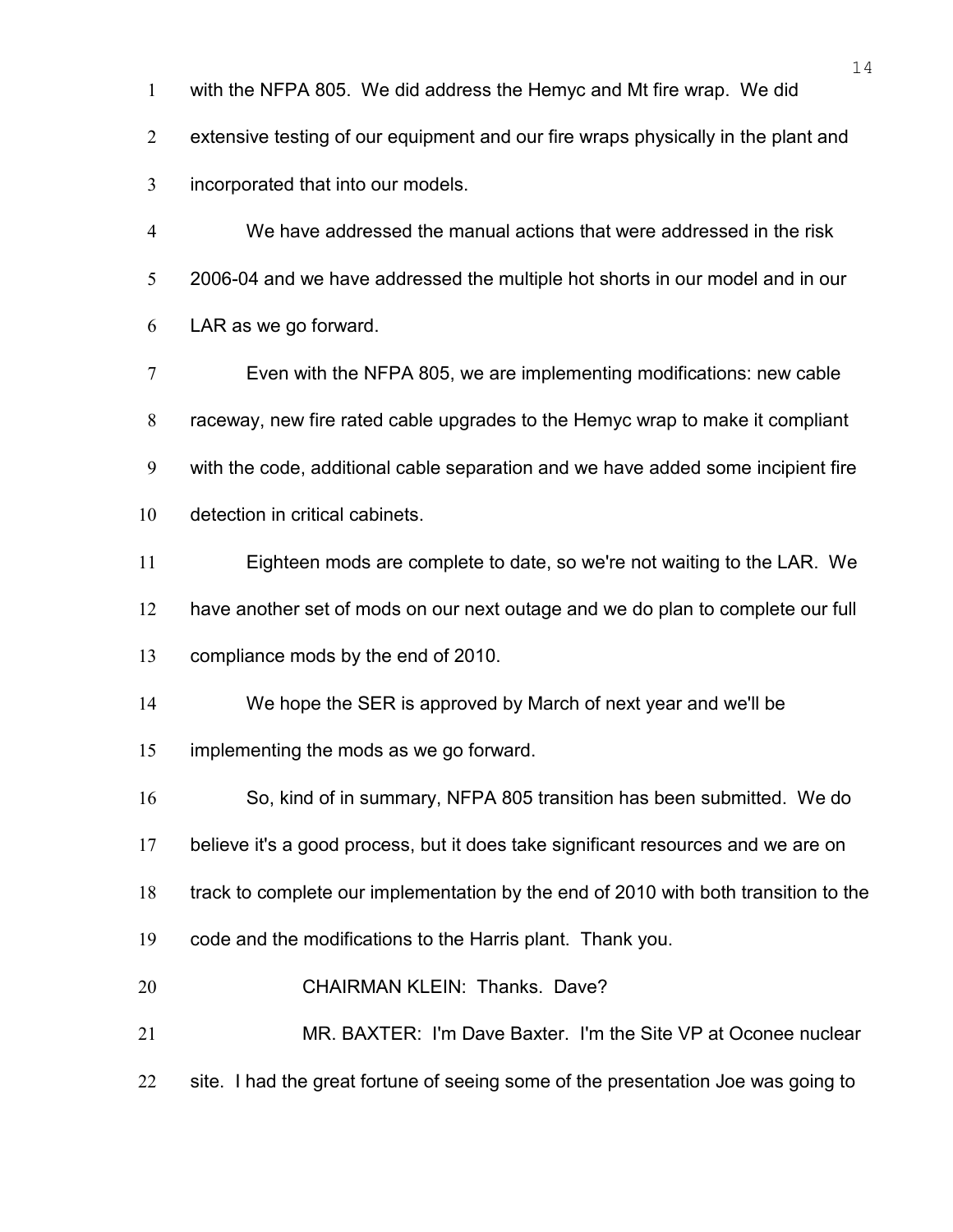with the NFPA 805. We did address the Hemyc and Mt fire wrap. We did extensive testing of our equipment and our fire wraps physically in the plant and incorporated that into our models.

We have addressed the manual actions that were addressed in the risk 2006-04 and we have addressed the multiple hot shorts in our model and in our LAR as we go forward.

Even with the NFPA 805, we are implementing modifications: new cable raceway, new fire rated cable upgrades to the Hemyc wrap to make it compliant with the code, additional cable separation and we have added some incipient fire detection in critical cabinets.

Eighteen mods are complete to date, so we're not waiting to the LAR. We have another set of mods on our next outage and we do plan to complete our full compliance mods by the end of 2010.

We hope the SER is approved by March of next year and we'll be implementing the mods as we go forward.

So, kind of in summary, NFPA 805 transition has been submitted. We do believe it's a good process, but it does take significant resources and we are on track to complete our implementation by the end of 2010 with both transition to the code and the modifications to the Harris plant. Thank you.

CHAIRMAN KLEIN: Thanks. Dave?

MR. BAXTER: I'm Dave Baxter. I'm the Site VP at Oconee nuclear site. I had the great fortune of seeing some of the presentation Joe was going to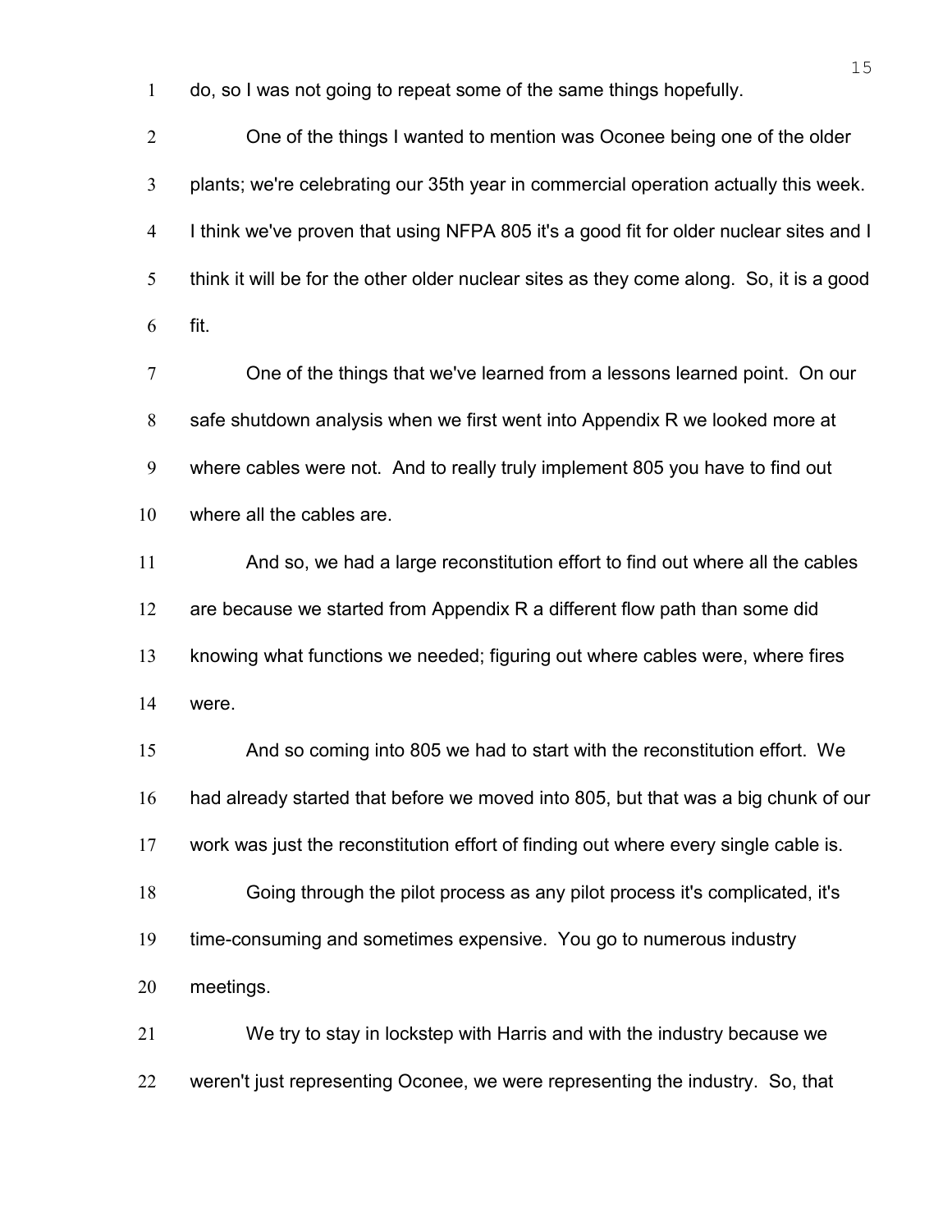do, so I was not going to repeat some of the same things hopefully.

One of the things I wanted to mention was Oconee being one of the older plants; we're celebrating our 35th year in commercial operation actually this week. I think we've proven that using NFPA 805 it's a good fit for older nuclear sites and I think it will be for the other older nuclear sites as they come along. So, it is a good fit.

One of the things that we've learned from a lessons learned point. On our safe shutdown analysis when we first went into Appendix R we looked more at where cables were not. And to really truly implement 805 you have to find out where all the cables are.

And so, we had a large reconstitution effort to find out where all the cables are because we started from Appendix R a different flow path than some did knowing what functions we needed; figuring out where cables were, where fires were.

And so coming into 805 we had to start with the reconstitution effort. We had already started that before we moved into 805, but that was a big chunk of our work was just the reconstitution effort of finding out where every single cable is.

Going through the pilot process as any pilot process it's complicated, it's time-consuming and sometimes expensive. You go to numerous industry meetings.

We try to stay in lockstep with Harris and with the industry because we weren't just representing Oconee, we were representing the industry. So, that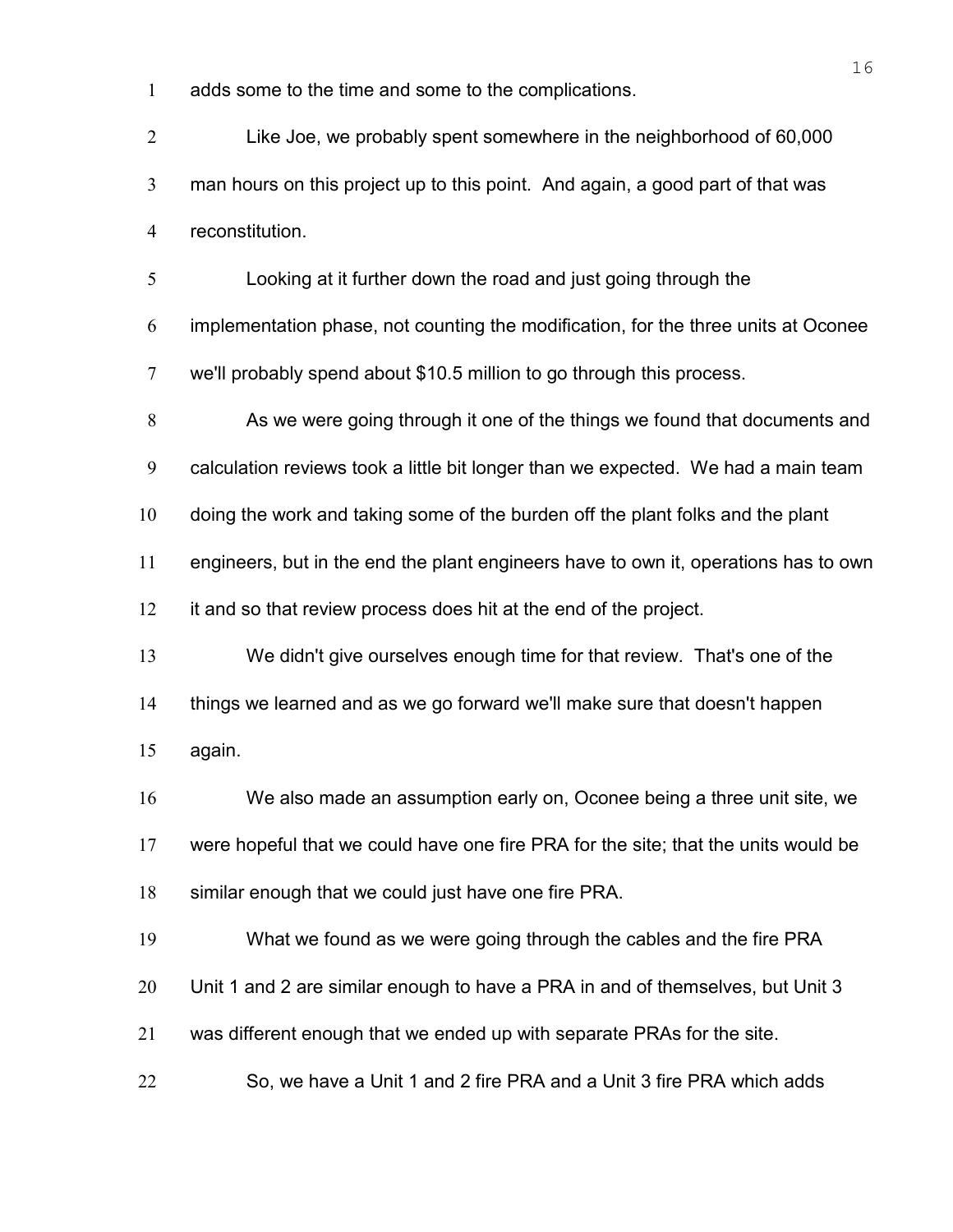adds some to the time and some to the complications.

Like Joe, we probably spent somewhere in the neighborhood of 60,000 man hours on this project up to this point. And again, a good part of that was reconstitution.

Looking at it further down the road and just going through the implementation phase, not counting the modification, for the three units at Oconee we'll probably spend about $10.5 million to go through this process.

As we were going through it one of the things we found that documents and calculation reviews took a little bit longer than we expected. We had a main team doing the work and taking some of the burden off the plant folks and the plant engineers, but in the end the plant engineers have to own it, operations has to own it and so that review process does hit at the end of the project.

We didn't give ourselves enough time for that review. That's one of the things we learned and as we go forward we'll make sure that doesn't happen again.

We also made an assumption early on, Oconee being a three unit site, we were hopeful that we could have one fire PRA for the site; that the units would be similar enough that we could just have one fire PRA.

What we found as we were going through the cables and the fire PRA Unit 1 and 2 are similar enough to have a PRA in and of themselves, but Unit 3 was different enough that we ended up with separate PRAs for the site.

So, we have a Unit 1 and 2 fire PRA and a Unit 3 fire PRA which adds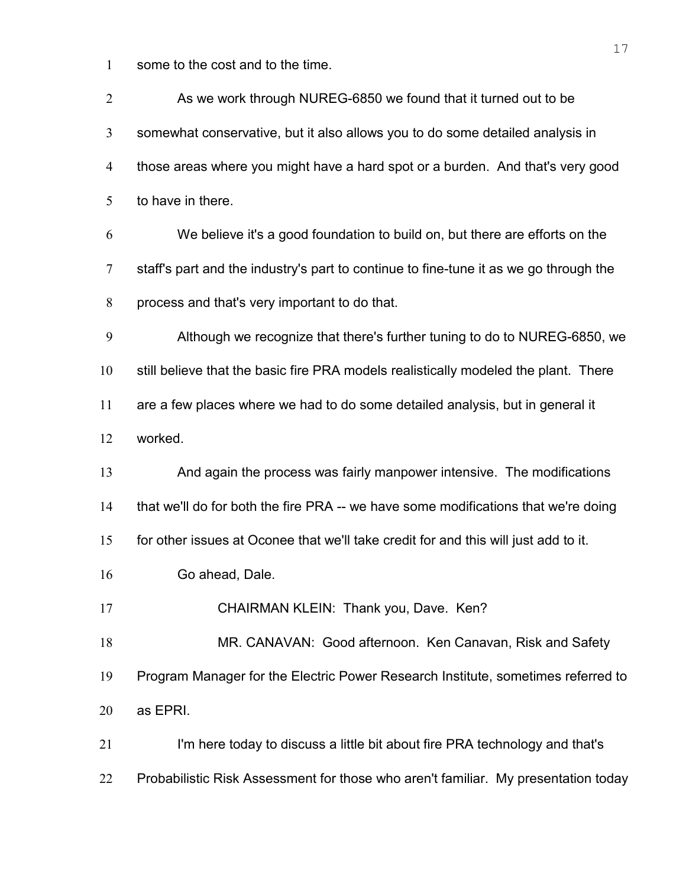some to the cost and to the time.

As we work through NUREG-6850 we found that it turned out to be somewhat conservative, but it also allows you to do some detailed analysis in those areas where you might have a hard spot or a burden. And that's very good to have in there.

We believe it's a good foundation to build on, but there are efforts on the staff's part and the industry's part to continue to fine-tune it as we go through the process and that's very important to do that.

Although we recognize that there's further tuning to do to NUREG-6850, we still believe that the basic fire PRA models realistically modeled the plant. There are a few places where we had to do some detailed analysis, but in general it worked.

And again the process was fairly manpower intensive. The modifications that we'll do for both the fire PRA -- we have some modifications that we're doing for other issues at Oconee that we'll take credit for and this will just add to it.

Go ahead, Dale.

CHAIRMAN KLEIN: Thank you, Dave. Ken?

MR. CANAVAN: Good afternoon. Ken Canavan, Risk and Safety Program Manager for the Electric Power Research Institute, sometimes referred to as EPRI.

I'm here today to discuss a little bit about fire PRA technology and that's Probabilistic Risk Assessment for those who aren't familiar. My presentation today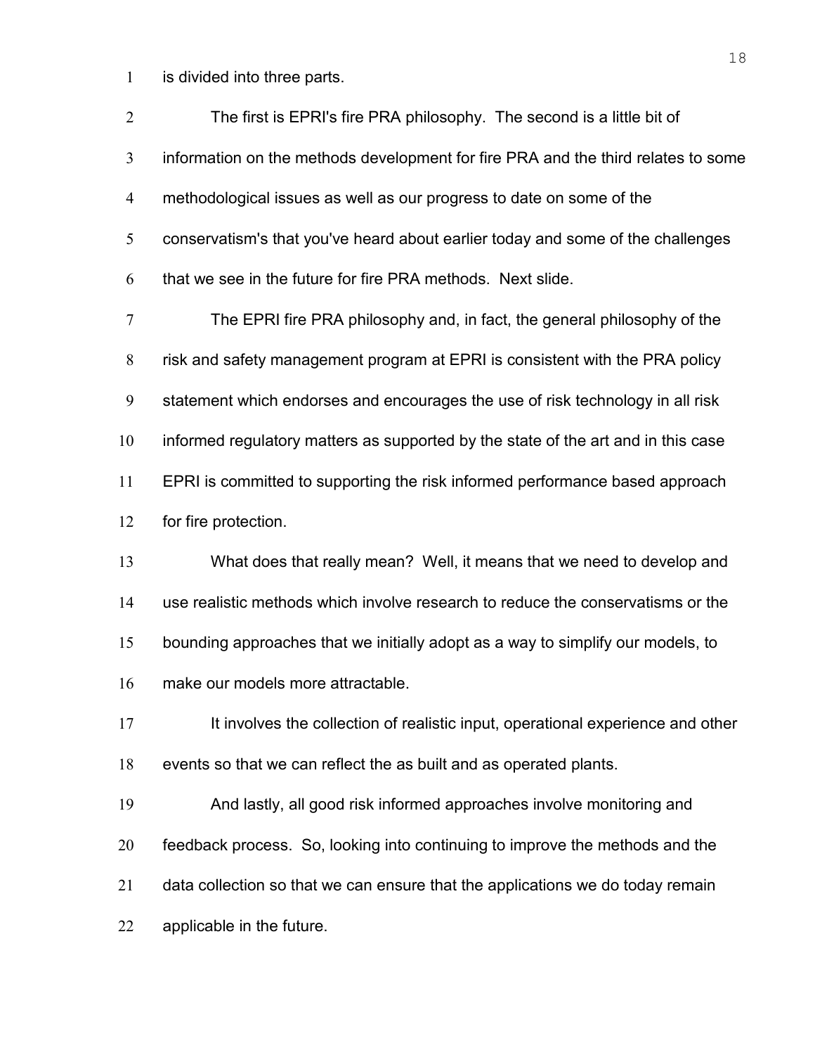is divided into three parts.

The first is EPRI's fire PRA philosophy. The second is a little bit of information on the methods development for fire PRA and the third relates to some methodological issues as well as our progress to date on some of the conservatism's that you've heard about earlier today and some of the challenges that we see in the future for fire PRA methods. Next slide.

The EPRI fire PRA philosophy and, in fact, the general philosophy of the risk and safety management program at EPRI is consistent with the PRA policy statement which endorses and encourages the use of risk technology in all risk informed regulatory matters as supported by the state of the art and in this case EPRI is committed to supporting the risk informed performance based approach for fire protection.

What does that really mean? Well, it means that we need to develop and use realistic methods which involve research to reduce the conservatisms or the bounding approaches that we initially adopt as a way to simplify our models, to make our models more attractable.

It involves the collection of realistic input, operational experience and other events so that we can reflect the as built and as operated plants.

And lastly, all good risk informed approaches involve monitoring and feedback process. So, looking into continuing to improve the methods and the data collection so that we can ensure that the applications we do today remain applicable in the future.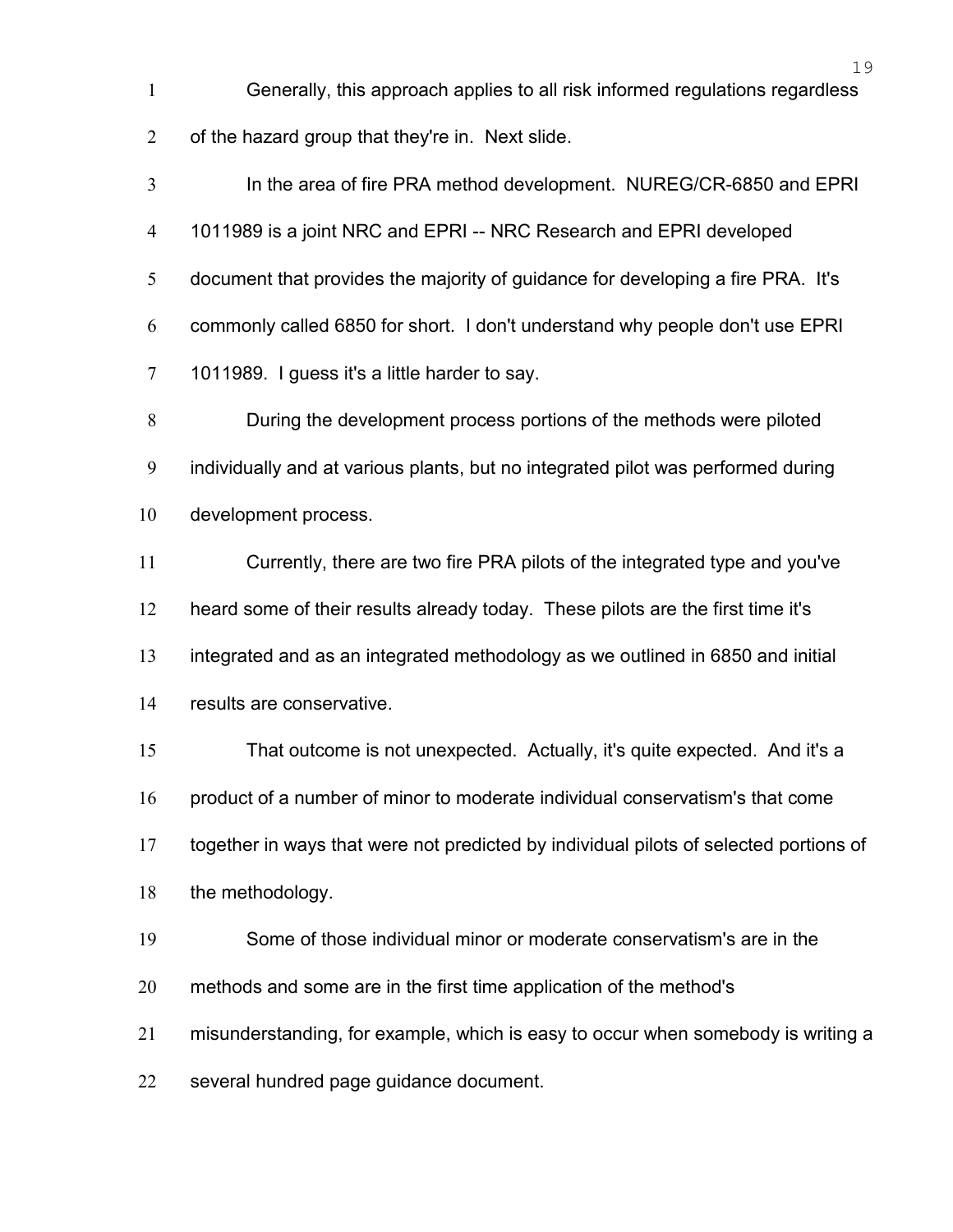Generally, this approach applies to all risk informed regulations regardless of the hazard group that they're in. Next slide.

In the area of fire PRA method development. NUREG/CR-6850 and EPRI 1011989 is a joint NRC and EPRI -- NRC Research and EPRI developed document that provides the majority of guidance for developing a fire PRA. It's commonly called 6850 for short. I don't understand why people don't use EPRI 1011989. I guess it's a little harder to say.

During the development process portions of the methods were piloted individually and at various plants, but no integrated pilot was performed during development process.

Currently, there are two fire PRA pilots of the integrated type and you've heard some of their results already today. These pilots are the first time it's integrated and as an integrated methodology as we outlined in 6850 and initial results are conservative.

That outcome is not unexpected. Actually, it's quite expected. And it's a product of a number of minor to moderate individual conservatism's that come together in ways that were not predicted by individual pilots of selected portions of the methodology.

Some of those individual minor or moderate conservatism's are in the methods and some are in the first time application of the method's misunderstanding, for example, which is easy to occur when somebody is writing a several hundred page guidance document.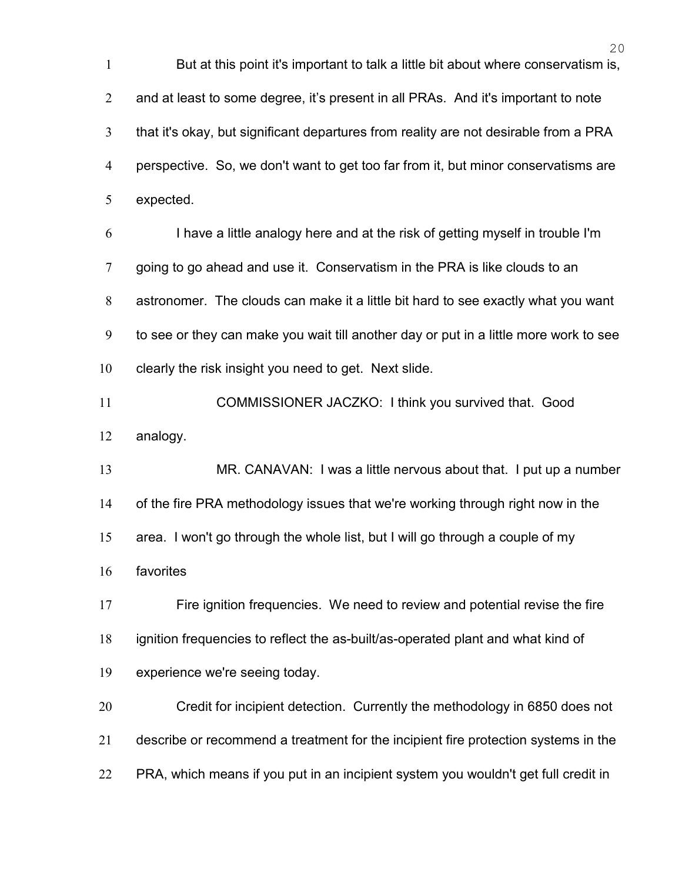But at this point it's important to talk a little bit about where conservatism is, and at least to some degree, it’s present in all PRAs. And it's important to note that it's okay, but significant departures from reality are not desirable from a PRA perspective. So, we don't want to get too far from it, but minor conservatisms are expected.

I have a little analogy here and at the risk of getting myself in trouble I'm going to go ahead and use it. Conservatism in the PRA is like clouds to an astronomer. The clouds can make it a little bit hard to see exactly what you want to see or they can make you wait till another day or put in a little more work to see clearly the risk insight you need to get. Next slide.

COMMISSIONER JACZKO: I think you survived that. Good analogy.

MR. CANAVAN: I was a little nervous about that. I put up a number of the fire PRA methodology issues that we're working through right now in the area. I won't go through the whole list, but I will go through a couple of my favorites

Fire ignition frequencies. We need to review and potential revise the fire ignition frequencies to reflect the as-built/as-operated plant and what kind of experience we're seeing today.

Credit for incipient detection. Currently the methodology in 6850 does not describe or recommend a treatment for the incipient fire protection systems in the PRA, which means if you put in an incipient system you wouldn't get full credit in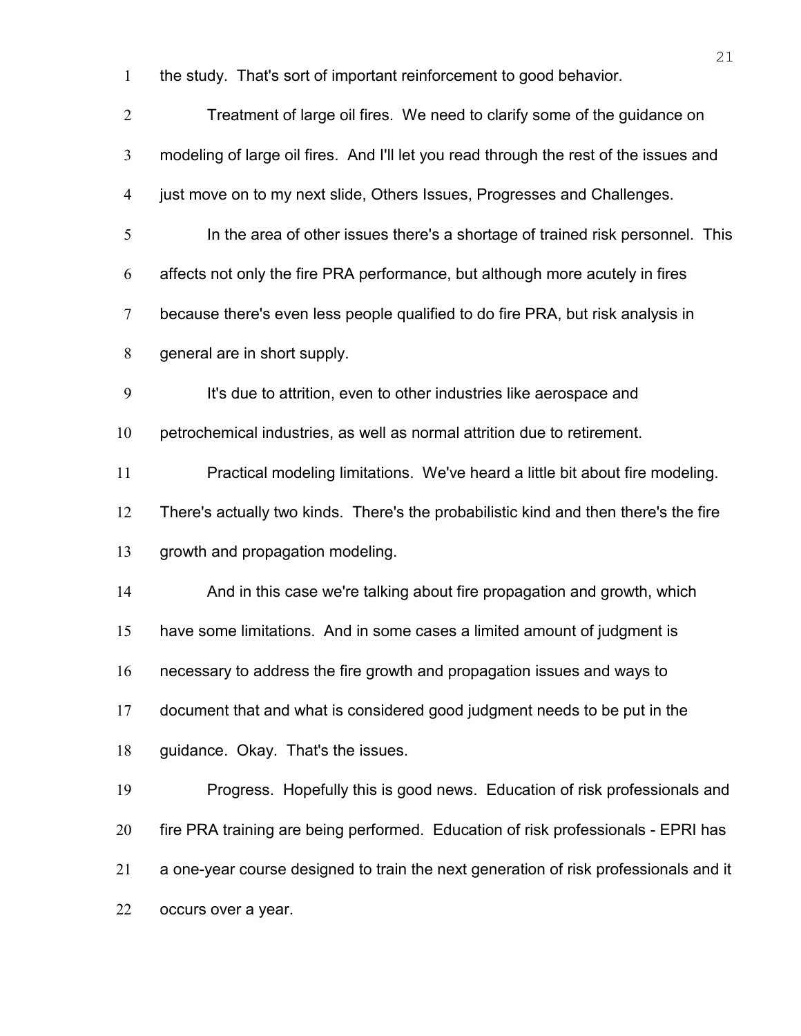the study. That's sort of important reinforcement to good behavior.

Treatment of large oil fires. We need to clarify some of the guidance on modeling of large oil fires. And I'll let you read through the rest of the issues and just move on to my next slide, Others Issues, Progresses and Challenges.

In the area of other issues there's a shortage of trained risk personnel. This affects not only the fire PRA performance, but although more acutely in fires because there's even less people qualified to do fire PRA, but risk analysis in general are in short supply.

It's due to attrition, even to other industries like aerospace and petrochemical industries, as well as normal attrition due to retirement.

Practical modeling limitations. We've heard a little bit about fire modeling. There's actually two kinds. There's the probabilistic kind and then there's the fire growth and propagation modeling.

And in this case we're talking about fire propagation and growth, which have some limitations. And in some cases a limited amount of judgment is necessary to address the fire growth and propagation issues and ways to document that and what is considered good judgment needs to be put in the guidance. Okay. That's the issues.

Progress. Hopefully this is good news. Education of risk professionals and fire PRA training are being performed. Education of risk professionals - EPRI has a one-year course designed to train the next generation of risk professionals and it occurs over a year.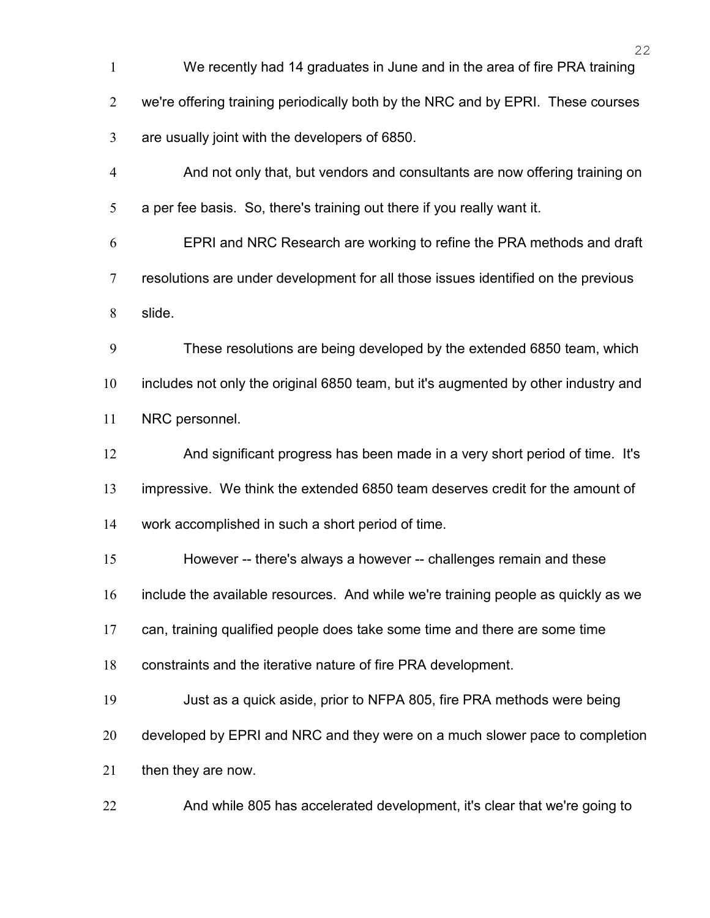We recently had 14 graduates in June and in the area of fire PRA training we're offering training periodically both by the NRC and by EPRI. These courses are usually joint with the developers of 6850.

And not only that, but vendors and consultants are now offering training on a per fee basis. So, there's training out there if you really want it.

EPRI and NRC Research are working to refine the PRA methods and draft resolutions are under development for all those issues identified on the previous slide.

These resolutions are being developed by the extended 6850 team, which includes not only the original 6850 team, but it's augmented by other industry and NRC personnel.

And significant progress has been made in a very short period of time. It's impressive. We think the extended 6850 team deserves credit for the amount of work accomplished in such a short period of time.

However -- there's always a however -- challenges remain and these include the available resources. And while we're training people as quickly as we can, training qualified people does take some time and there are some time constraints and the iterative nature of fire PRA development.

Just as a quick aside, prior to NFPA 805, fire PRA methods were being developed by EPRI and NRC and they were on a much slower pace to completion then they are now.

And while 805 has accelerated development, it's clear that we're going to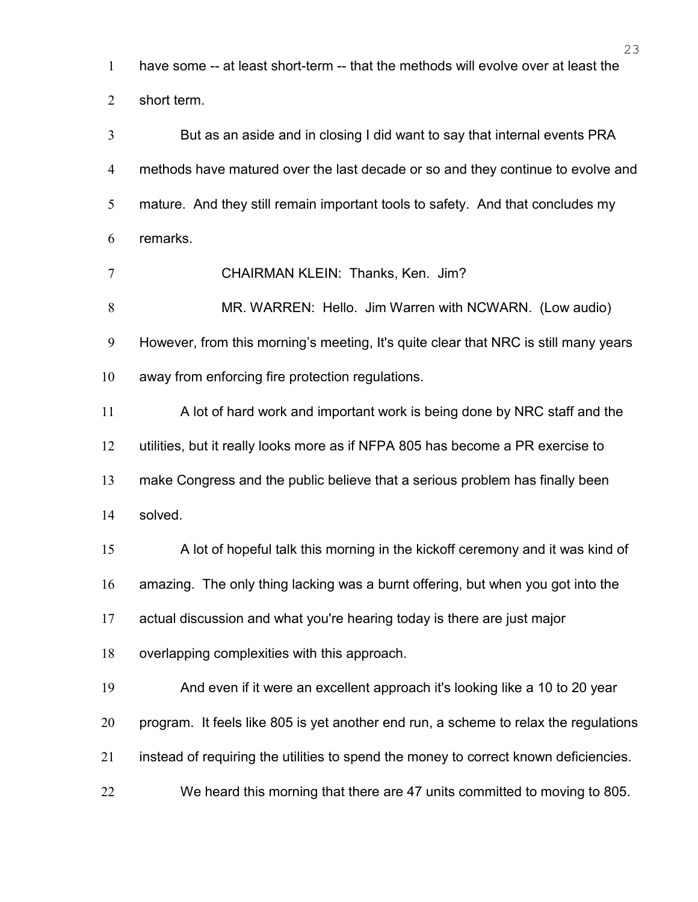have some -- at least short-term -- that the methods will evolve over at least the short term.

But as an aside and in closing I did want to say that internal events PRA methods have matured over the last decade or so and they continue to evolve and mature. And they still remain important tools to safety. And that concludes my remarks.

CHAIRMAN KLEIN: Thanks, Ken. Jim?

MR. WARREN: Hello. Jim Warren with NCWARN. (Low audio) However, from this morning's meeting, It's quite clear that NRC is still many years away from enforcing fire protection regulations.

A lot of hard work and important work is being done by NRC staff and the utilities, but it really looks more as if NFPA 805 has become a PR exercise to make Congress and the public believe that a serious problem has finally been solved.

A lot of hopeful talk this morning in the kickoff ceremony and it was kind of amazing. The only thing lacking was a burnt offering, but when you got into the actual discussion and what you're hearing today is there are just major overlapping complexities with this approach.

And even if it were an excellent approach it's looking like a 10 to 20 year program. It feels like 805 is yet another end run, a scheme to relax the regulations instead of requiring the utilities to spend the money to correct known deficiencies.

We heard this morning that there are 47 units committed to moving to 805.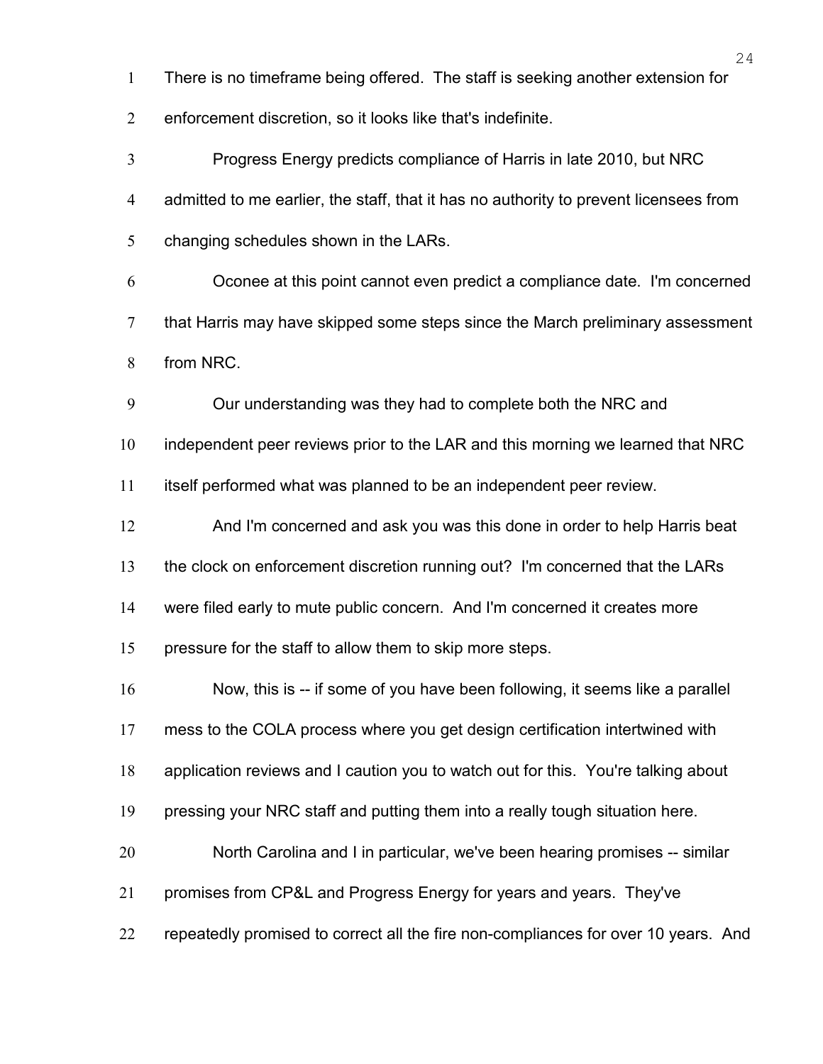There is no timeframe being offered. The staff is seeking another extension for enforcement discretion, so it looks like that's indefinite.

Progress Energy predicts compliance of Harris in late 2010, but NRC admitted to me earlier, the staff, that it has no authority to prevent licensees from changing schedules shown in the LARs.

Oconee at this point cannot even predict a compliance date. I'm concerned that Harris may have skipped some steps since the March preliminary assessment from NRC.

Our understanding was they had to complete both the NRC and independent peer reviews prior to the LAR and this morning we learned that NRC itself performed what was planned to be an independent peer review.

And I'm concerned and ask you was this done in order to help Harris beat the clock on enforcement discretion running out? I'm concerned that the LARs were filed early to mute public concern. And I'm concerned it creates more pressure for the staff to allow them to skip more steps.

Now, this is -- if some of you have been following, it seems like a parallel mess to the COLA process where you get design certification intertwined with application reviews and I caution you to watch out for this. You're talking about pressing your NRC staff and putting them into a really tough situation here.

North Carolina and I in particular, we've been hearing promises -- similar promises from CP&L and Progress Energy for years and years. They've repeatedly promised to correct all the fire non-compliances for over 10 years. And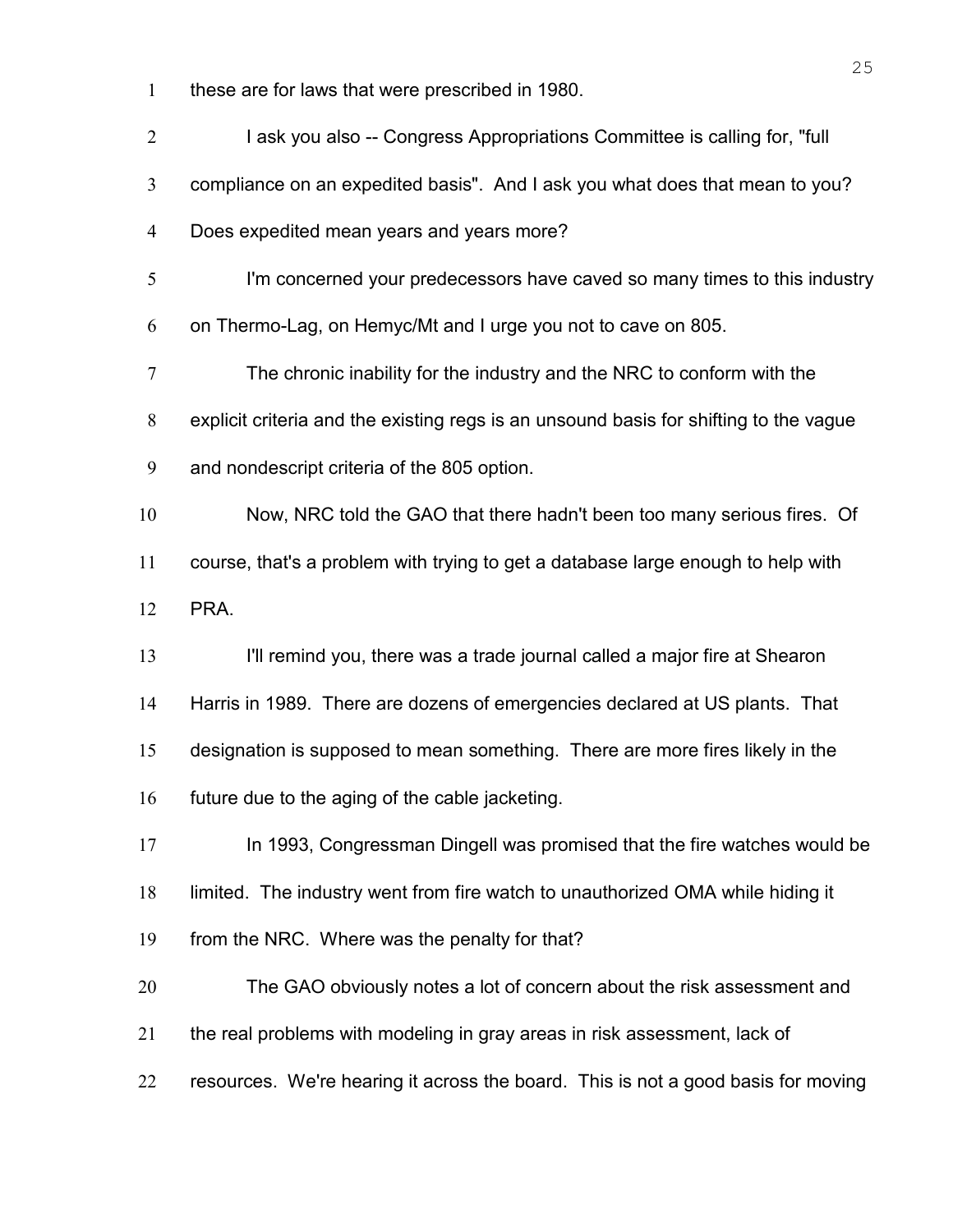these are for laws that were prescribed in 1980.

I ask you also -- Congress Appropriations Committee is calling for, "full compliance on an expedited basis". And I ask you what does that mean to you? Does expedited mean years and years more?

I'm concerned your predecessors have caved so many times to this industry on Thermo-Lag, on Hemyc/Mt and I urge you not to cave on 805.

The chronic inability for the industry and the NRC to conform with the explicit criteria and the existing regs is an unsound basis for shifting to the vague and nondescript criteria of the 805 option.

Now, NRC told the GAO that there hadn't been too many serious fires. Of course, that's a problem with trying to get a database large enough to help with PRA.

I'll remind you, there was a trade journal called a major fire at Shearon Harris in 1989. There are dozens of emergencies declared at US plants. That designation is supposed to mean something. There are more fires likely in the future due to the aging of the cable jacketing.

In 1993, Congressman Dingell was promised that the fire watches would be limited. The industry went from fire watch to unauthorized OMA while hiding it from the NRC. Where was the penalty for that?

The GAO obviously notes a lot of concern about the risk assessment and the real problems with modeling in gray areas in risk assessment, lack of resources. We're hearing it across the board. This is not a good basis for moving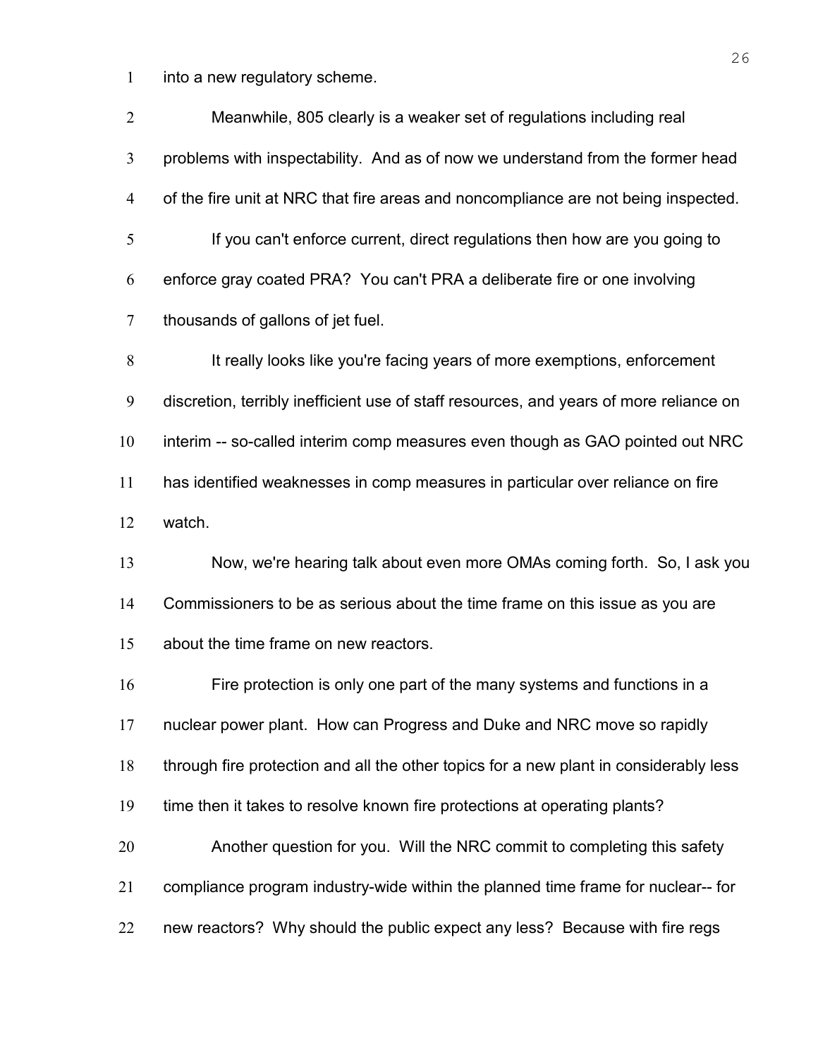into a new regulatory scheme.

Meanwhile, 805 clearly is a weaker set of regulations including real problems with inspectability. And as of now we understand from the former head of the fire unit at NRC that fire areas and noncompliance are not being inspected.

If you can't enforce current, direct regulations then how are you going to enforce gray coated PRA? You can't PRA a deliberate fire or one involving thousands of gallons of jet fuel.

It really looks like you're facing years of more exemptions, enforcement discretion, terribly inefficient use of staff resources, and years of more reliance on interim -- so-called interim comp measures even though as GAO pointed out NRC has identified weaknesses in comp measures in particular over reliance on fire watch.

Now, we're hearing talk about even more OMAs coming forth. So, I ask you Commissioners to be as serious about the time frame on this issue as you are about the time frame on new reactors.

Fire protection is only one part of the many systems and functions in a nuclear power plant. How can Progress and Duke and NRC move so rapidly through fire protection and all the other topics for a new plant in considerably less time then it takes to resolve known fire protections at operating plants?

Another question for you. Will the NRC commit to completing this safety compliance program industry-wide within the planned time frame for nuclear-- for new reactors? Why should the public expect any less? Because with fire regs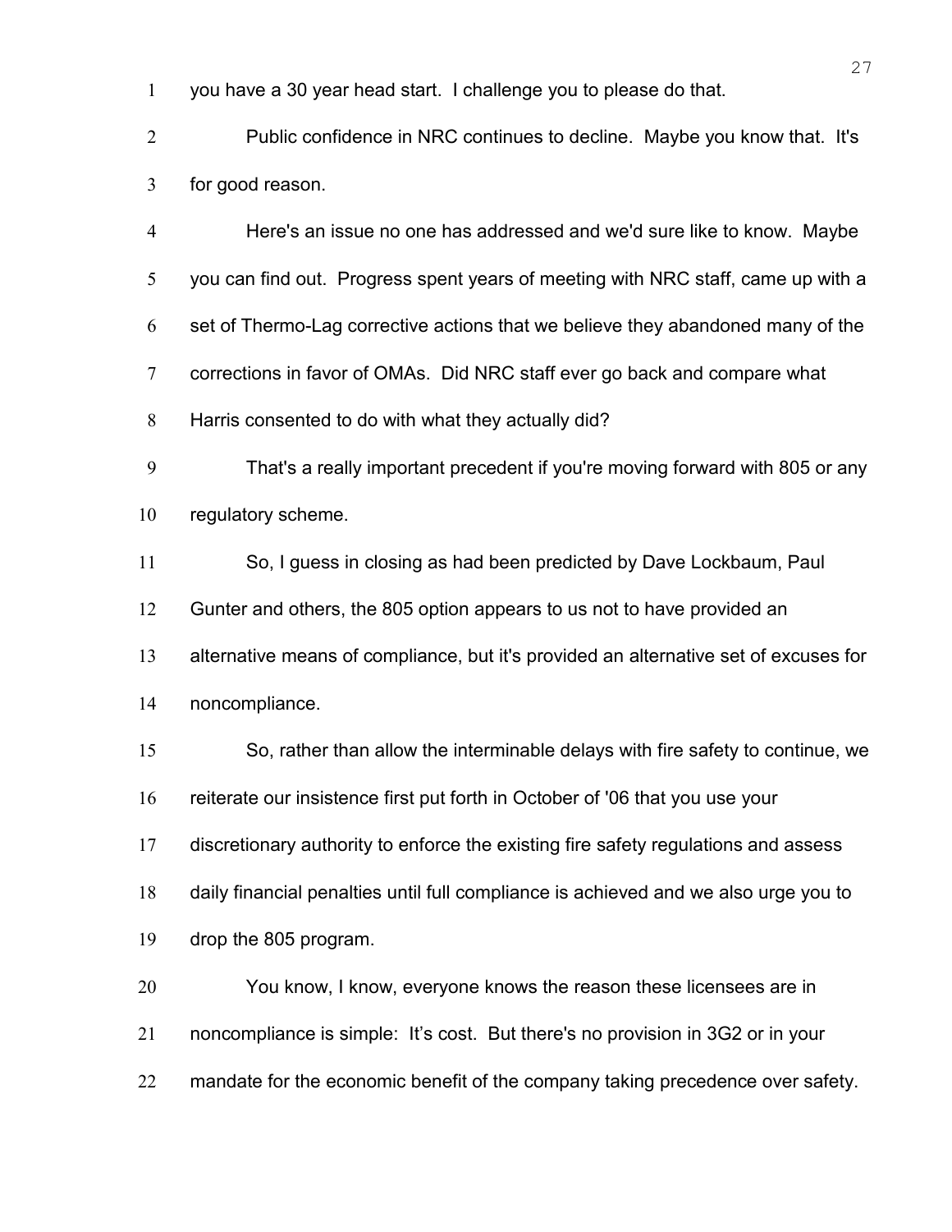you have a 30 year head start. I challenge you to please do that.

Public confidence in NRC continues to decline. Maybe you know that. It's for good reason.

Here's an issue no one has addressed and we'd sure like to know. Maybe you can find out. Progress spent years of meeting with NRC staff, came up with a set of Thermo-Lag corrective actions that we believe they abandoned many of the corrections in favor of OMAs. Did NRC staff ever go back and compare what Harris consented to do with what they actually did?

That's a really important precedent if you're moving forward with 805 or any regulatory scheme.

So, I guess in closing as had been predicted by Dave Lockbaum, Paul Gunter and others, the 805 option appears to us not to have provided an alternative means of compliance, but it's provided an alternative set of excuses for noncompliance.

So, rather than allow the interminable delays with fire safety to continue, we reiterate our insistence first put forth in October of '06 that you use your discretionary authority to enforce the existing fire safety regulations and assess daily financial penalties until full compliance is achieved and we also urge you to drop the 805 program.

You know, I know, everyone knows the reason these licensees are in noncompliance is simple: It's cost. But there's no provision in 3G2 or in your mandate for the economic benefit of the company taking precedence over safety.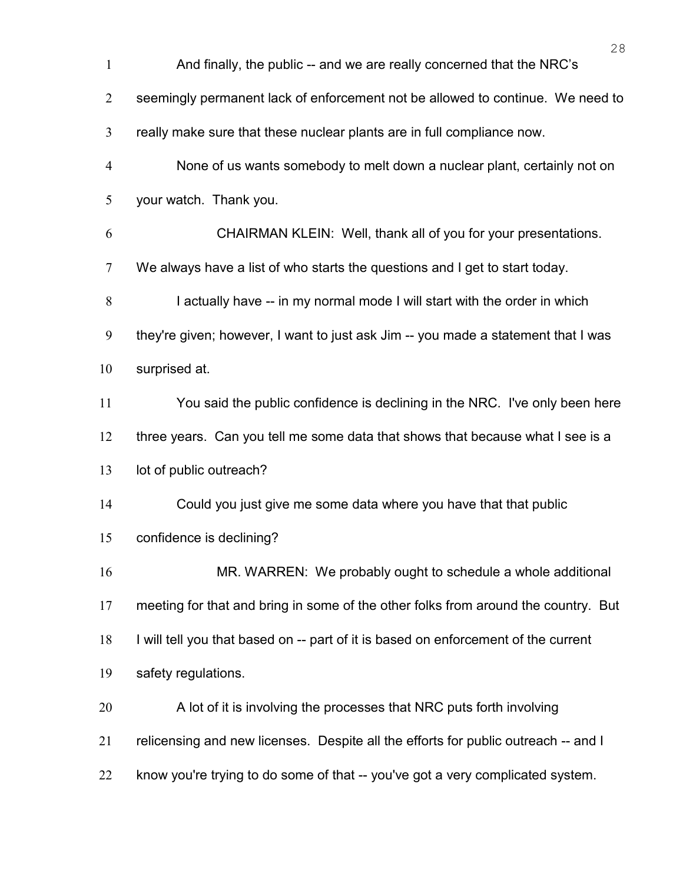And finally, the public -- and we are really concerned that the NRC's seemingly permanent lack of enforcement not be allowed to continue. We need to really make sure that these nuclear plants are in full compliance now.

None of us wants somebody to melt down a nuclear plant, certainly not on your watch. Thank you.

CHAIRMAN KLEIN: Well, thank all of you for your presentations. We always have a list of who starts the questions and I get to start today.

I actually have -- in my normal mode I will start with the order in which they're given; however, I want to just ask Jim -- you made a statement that I was surprised at.

You said the public confidence is declining in the NRC. I've only been here three years. Can you tell me some data that shows that because what I see is a lot of public outreach?

Could you just give me some data where you have that that public confidence is declining?

MR. WARREN: We probably ought to schedule a whole additional meeting for that and bring in some of the other folks from around the country. But I will tell you that based on -- part of it is based on enforcement of the current safety regulations.

A lot of it is involving the processes that NRC puts forth involving relicensing and new licenses. Despite all the efforts for public outreach -- and I know you're trying to do some of that -- you've got a very complicated system.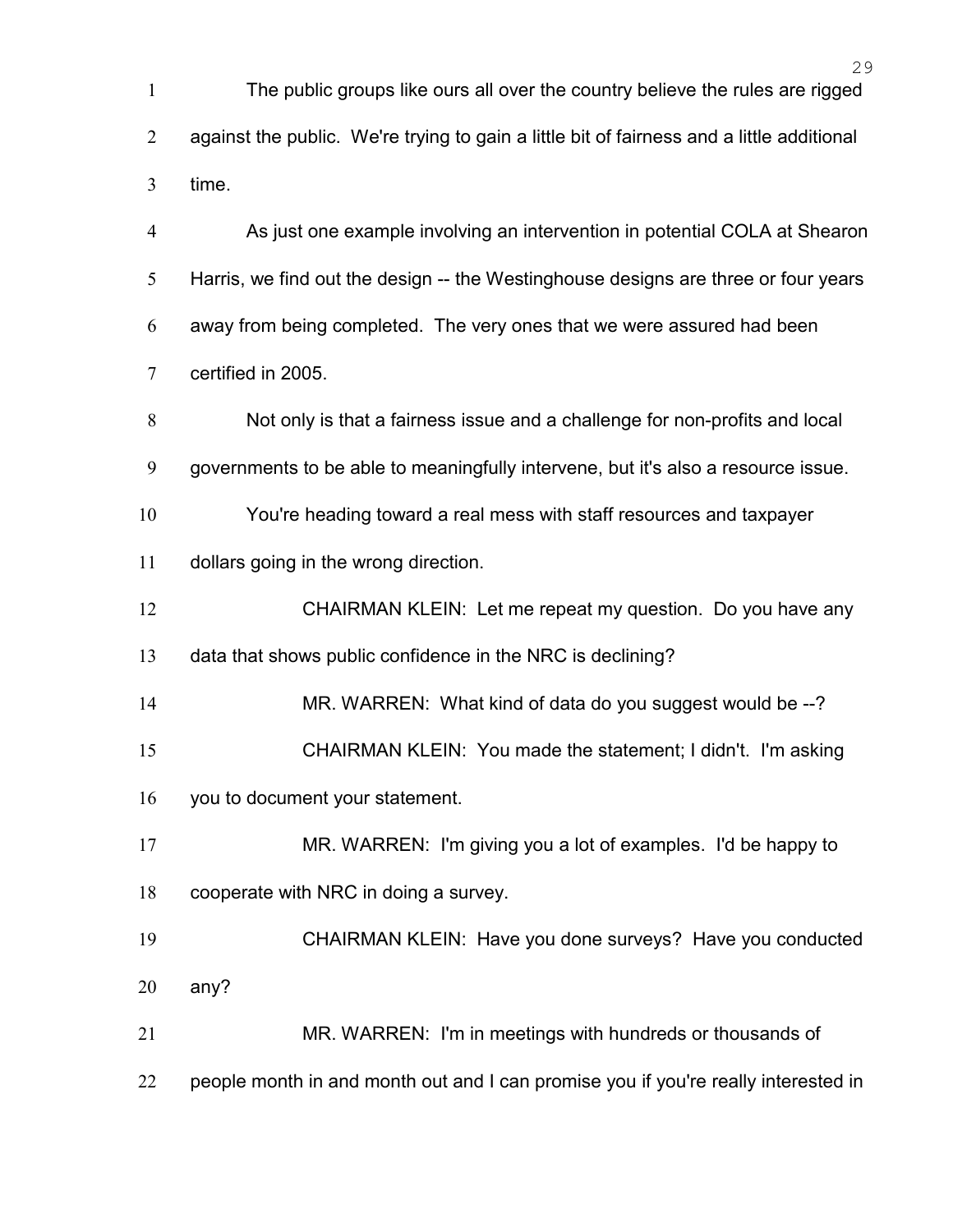The public groups like ours all over the country believe the rules are rigged against the public. We're trying to gain a little bit of fairness and a little additional time.

As just one example involving an intervention in potential COLA at Shearon Harris, we find out the design -- the Westinghouse designs are three or four years away from being completed. The very ones that we were assured had been certified in 2005.

Not only is that a fairness issue and a challenge for non-profits and local governments to be able to meaningfully intervene, but it's also a resource issue.

You're heading toward a real mess with staff resources and taxpayer dollars going in the wrong direction.

CHAIRMAN KLEIN: Let me repeat my question. Do you have any data that shows public confidence in the NRC is declining?

MR. WARREN: What kind of data do you suggest would be --?

CHAIRMAN KLEIN: You made the statement; I didn't. I'm asking you to document your statement.

MR. WARREN: I'm giving you a lot of examples. I'd be happy to cooperate with NRC in doing a survey.

CHAIRMAN KLEIN: Have you done surveys? Have you conducted any?

MR. WARREN: I'm in meetings with hundreds or thousands of people month in and month out and I can promise you if you're really interested in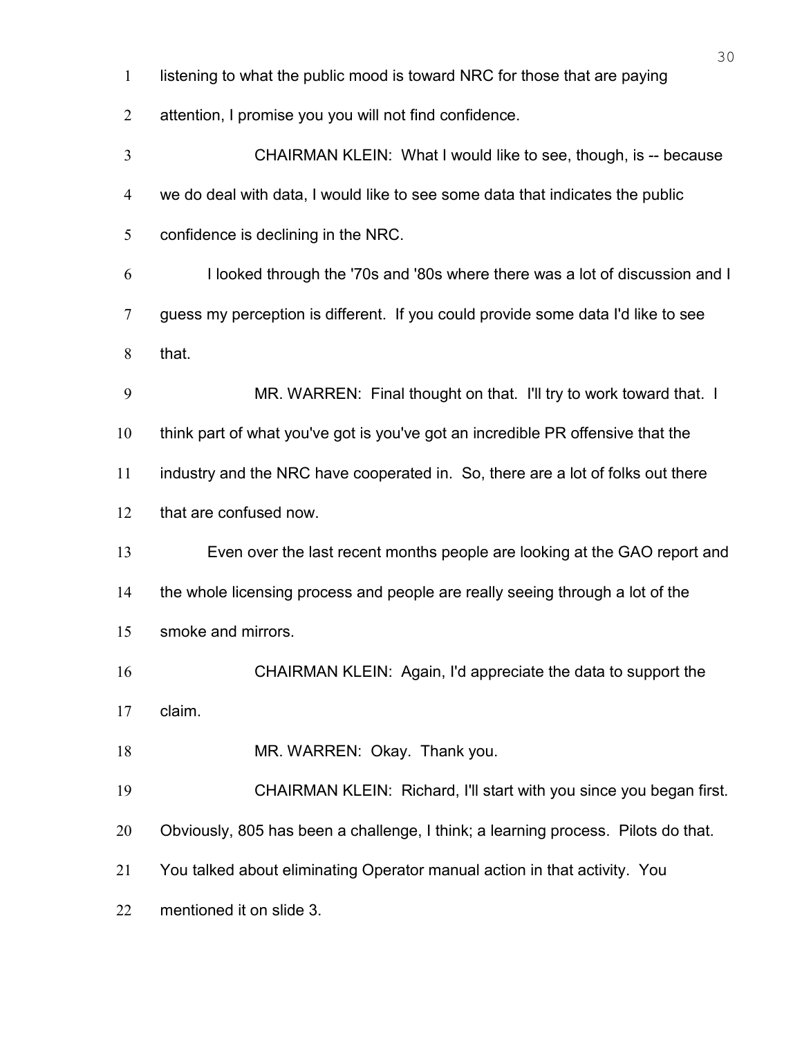listening to what the public mood is toward NRC for those that are paying attention, I promise you you will not find confidence.

CHAIRMAN KLEIN: What I would like to see, though, is -- because we do deal with data, I would like to see some data that indicates the public confidence is declining in the NRC.

I looked through the '70s and '80s where there was a lot of discussion and I guess my perception is different. If you could provide some data I'd like to see that.

MR. WARREN: Final thought on that. I'll try to work toward that. I think part of what you've got is you've got an incredible PR offensive that the industry and the NRC have cooperated in. So, there are a lot of folks out there that are confused now.

Even over the last recent months people are looking at the GAO report and the whole licensing process and people are really seeing through a lot of the smoke and mirrors.

CHAIRMAN KLEIN: Again, I'd appreciate the data to support the claim.

MR. WARREN: Okay. Thank you.

CHAIRMAN KLEIN: Richard, I'll start with you since you began first. Obviously, 805 has been a challenge, I think; a learning process. Pilots do that. You talked about eliminating Operator manual action in that activity. You mentioned it on slide 3.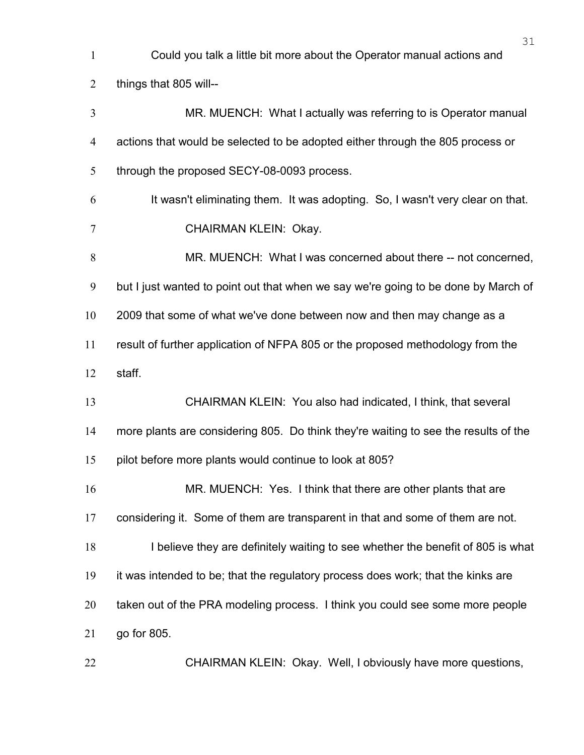Could you talk a little bit more about the Operator manual actions and things that 805 will--

MR. MUENCH: What I actually was referring to is Operator manual actions that would be selected to be adopted either through the 805 process or through the proposed SECY-08-0093 process.

It wasn't eliminating them. It was adopting. So, I wasn't very clear on that.

CHAIRMAN KLEIN: Okay.

MR. MUENCH: What I was concerned about there -- not concerned, but I just wanted to point out that when we say we're going to be done by March of 2009 that some of what we've done between now and then may change as a result of further application of NFPA 805 or the proposed methodology from the staff.

CHAIRMAN KLEIN: You also had indicated, I think, that several more plants are considering 805. Do think they're waiting to see the results of the pilot before more plants would continue to look at 805?

MR. MUENCH: Yes. I think that there are other plants that are considering it. Some of them are transparent in that and some of them are not.

I believe they are definitely waiting to see whether the benefit of 805 is what it was intended to be; that the regulatory process does work; that the kinks are taken out of the PRA modeling process. I think you could see some more people go for 805.

CHAIRMAN KLEIN: Okay. Well, I obviously have more questions,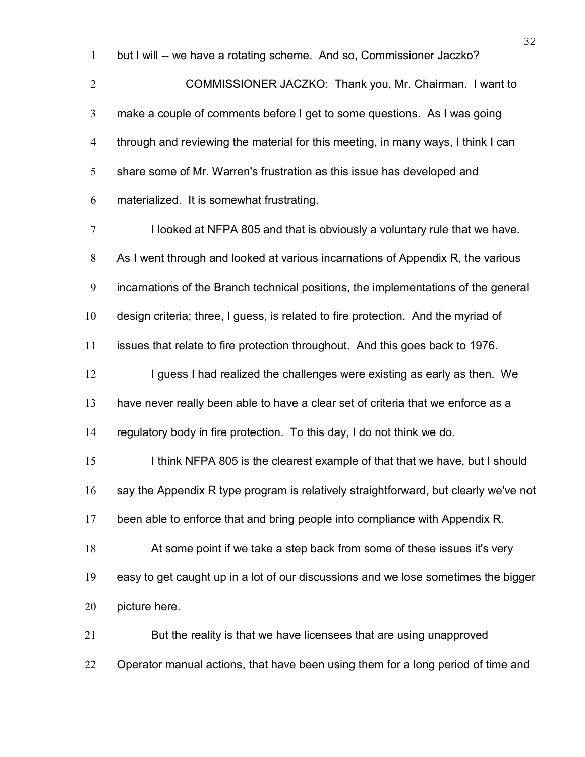but I will -- we have a rotating scheme. And so, Commissioner Jaczko?

COMMISSIONER JACZKO: Thank you, Mr. Chairman. I want to make a couple of comments before I get to some questions. As I was going through and reviewing the material for this meeting, in many ways, I think I can share some of Mr. Warren's frustration as this issue has developed and materialized. It is somewhat frustrating.

I looked at NFPA 805 and that is obviously a voluntary rule that we have. As I went through and looked at various incarnations of Appendix R, the various incarnations of the Branch technical positions, the implementations of the general design criteria; three, I guess, is related to fire protection. And the myriad of issues that relate to fire protection throughout. And this goes back to 1976.

I guess I had realized the challenges were existing as early as then. We have never really been able to have a clear set of criteria that we enforce as a regulatory body in fire protection. To this day, I do not think we do.

I think NFPA 805 is the clearest example of that that we have, but I should say the Appendix R type program is relatively straightforward, but clearly we've not been able to enforce that and bring people into compliance with Appendix R.

At some point if we take a step back from some of these issues it's very easy to get caught up in a lot of our discussions and we lose sometimes the bigger picture here.

But the reality is that we have licensees that are using unapproved Operator manual actions, that have been using them for a long period of time and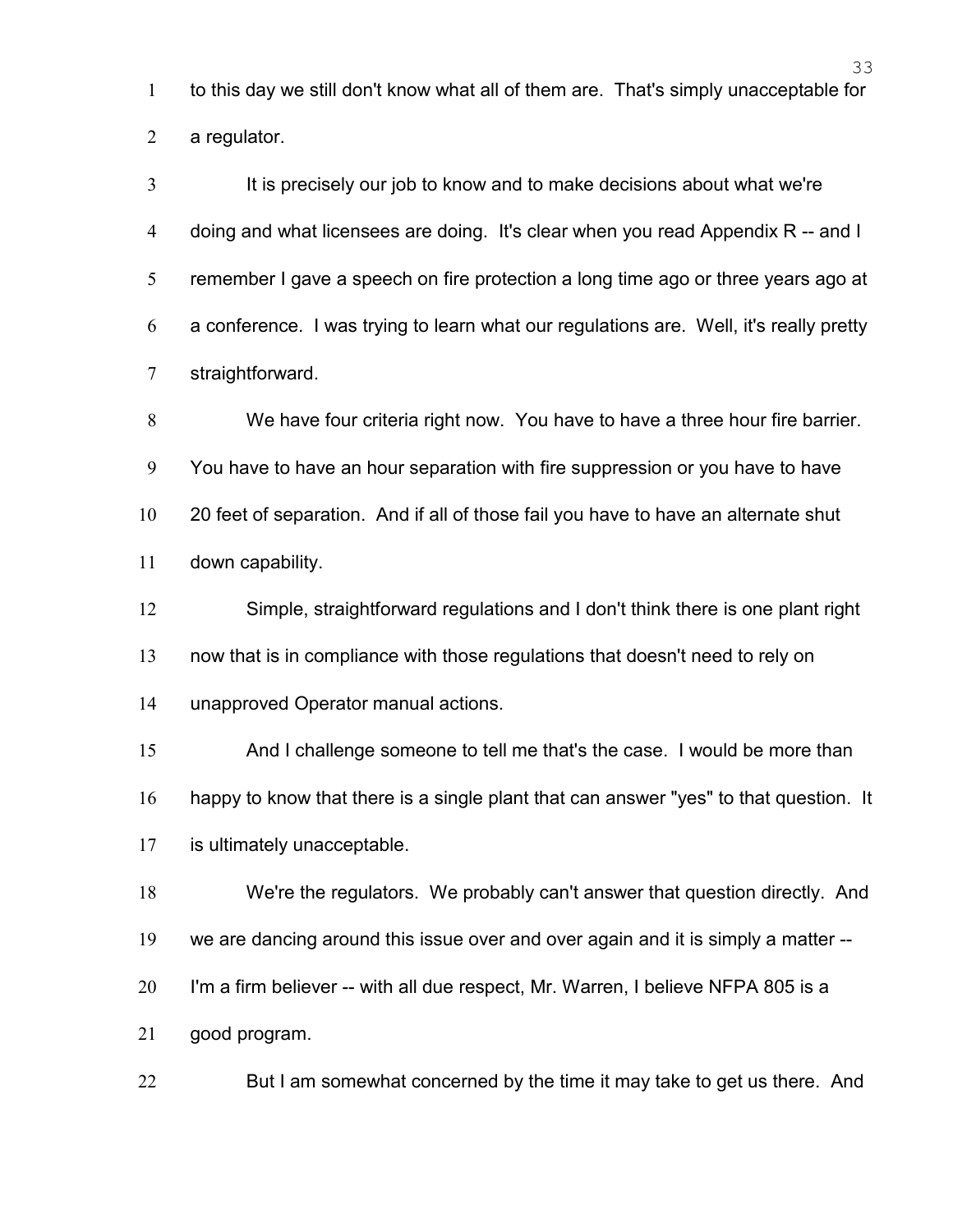to this day we still don't know what all of them are. That's simply unacceptable for a regulator.

It is precisely our job to know and to make decisions about what we're doing and what licensees are doing. It's clear when you read Appendix R -- and I remember I gave a speech on fire protection a long time ago or three years ago at a conference. I was trying to learn what our regulations are. Well, it's really pretty straightforward.

We have four criteria right now. You have to have a three hour fire barrier. You have to have an hour separation with fire suppression or you have to have 20 feet of separation. And if all of those fail you have to have an alternate shut down capability.

Simple, straightforward regulations and I don't think there is one plant right now that is in compliance with those regulations that doesn't need to rely on unapproved Operator manual actions.

And I challenge someone to tell me that's the case. I would be more than happy to know that there is a single plant that can answer "yes" to that question. It is ultimately unacceptable.

We're the regulators. We probably can't answer that question directly. And we are dancing around this issue over and over again and it is simply a matter -- I'm a firm believer -- with all due respect, Mr. Warren, I believe NFPA 805 is a good program.

But I am somewhat concerned by the time it may take to get us there. And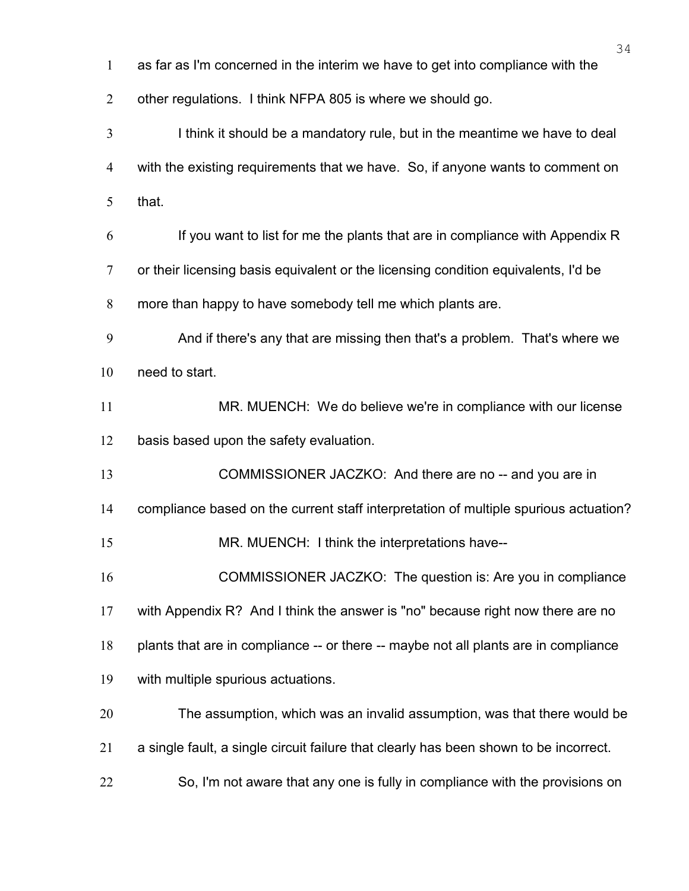as far as I'm concerned in the interim we have to get into compliance with the other regulations. I think NFPA 805 is where we should go.

I think it should be a mandatory rule, but in the meantime we have to deal with the existing requirements that we have. So, if anyone wants to comment on that.

If you want to list for me the plants that are in compliance with Appendix R or their licensing basis equivalent or the licensing condition equivalents, I'd be more than happy to have somebody tell me which plants are.

And if there's any that are missing then that's a problem. That's where we need to start.

MR. MUENCH: We do believe we're in compliance with our license basis based upon the safety evaluation.

COMMISSIONER JACZKO: And there are no -- and you are in compliance based on the current staff interpretation of multiple spurious actuation?

MR. MUENCH: I think the interpretations have--

COMMISSIONER JACZKO: The question is: Are you in compliance with Appendix R? And I think the answer is "no" because right now there are no plants that are in compliance -- or there -- maybe not all plants are in compliance with multiple spurious actuations.

The assumption, which was an invalid assumption, was that there would be a single fault, a single circuit failure that clearly has been shown to be incorrect.

So, I'm not aware that any one is fully in compliance with the provisions on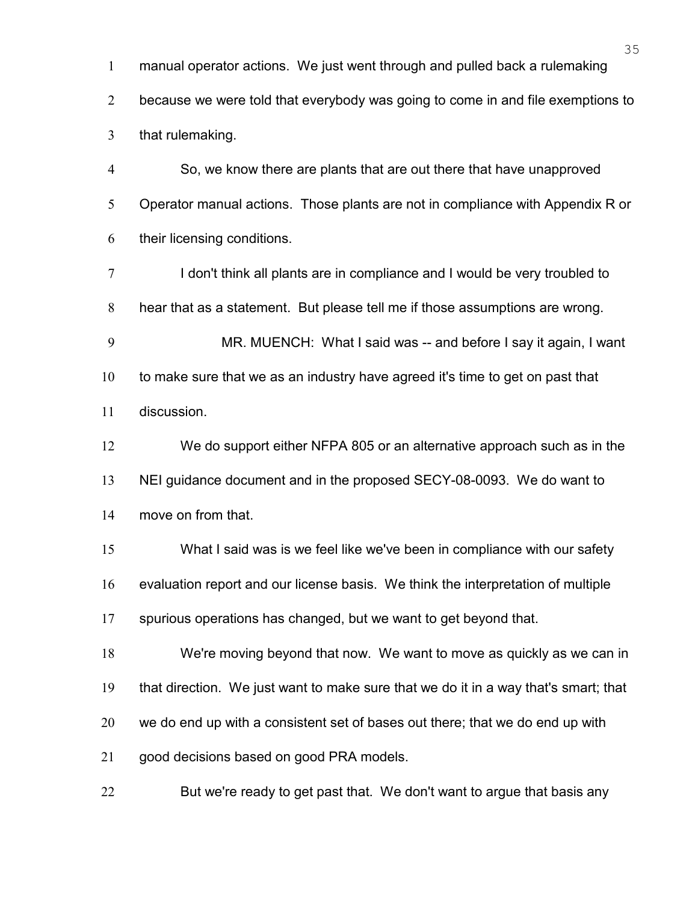manual operator actions. We just went through and pulled back a rulemaking because we were told that everybody was going to come in and file exemptions to that rulemaking.

So, we know there are plants that are out there that have unapproved Operator manual actions. Those plants are not in compliance with Appendix R or their licensing conditions.

I don't think all plants are in compliance and I would be very troubled to hear that as a statement. But please tell me if those assumptions are wrong.

MR. MUENCH: What I said was -- and before I say it again, I want to make sure that we as an industry have agreed it's time to get on past that discussion.

We do support either NFPA 805 or an alternative approach such as in the NEI guidance document and in the proposed SECY-08-0093. We do want to move on from that.

What I said was is we feel like we've been in compliance with our safety evaluation report and our license basis. We think the interpretation of multiple spurious operations has changed, but we want to get beyond that.

We're moving beyond that now. We want to move as quickly as we can in that direction. We just want to make sure that we do it in a way that's smart; that we do end up with a consistent set of bases out there; that we do end up with good decisions based on good PRA models.

But we're ready to get past that. We don't want to argue that basis any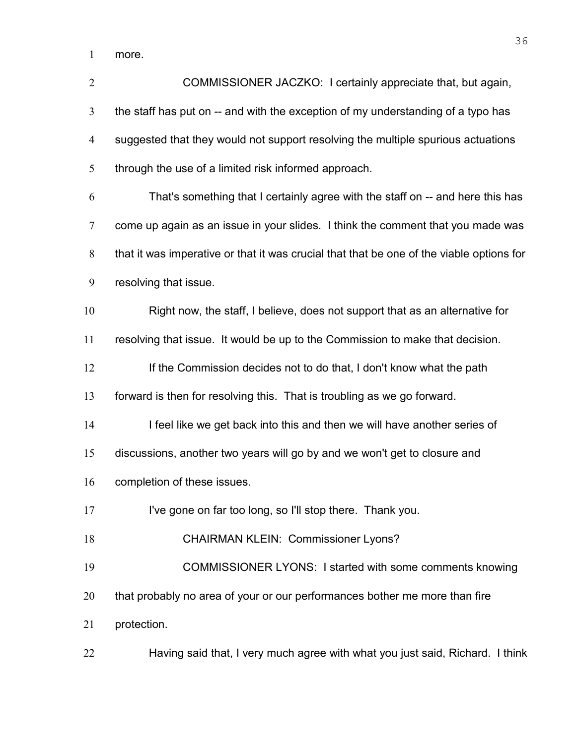more.

COMMISSIONER JACZKO: I certainly appreciate that, but again, the staff has put on -- and with the exception of my understanding of a typo has suggested that they would not support resolving the multiple spurious actuations through the use of a limited risk informed approach.

That's something that I certainly agree with the staff on -- and here this has come up again as an issue in your slides. I think the comment that you made was that it was imperative or that it was crucial that that be one of the viable options for resolving that issue.

Right now, the staff, I believe, does not support that as an alternative for resolving that issue. It would be up to the Commission to make that decision.

If the Commission decides not to do that, I don't know what the path forward is then for resolving this. That is troubling as we go forward.

I feel like we get back into this and then we will have another series of discussions, another two years will go by and we won't get to closure and completion of these issues.

I've gone on far too long, so I'll stop there. Thank you.

CHAIRMAN KLEIN: Commissioner Lyons?

COMMISSIONER LYONS: I started with some comments knowing that probably no area of your or our performances bother me more than fire protection.

Having said that, I very much agree with what you just said, Richard. I think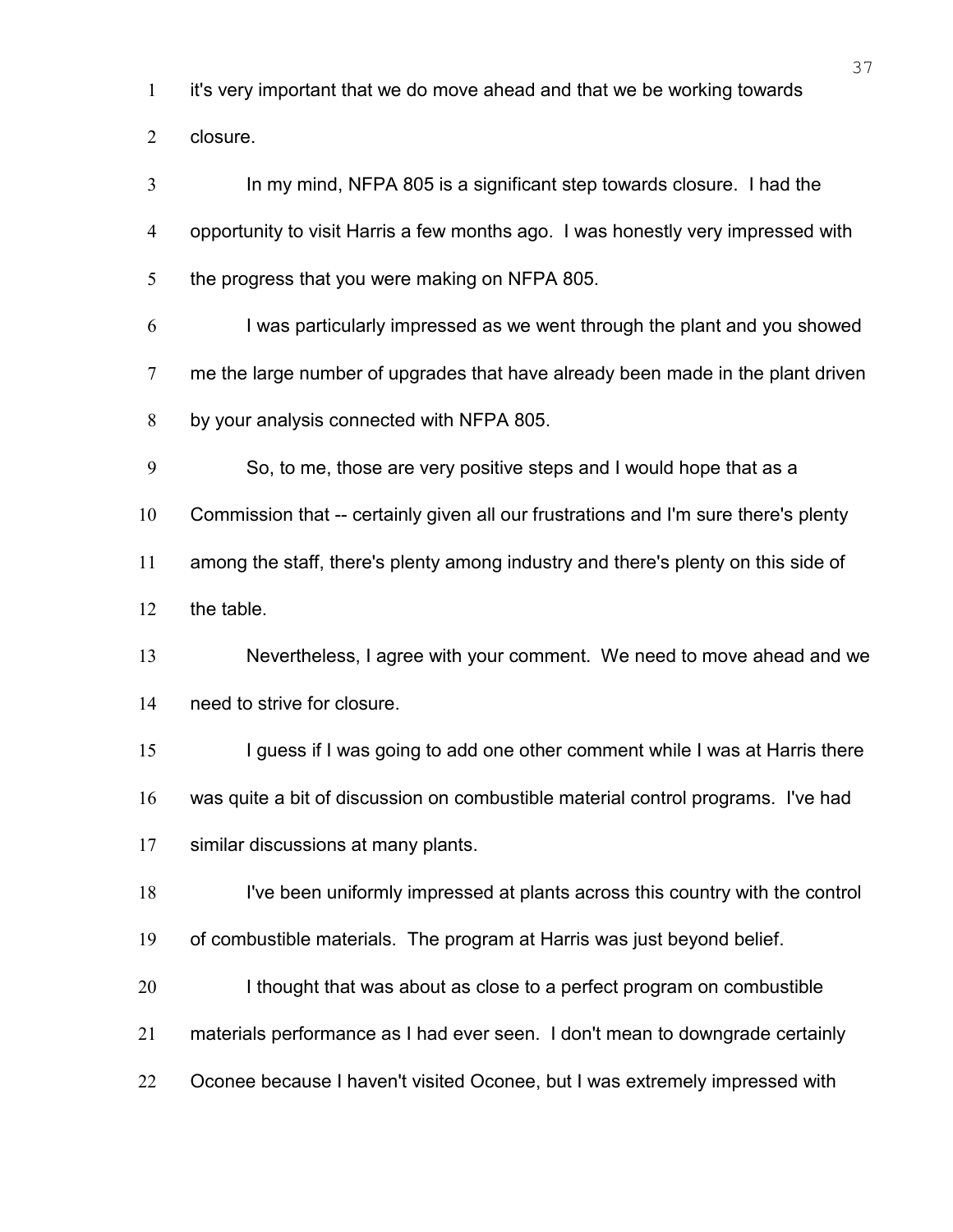it's very important that we do move ahead and that we be working towards closure.

In my mind, NFPA 805 is a significant step towards closure. I had the opportunity to visit Harris a few months ago. I was honestly very impressed with the progress that you were making on NFPA 805.

I was particularly impressed as we went through the plant and you showed me the large number of upgrades that have already been made in the plant driven by your analysis connected with NFPA 805.

So, to me, those are very positive steps and I would hope that as a Commission that -- certainly given all our frustrations and I'm sure there's plenty among the staff, there's plenty among industry and there's plenty on this side of the table.

Nevertheless, I agree with your comment. We need to move ahead and we need to strive for closure.

I guess if I was going to add one other comment while I was at Harris there was quite a bit of discussion on combustible material control programs. I've had similar discussions at many plants.

I've been uniformly impressed at plants across this country with the control of combustible materials. The program at Harris was just beyond belief.

I thought that was about as close to a perfect program on combustible materials performance as I had ever seen. I don't mean to downgrade certainly Oconee because I haven't visited Oconee, but I was extremely impressed with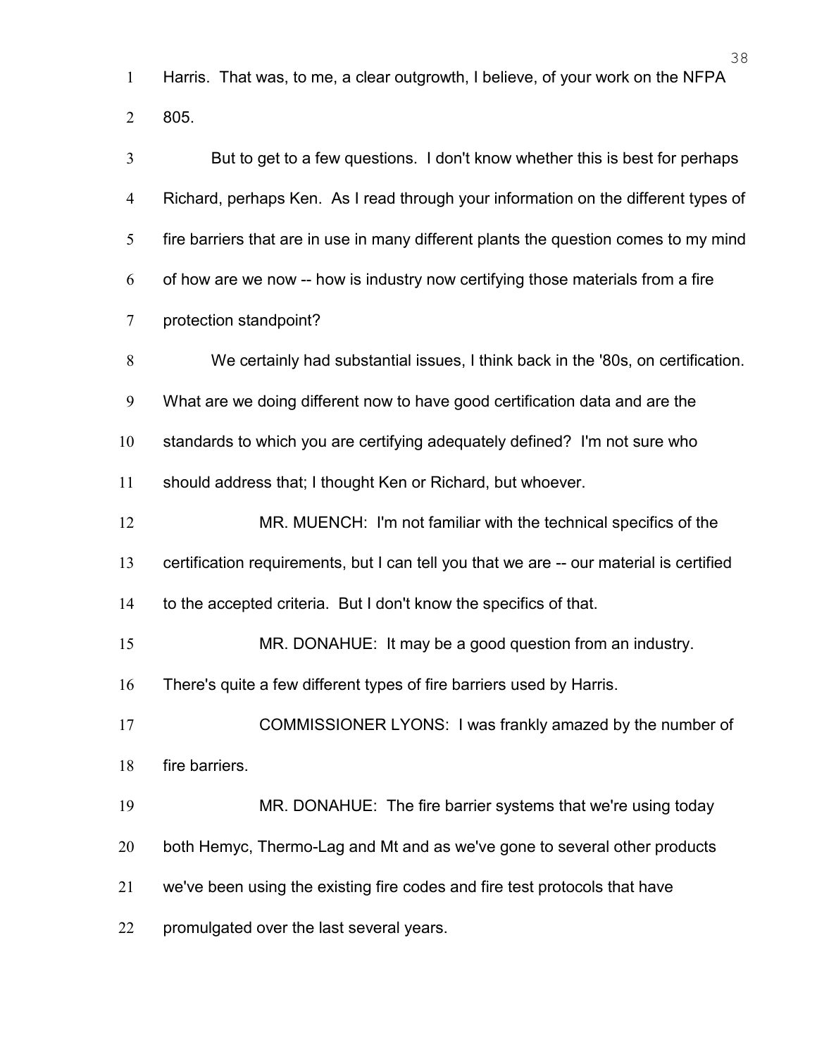Harris. That was, to me, a clear outgrowth, I believe, of your work on the NFPA 805.

But to get to a few questions. I don't know whether this is best for perhaps Richard, perhaps Ken. As I read through your information on the different types of fire barriers that are in use in many different plants the question comes to my mind of how are we now -- how is industry now certifying those materials from a fire protection standpoint?

We certainly had substantial issues, I think back in the '80s, on certification. What are we doing different now to have good certification data and are the standards to which you are certifying adequately defined? I'm not sure who should address that; I thought Ken or Richard, but whoever.

MR. MUENCH: I'm not familiar with the technical specifics of the certification requirements, but I can tell you that we are -- our material is certified to the accepted criteria. But I don't know the specifics of that.

MR. DONAHUE: It may be a good question from an industry. There's quite a few different types of fire barriers used by Harris.

COMMISSIONER LYONS: I was frankly amazed by the number of fire barriers.

MR. DONAHUE: The fire barrier systems that we're using today both Hemyc, Thermo-Lag and Mt and as we've gone to several other products we've been using the existing fire codes and fire test protocols that have promulgated over the last several years.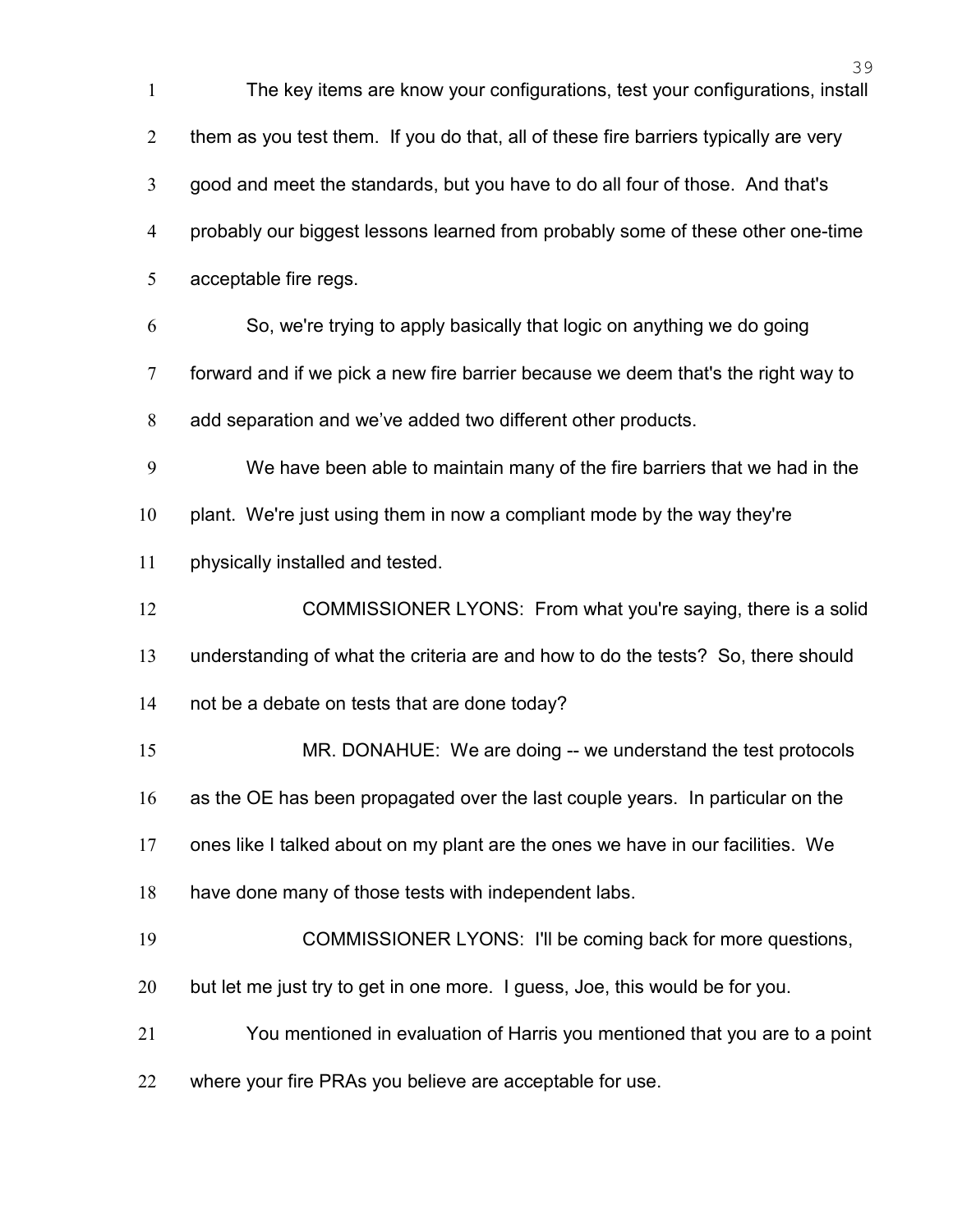The key items are know your configurations, test your configurations, install them as you test them. If you do that, all of these fire barriers typically are very good and meet the standards, but you have to do all four of those. And that's probably our biggest lessons learned from probably some of these other one-time acceptable fire regs.

So, we're trying to apply basically that logic on anything we do going forward and if we pick a new fire barrier because we deem that's the right way to add separation and we've added two different other products.

We have been able to maintain many of the fire barriers that we had in the plant. We're just using them in now a compliant mode by the way they're physically installed and tested.

COMMISSIONER LYONS: From what you're saying, there is a solid understanding of what the criteria are and how to do the tests? So, there should not be a debate on tests that are done today?

MR. DONAHUE: We are doing -- we understand the test protocols as the OE has been propagated over the last couple years. In particular on the ones like I talked about on my plant are the ones we have in our facilities. We have done many of those tests with independent labs.

COMMISSIONER LYONS: I'll be coming back for more questions, but let me just try to get in one more. I guess, Joe, this would be for you.

You mentioned in evaluation of Harris you mentioned that you are to a point where your fire PRAs you believe are acceptable for use.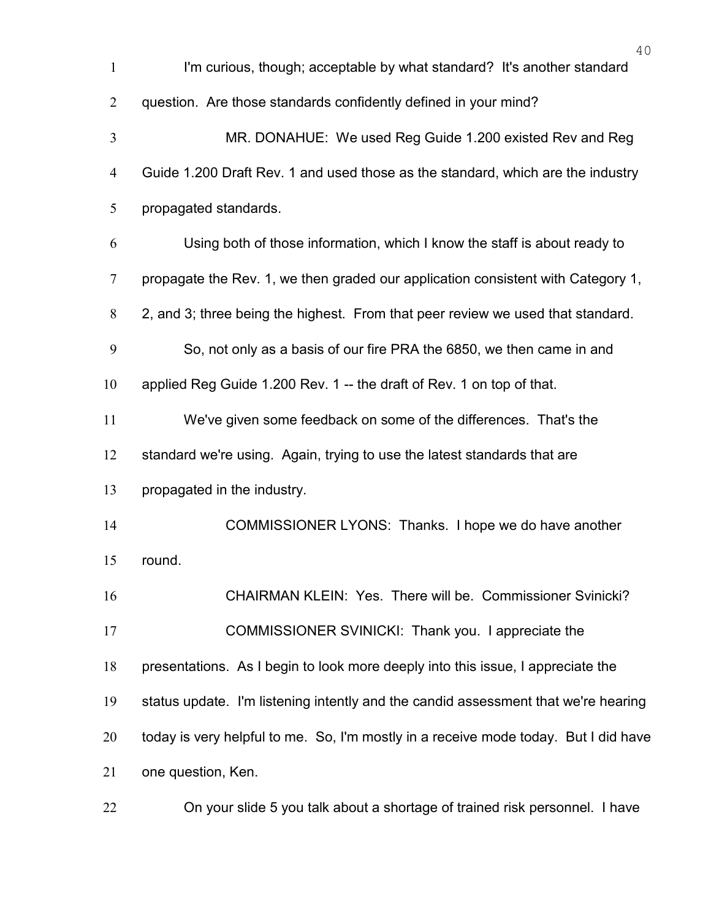I'm curious, though; acceptable by what standard? It's another standard question. Are those standards confidently defined in your mind?

MR. DONAHUE: We used Reg Guide 1.200 existed Rev and Reg Guide 1.200 Draft Rev. 1 and used those as the standard, which are the industry propagated standards.

Using both of those information, which I know the staff is about ready to propagate the Rev. 1, we then graded our application consistent with Category 1, 2, and 3; three being the highest. From that peer review we used that standard.

So, not only as a basis of our fire PRA the 6850, we then came in and applied Reg Guide 1.200 Rev. 1 -- the draft of Rev. 1 on top of that.

We've given some feedback on some of the differences. That's the standard we're using. Again, trying to use the latest standards that are propagated in the industry.

COMMISSIONER LYONS: Thanks. I hope we do have another round.

CHAIRMAN KLEIN: Yes. There will be. Commissioner Svinicki?

COMMISSIONER SVINICKI: Thank you. I appreciate the presentations. As I begin to look more deeply into this issue, I appreciate the status update. I'm listening intently and the candid assessment that we're hearing today is very helpful to me. So, I'm mostly in a receive mode today. But I did have one question, Ken.

On your slide 5 you talk about a shortage of trained risk personnel. I have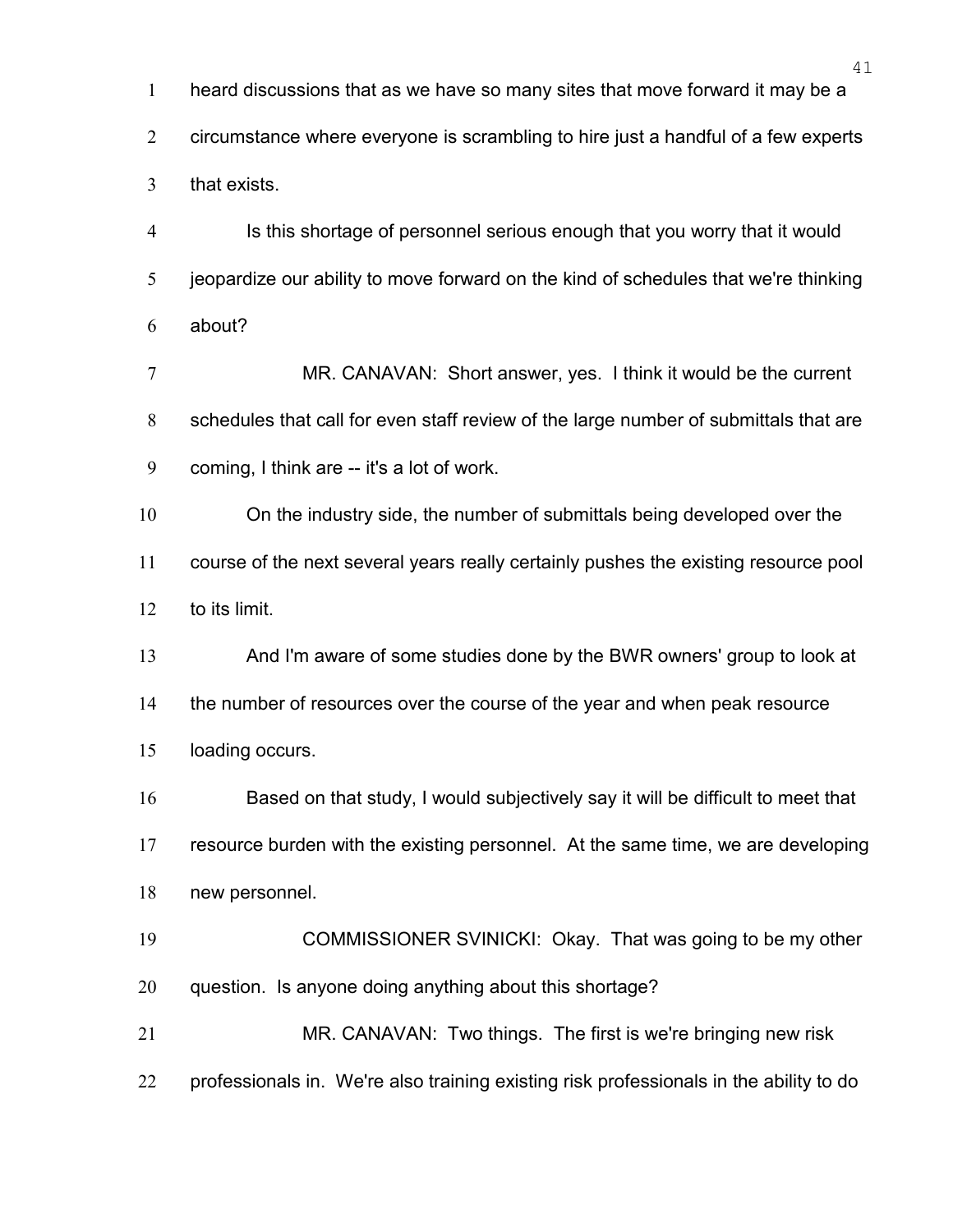heard discussions that as we have so many sites that move forward it may be a circumstance where everyone is scrambling to hire just a handful of a few experts that exists.

Is this shortage of personnel serious enough that you worry that it would jeopardize our ability to move forward on the kind of schedules that we're thinking about?

MR. CANAVAN: Short answer, yes. I think it would be the current schedules that call for even staff review of the large number of submittals that are coming, I think are -- it's a lot of work.

On the industry side, the number of submittals being developed over the course of the next several years really certainly pushes the existing resource pool to its limit.

And I'm aware of some studies done by the BWR owners' group to look at the number of resources over the course of the year and when peak resource loading occurs.

Based on that study, I would subjectively say it will be difficult to meet that resource burden with the existing personnel. At the same time, we are developing new personnel.

COMMISSIONER SVINICKI: Okay. That was going to be my other question. Is anyone doing anything about this shortage?

MR. CANAVAN: Two things. The first is we're bringing new risk professionals in. We're also training existing risk professionals in the ability to do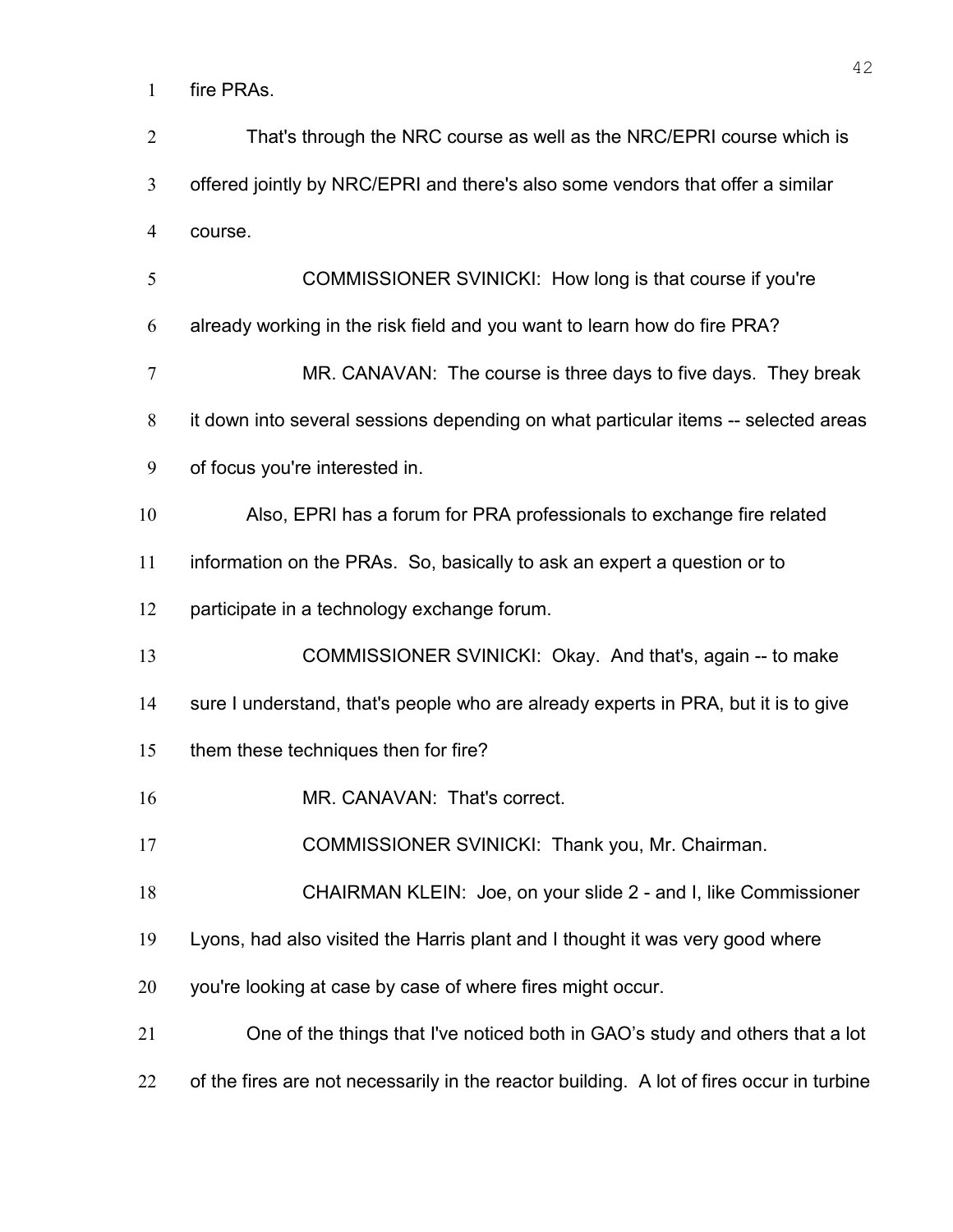fire PRAs.

That's through the NRC course as well as the NRC/EPRI course which is offered jointly by NRC/EPRI and there's also some vendors that offer a similar course.

COMMISSIONER SVINICKI: How long is that course if you're already working in the risk field and you want to learn how do fire PRA?

MR. CANAVAN: The course is three days to five days. They break it down into several sessions depending on what particular items -- selected areas of focus you're interested in.

Also, EPRI has a forum for PRA professionals to exchange fire related information on the PRAs. So, basically to ask an expert a question or to participate in a technology exchange forum.

COMMISSIONER SVINICKI: Okay. And that's, again -- to make sure I understand, that's people who are already experts in PRA, but it is to give them these techniques then for fire?

MR. CANAVAN: That's correct.

COMMISSIONER SVINICKI: Thank you, Mr. Chairman.

CHAIRMAN KLEIN: Joe, on your slide 2 - and I, like Commissioner Lyons, had also visited the Harris plant and I thought it was very good where you're looking at case by case of where fires might occur.

One of the things that I've noticed both in GAO's study and others that a lot of the fires are not necessarily in the reactor building. A lot of fires occur in turbine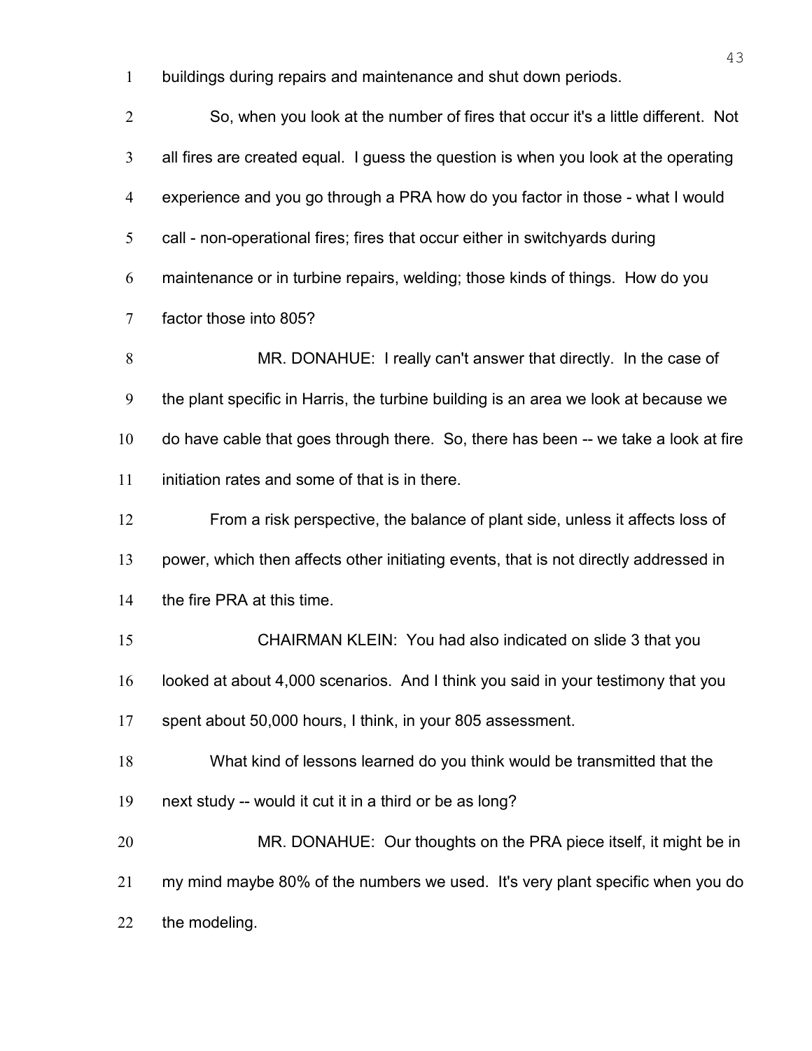buildings during repairs and maintenance and shut down periods.

So, when you look at the number of fires that occur it's a little different. Not all fires are created equal. I guess the question is when you look at the operating experience and you go through a PRA how do you factor in those - what I would call - non-operational fires; fires that occur either in switchyards during maintenance or in turbine repairs, welding; those kinds of things. How do you factor those into 805?

MR. DONAHUE: I really can't answer that directly. In the case of the plant specific in Harris, the turbine building is an area we look at because we do have cable that goes through there. So, there has been -- we take a look at fire initiation rates and some of that is in there.

From a risk perspective, the balance of plant side, unless it affects loss of power, which then affects other initiating events, that is not directly addressed in the fire PRA at this time.

CHAIRMAN KLEIN: You had also indicated on slide 3 that you looked at about 4,000 scenarios. And I think you said in your testimony that you spent about 50,000 hours, I think, in your 805 assessment.

What kind of lessons learned do you think would be transmitted that the next study -- would it cut it in a third or be as long?

MR. DONAHUE: Our thoughts on the PRA piece itself, it might be in my mind maybe 80% of the numbers we used. It's very plant specific when you do the modeling.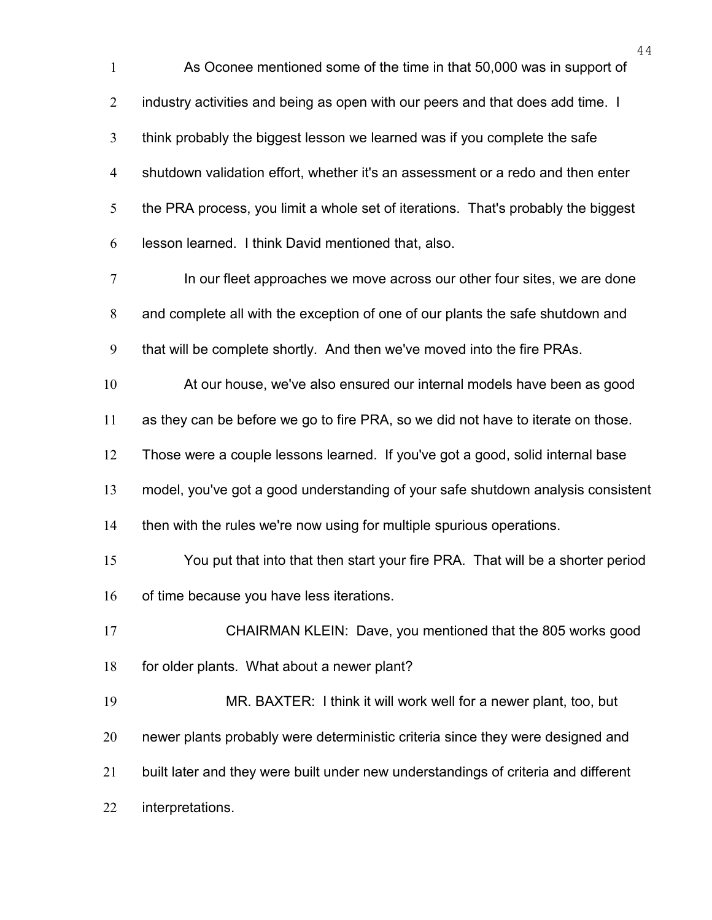As Oconee mentioned some of the time in that 50,000 was in support of industry activities and being as open with our peers and that does add time. I think probably the biggest lesson we learned was if you complete the safe shutdown validation effort, whether it's an assessment or a redo and then enter the PRA process, you limit a whole set of iterations. That's probably the biggest lesson learned. I think David mentioned that, also.

In our fleet approaches we move across our other four sites, we are done and complete all with the exception of one of our plants the safe shutdown and that will be complete shortly. And then we've moved into the fire PRAs.

At our house, we've also ensured our internal models have been as good as they can be before we go to fire PRA, so we did not have to iterate on those. Those were a couple lessons learned. If you've got a good, solid internal base model, you've got a good understanding of your safe shutdown analysis consistent then with the rules we're now using for multiple spurious operations.

You put that into that then start your fire PRA. That will be a shorter period of time because you have less iterations.

CHAIRMAN KLEIN: Dave, you mentioned that the 805 works good for older plants. What about a newer plant?

MR. BAXTER: I think it will work well for a newer plant, too, but newer plants probably were deterministic criteria since they were designed and built later and they were built under new understandings of criteria and different interpretations.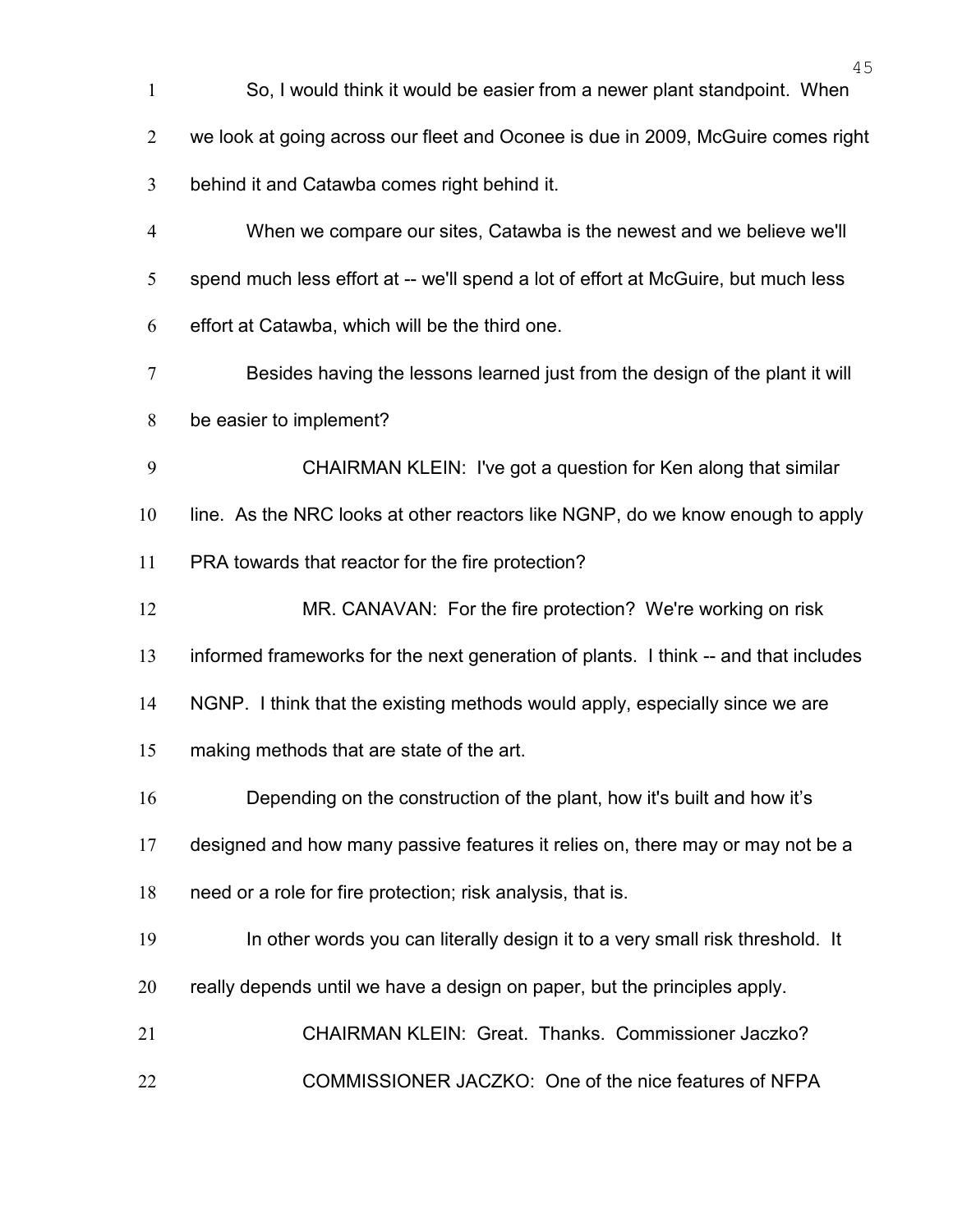So, I would think it would be easier from a newer plant standpoint. When we look at going across our fleet and Oconee is due in 2009, McGuire comes right behind it and Catawba comes right behind it.

When we compare our sites, Catawba is the newest and we believe we'll spend much less effort at -- we'll spend a lot of effort at McGuire, but much less effort at Catawba, which will be the third one.

Besides having the lessons learned just from the design of the plant it will be easier to implement?

CHAIRMAN KLEIN: I've got a question for Ken along that similar line. As the NRC looks at other reactors like NGNP, do we know enough to apply PRA towards that reactor for the fire protection?

MR. CANAVAN: For the fire protection? We're working on risk informed frameworks for the next generation of plants. I think -- and that includes NGNP. I think that the existing methods would apply, especially since we are making methods that are state of the art.

Depending on the construction of the plant, how it's built and how it's designed and how many passive features it relies on, there may or may not be a need or a role for fire protection; risk analysis, that is.

In other words you can literally design it to a very small risk threshold. It really depends until we have a design on paper, but the principles apply.

CHAIRMAN KLEIN: Great. Thanks. Commissioner Jaczko?

COMMISSIONER JACZKO: One of the nice features of NFPA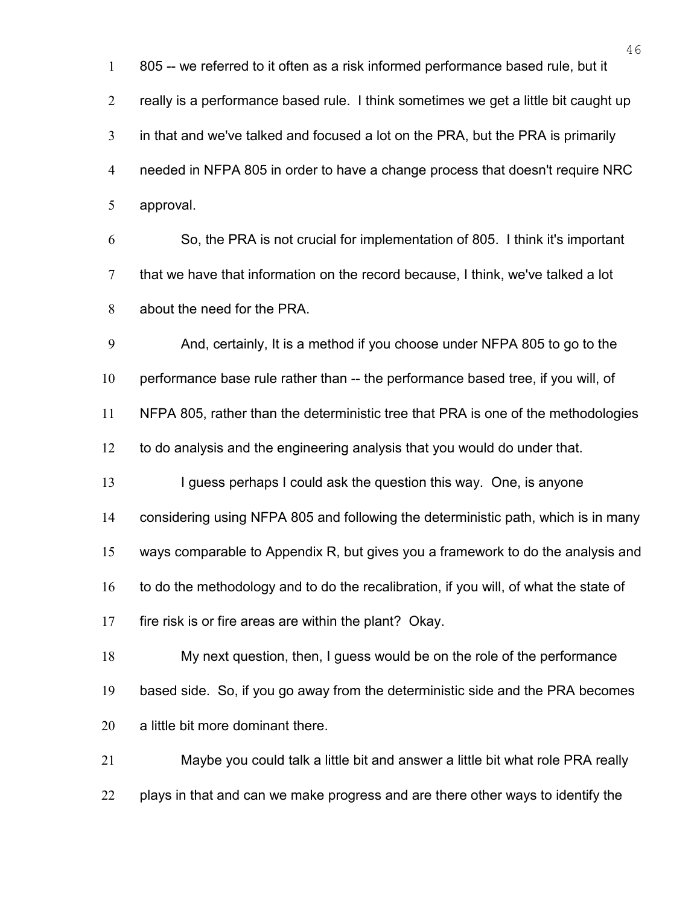805 -- we referred to it often as a risk informed performance based rule, but it really is a performance based rule. I think sometimes we get a little bit caught up in that and we've talked and focused a lot on the PRA, but the PRA is primarily needed in NFPA 805 in order to have a change process that doesn't require NRC approval.

So, the PRA is not crucial for implementation of 805. I think it's important that we have that information on the record because, I think, we've talked a lot about the need for the PRA.

And, certainly, It is a method if you choose under NFPA 805 to go to the performance base rule rather than -- the performance based tree, if you will, of NFPA 805, rather than the deterministic tree that PRA is one of the methodologies to do analysis and the engineering analysis that you would do under that.

I guess perhaps I could ask the question this way. One, is anyone considering using NFPA 805 and following the deterministic path, which is in many ways comparable to Appendix R, but gives you a framework to do the analysis and to do the methodology and to do the recalibration, if you will, of what the state of fire risk is or fire areas are within the plant? Okay.

My next question, then, I guess would be on the role of the performance based side. So, if you go away from the deterministic side and the PRA becomes a little bit more dominant there.

Maybe you could talk a little bit and answer a little bit what role PRA really plays in that and can we make progress and are there other ways to identify the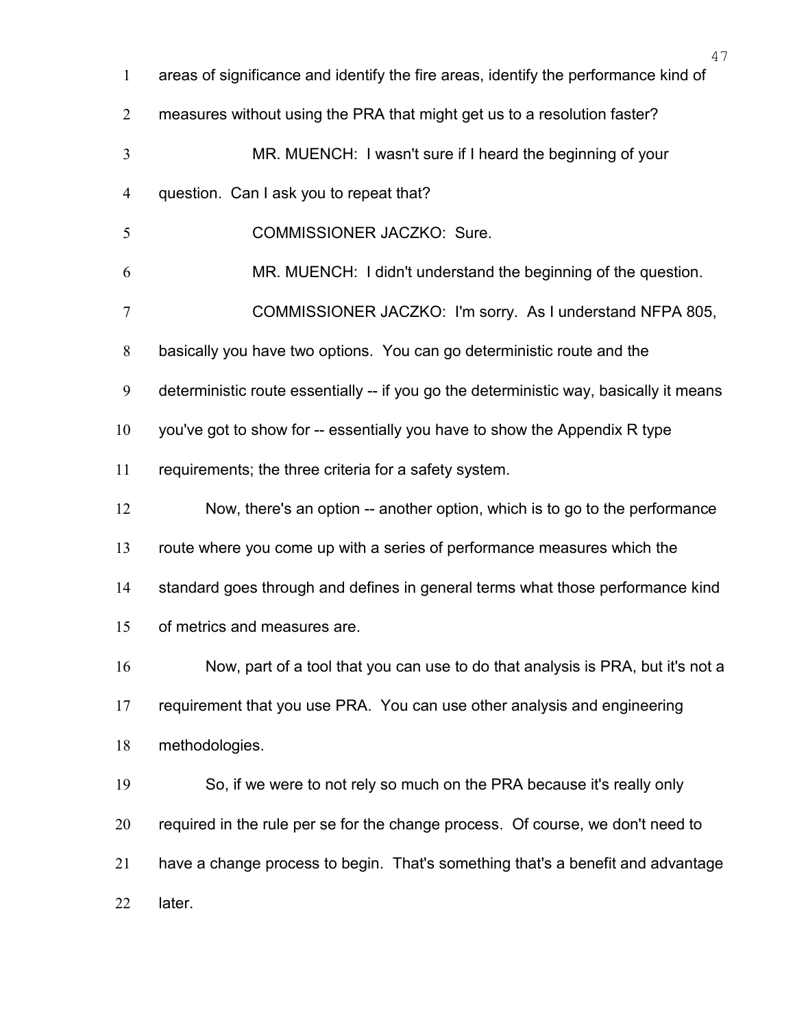areas of significance and identify the fire areas, identify the performance kind of measures without using the PRA that might get us to a resolution faster?

MR. MUENCH: I wasn't sure if I heard the beginning of your question. Can I ask you to repeat that?

COMMISSIONER JACZKO: Sure.

MR. MUENCH: I didn't understand the beginning of the question.

COMMISSIONER JACZKO: I'm sorry. As I understand NFPA 805, basically you have two options. You can go deterministic route and the deterministic route essentially -- if you go the deterministic way, basically it means you've got to show for -- essentially you have to show the Appendix R type requirements; the three criteria for a safety system.

Now, there's an option -- another option, which is to go to the performance route where you come up with a series of performance measures which the standard goes through and defines in general terms what those performance kind of metrics and measures are.

Now, part of a tool that you can use to do that analysis is PRA, but it's not a requirement that you use PRA. You can use other analysis and engineering methodologies.

So, if we were to not rely so much on the PRA because it's really only required in the rule per se for the change process. Of course, we don't need to have a change process to begin. That's something that's a benefit and advantage later.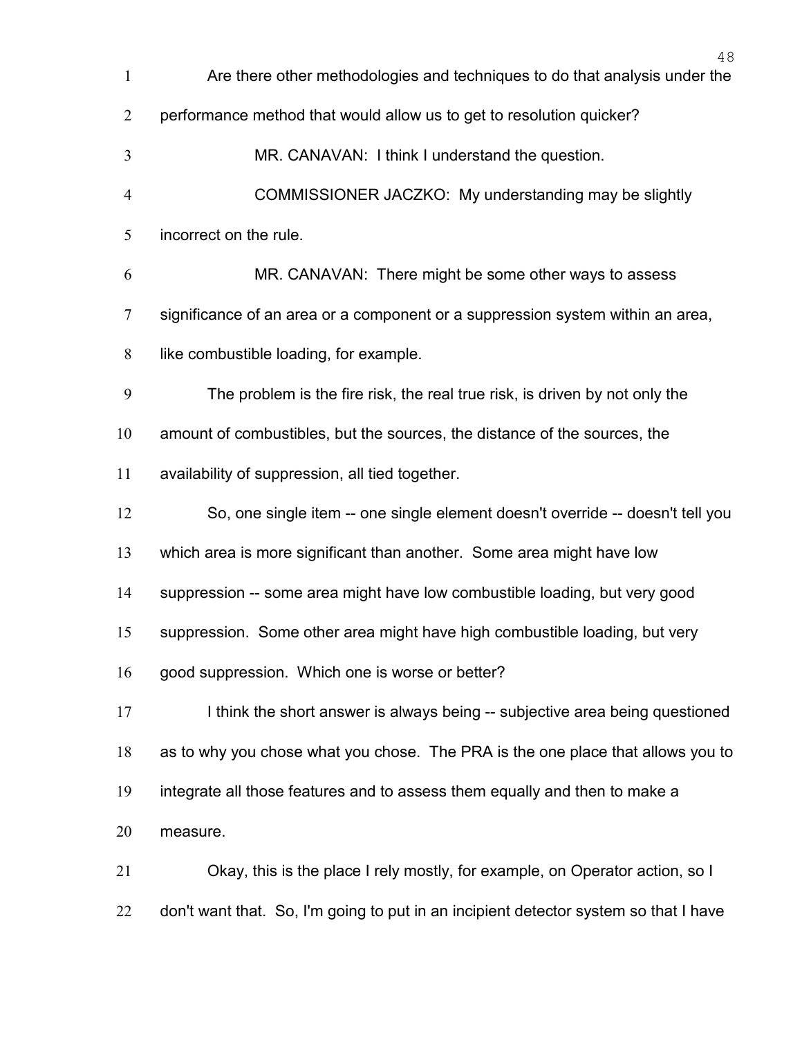Are there other methodologies and techniques to do that analysis under the performance method that would allow us to get to resolution quicker?

MR. CANAVAN: I think I understand the question.

COMMISSIONER JACZKO: My understanding may be slightly incorrect on the rule.

MR. CANAVAN: There might be some other ways to assess significance of an area or a component or a suppression system within an area, like combustible loading, for example.

The problem is the fire risk, the real true risk, is driven by not only the amount of combustibles, but the sources, the distance of the sources, the availability of suppression, all tied together.

So, one single item -- one single element doesn't override -- doesn't tell you which area is more significant than another. Some area might have low suppression -- some area might have low combustible loading, but very good suppression. Some other area might have high combustible loading, but very good suppression. Which one is worse or better?

I think the short answer is always being -- subjective area being questioned as to why you chose what you chose. The PRA is the one place that allows you to integrate all those features and to assess them equally and then to make a measure.

Okay, this is the place I rely mostly, for example, on Operator action, so I don't want that. So, I'm going to put in an incipient detector system so that I have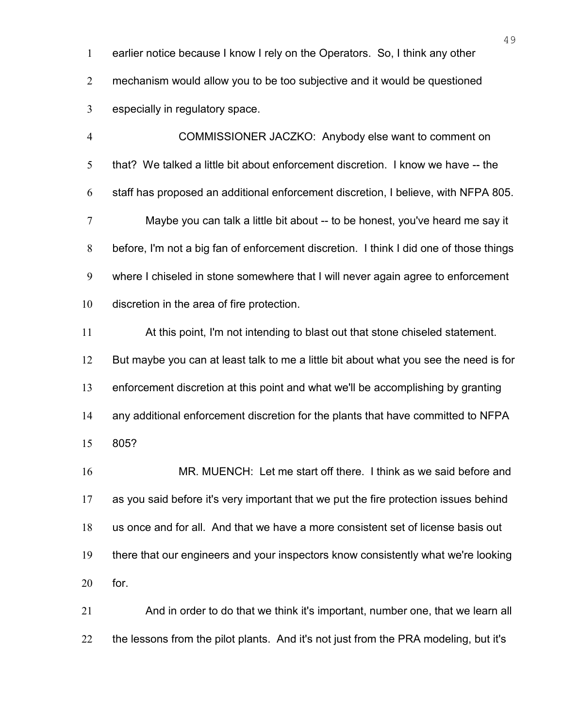earlier notice because I know I rely on the Operators. So, I think any other mechanism would allow you to be too subjective and it would be questioned especially in regulatory space.

COMMISSIONER JACZKO: Anybody else want to comment on that? We talked a little bit about enforcement discretion. I know we have -- the staff has proposed an additional enforcement discretion, I believe, with NFPA 805.

Maybe you can talk a little bit about -- to be honest, you've heard me say it before, I'm not a big fan of enforcement discretion. I think I did one of those things where I chiseled in stone somewhere that I will never again agree to enforcement discretion in the area of fire protection.

At this point, I'm not intending to blast out that stone chiseled statement. But maybe you can at least talk to me a little bit about what you see the need is for enforcement discretion at this point and what we'll be accomplishing by granting any additional enforcement discretion for the plants that have committed to NFPA 805?

MR. MUENCH: Let me start off there. I think as we said before and as you said before it's very important that we put the fire protection issues behind us once and for all. And that we have a more consistent set of license basis out there that our engineers and your inspectors know consistently what we're looking for.

And in order to do that we think it's important, number one, that we learn all the lessons from the pilot plants. And it's not just from the PRA modeling, but it's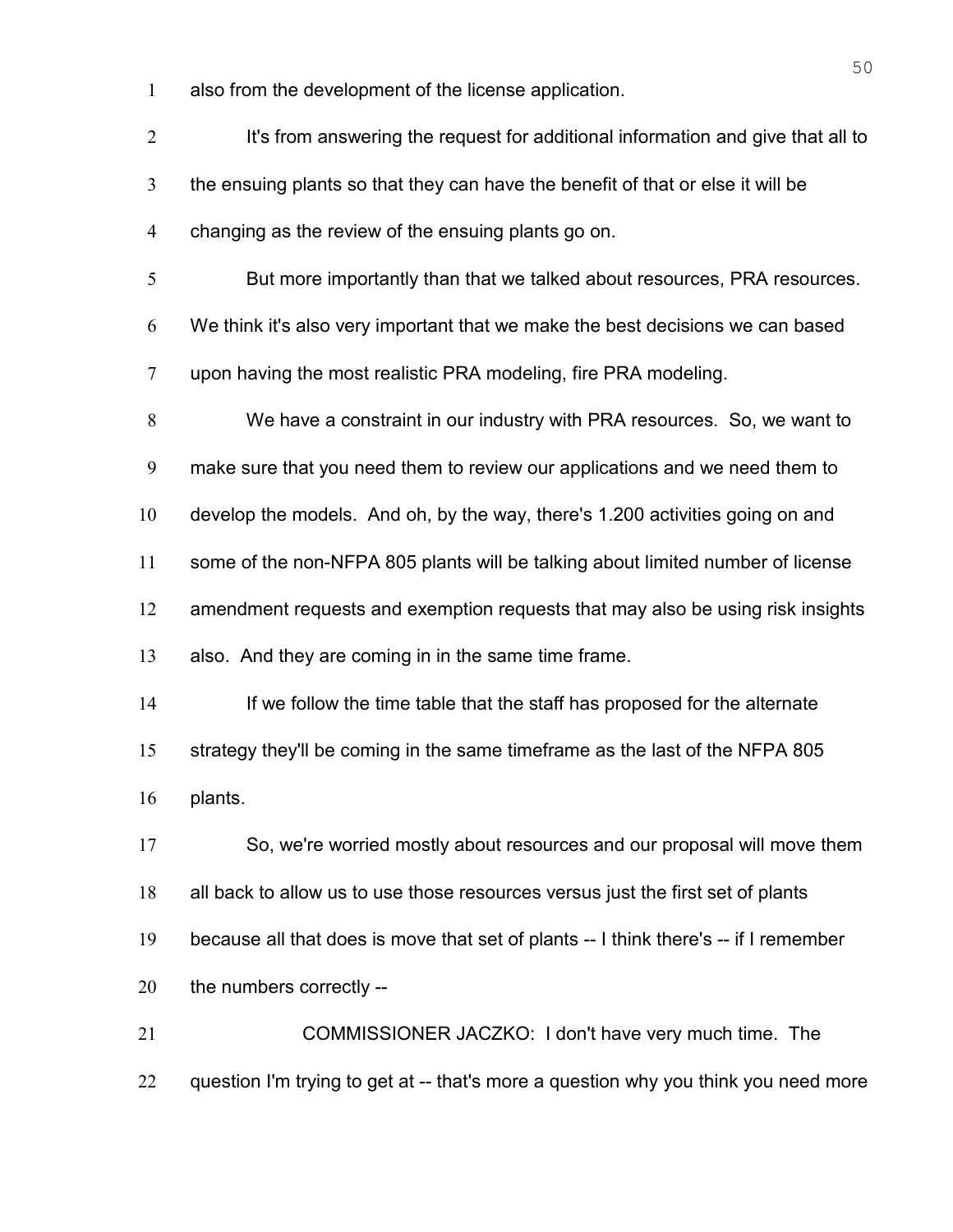also from the development of the license application.

It's from answering the request for additional information and give that all to the ensuing plants so that they can have the benefit of that or else it will be changing as the review of the ensuing plants go on.

But more importantly than that we talked about resources, PRA resources. We think it's also very important that we make the best decisions we can based upon having the most realistic PRA modeling, fire PRA modeling.

We have a constraint in our industry with PRA resources. So, we want to make sure that you need them to review our applications and we need them to develop the models. And oh, by the way, there's 1.200 activities going on and some of the non-NFPA 805 plants will be talking about limited number of license amendment requests and exemption requests that may also be using risk insights also. And they are coming in in the same time frame.

If we follow the time table that the staff has proposed for the alternate strategy they'll be coming in the same timeframe as the last of the NFPA 805 plants.

So, we're worried mostly about resources and our proposal will move them all back to allow us to use those resources versus just the first set of plants because all that does is move that set of plants -- I think there's -- if I remember the numbers correctly --

COMMISSIONER JACZKO: I don't have very much time. The question I'm trying to get at -- that's more a question why you think you need more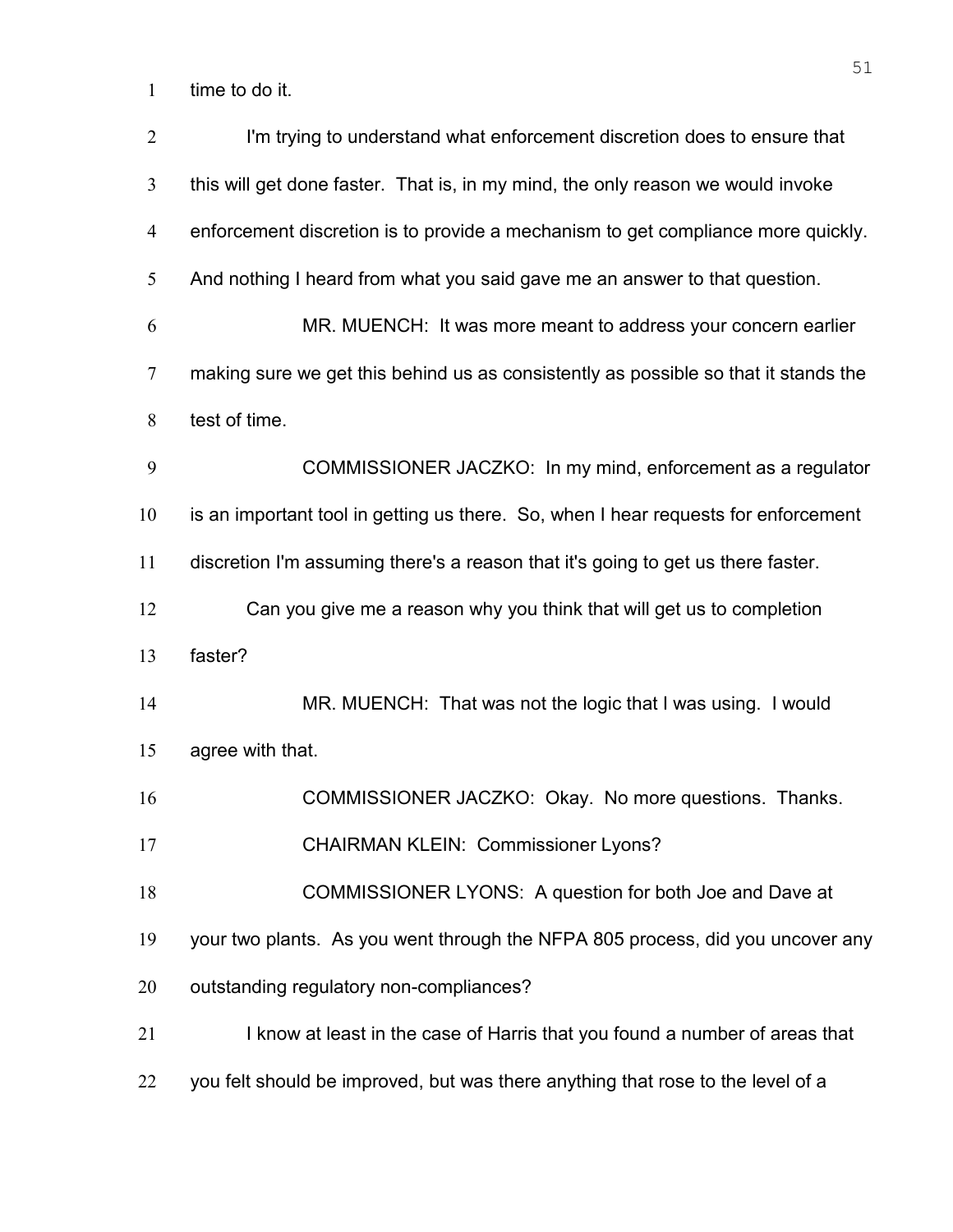time to do it.

I'm trying to understand what enforcement discretion does to ensure that this will get done faster. That is, in my mind, the only reason we would invoke enforcement discretion is to provide a mechanism to get compliance more quickly. And nothing I heard from what you said gave me an answer to that question.

MR. MUENCH: It was more meant to address your concern earlier making sure we get this behind us as consistently as possible so that it stands the test of time.

COMMISSIONER JACZKO: In my mind, enforcement as a regulator is an important tool in getting us there. So, when I hear requests for enforcement discretion I'm assuming there's a reason that it's going to get us there faster.

Can you give me a reason why you think that will get us to completion faster?

MR. MUENCH: That was not the logic that I was using. I would agree with that.

COMMISSIONER JACZKO: Okay. No more questions. Thanks.

CHAIRMAN KLEIN: Commissioner Lyons?

COMMISSIONER LYONS: A question for both Joe and Dave at your two plants. As you went through the NFPA 805 process, did you uncover any outstanding regulatory non-compliances?

I know at least in the case of Harris that you found a number of areas that you felt should be improved, but was there anything that rose to the level of a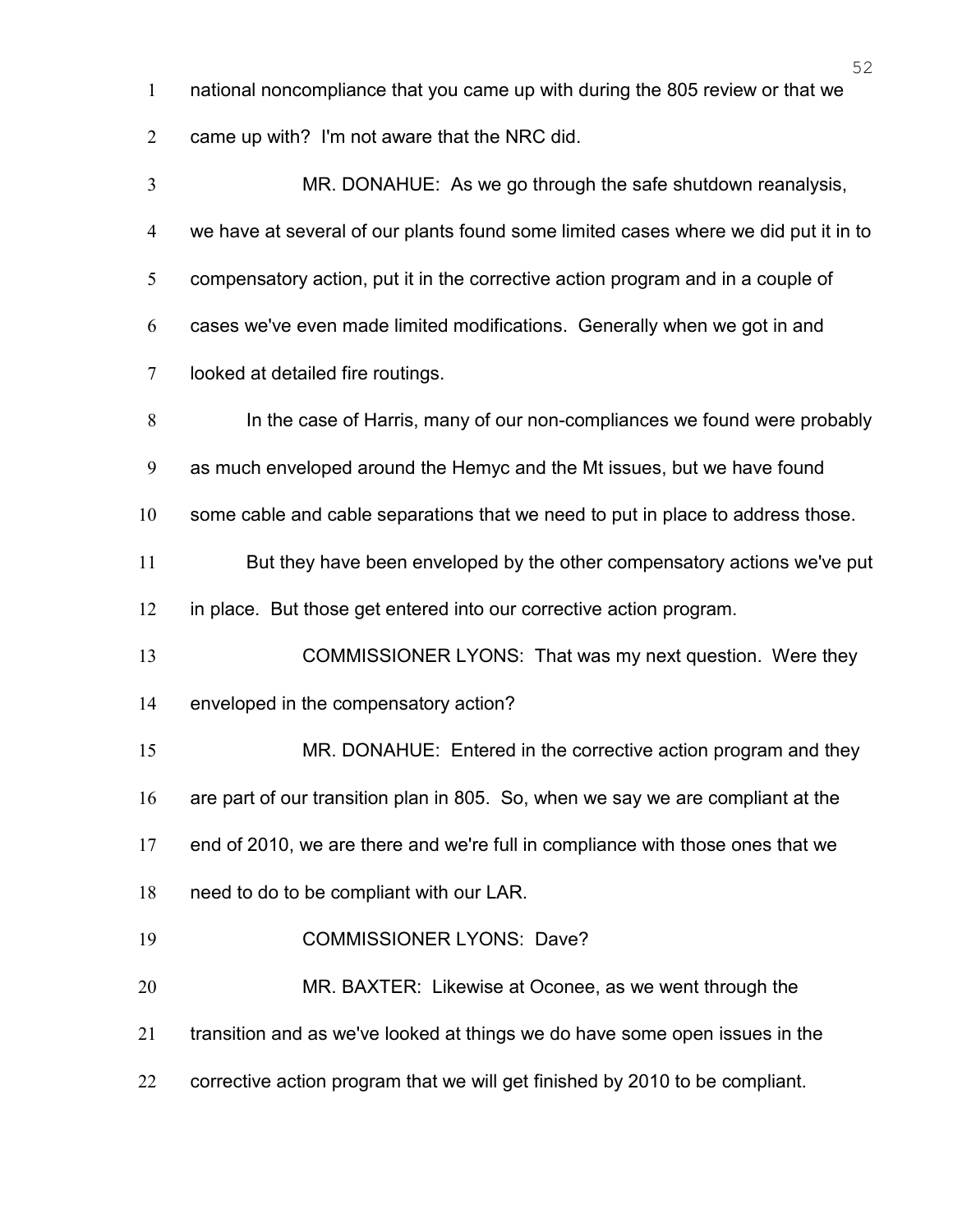national noncompliance that you came up with during the 805 review or that we came up with? I'm not aware that the NRC did.

MR. DONAHUE: As we go through the safe shutdown reanalysis, we have at several of our plants found some limited cases where we did put it in to compensatory action, put it in the corrective action program and in a couple of cases we've even made limited modifications. Generally when we got in and looked at detailed fire routings.

In the case of Harris, many of our non-compliances we found were probably as much enveloped around the Hemyc and the Mt issues, but we have found some cable and cable separations that we need to put in place to address those.

But they have been enveloped by the other compensatory actions we've put in place. But those get entered into our corrective action program.

COMMISSIONER LYONS: That was my next question. Were they enveloped in the compensatory action?

MR. DONAHUE: Entered in the corrective action program and they are part of our transition plan in 805. So, when we say we are compliant at the end of 2010, we are there and we're full in compliance with those ones that we need to do to be compliant with our LAR.

COMMISSIONER LYONS: Dave?

MR. BAXTER: Likewise at Oconee, as we went through the transition and as we've looked at things we do have some open issues in the corrective action program that we will get finished by 2010 to be compliant.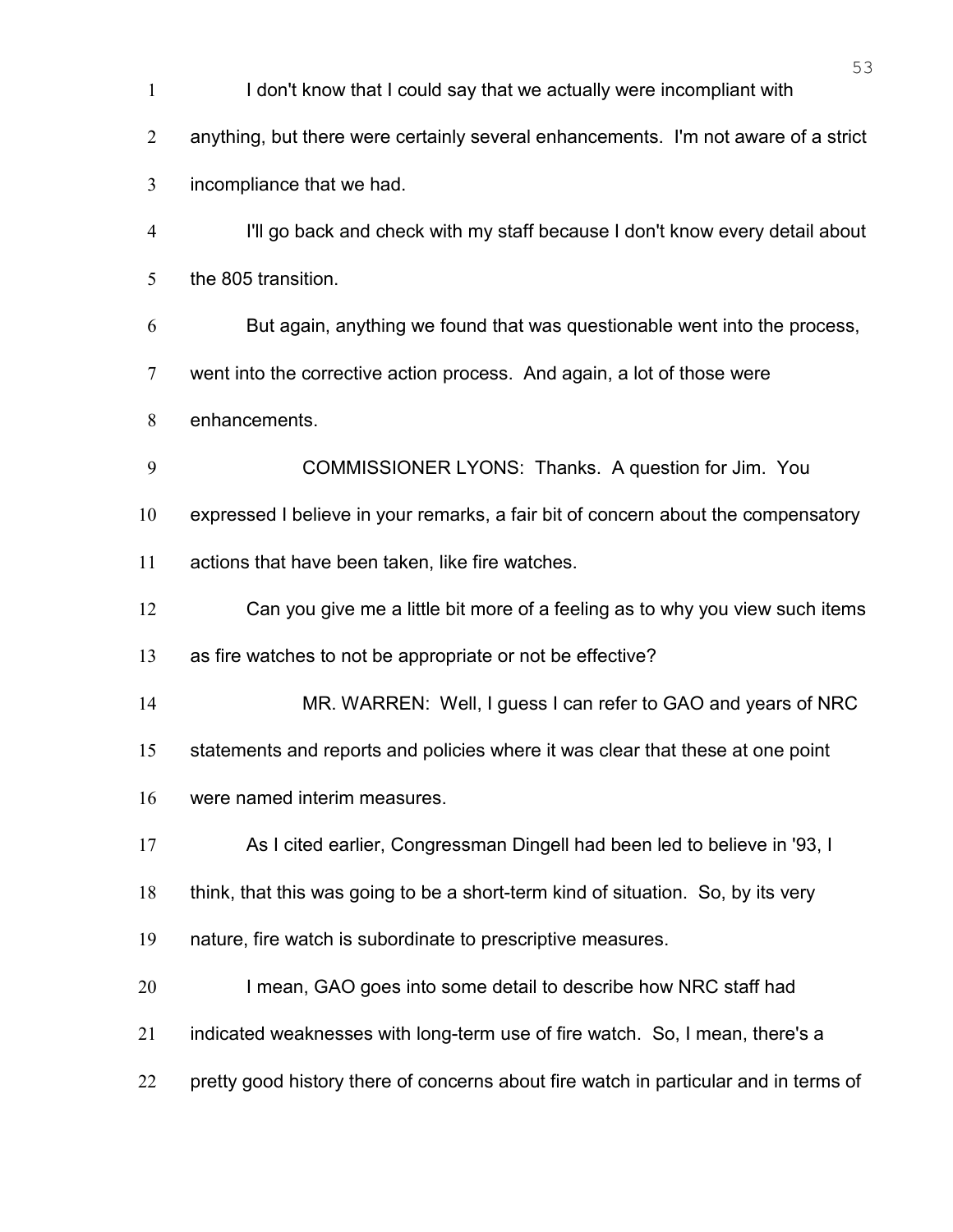I don't know that I could say that we actually were incompliant with anything, but there were certainly several enhancements. I'm not aware of a strict incompliance that we had.

I'll go back and check with my staff because I don't know every detail about the 805 transition.

But again, anything we found that was questionable went into the process, went into the corrective action process. And again, a lot of those were enhancements.

COMMISSIONER LYONS: Thanks. A question for Jim. You expressed I believe in your remarks, a fair bit of concern about the compensatory actions that have been taken, like fire watches.

Can you give me a little bit more of a feeling as to why you view such items as fire watches to not be appropriate or not be effective?

MR. WARREN: Well, I guess I can refer to GAO and years of NRC statements and reports and policies where it was clear that these at one point were named interim measures.

As I cited earlier, Congressman Dingell had been led to believe in '93, I think, that this was going to be a short-term kind of situation. So, by its very nature, fire watch is subordinate to prescriptive measures.

I mean, GAO goes into some detail to describe how NRC staff had indicated weaknesses with long-term use of fire watch. So, I mean, there's a pretty good history there of concerns about fire watch in particular and in terms of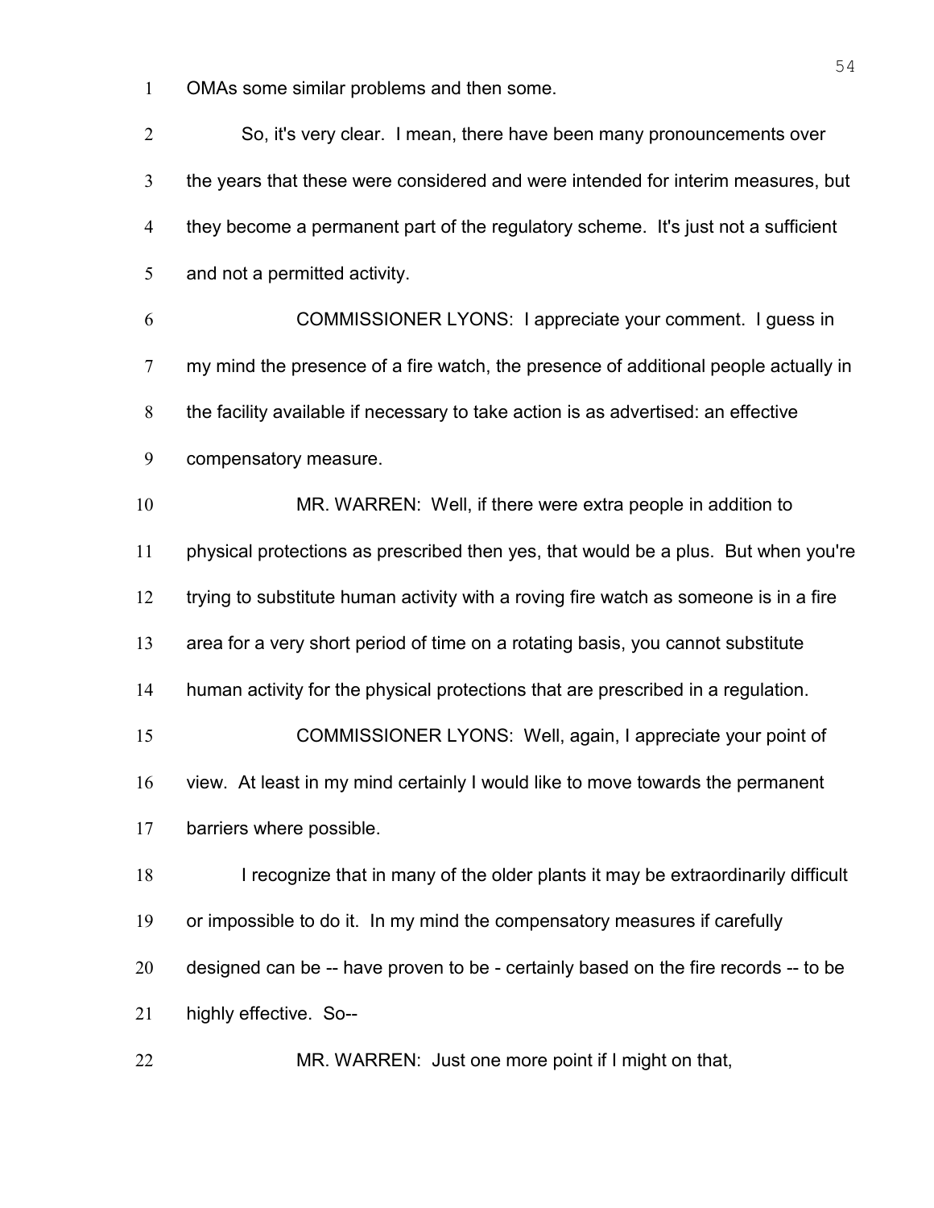OMAs some similar problems and then some.

So, it's very clear. I mean, there have been many pronouncements over the years that these were considered and were intended for interim measures, but they become a permanent part of the regulatory scheme. It's just not a sufficient and not a permitted activity.

COMMISSIONER LYONS: I appreciate your comment. I guess in my mind the presence of a fire watch, the presence of additional people actually in the facility available if necessary to take action is as advertised: an effective compensatory measure.

MR. WARREN: Well, if there were extra people in addition to physical protections as prescribed then yes, that would be a plus. But when you're trying to substitute human activity with a roving fire watch as someone is in a fire area for a very short period of time on a rotating basis, you cannot substitute human activity for the physical protections that are prescribed in a regulation.

COMMISSIONER LYONS: Well, again, I appreciate your point of view. At least in my mind certainly I would like to move towards the permanent barriers where possible.

I recognize that in many of the older plants it may be extraordinarily difficult or impossible to do it. In my mind the compensatory measures if carefully designed can be -- have proven to be - certainly based on the fire records -- to be highly effective. So--

MR. WARREN: Just one more point if I might on that,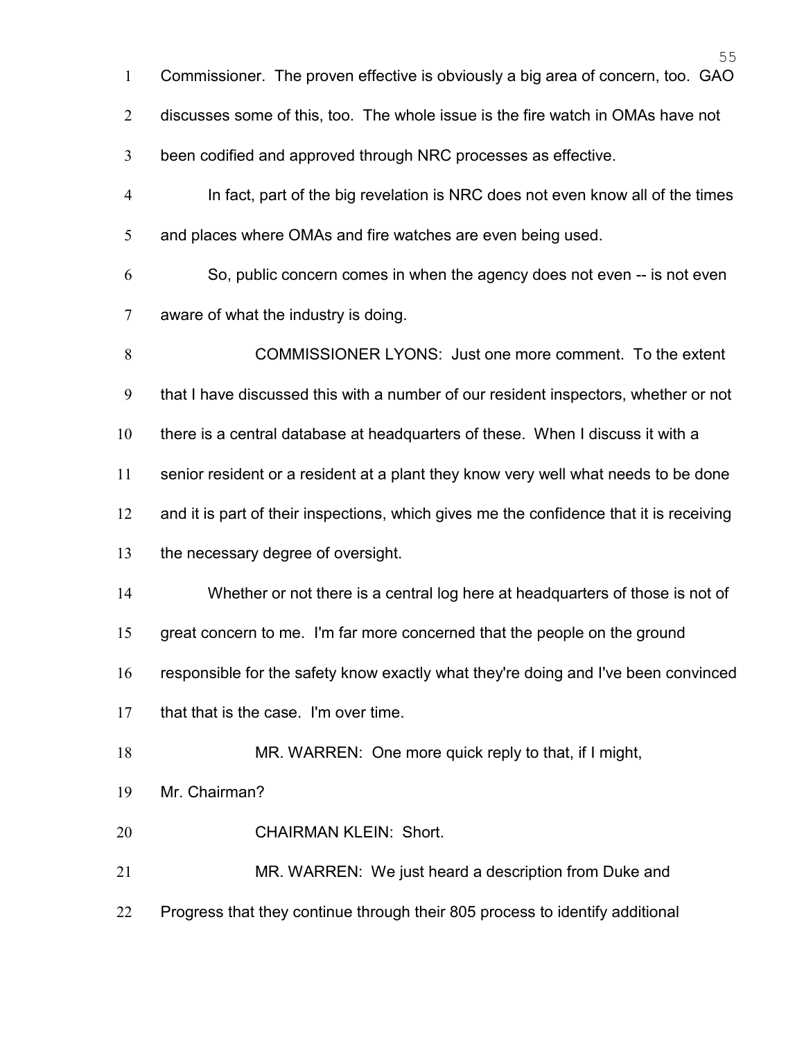Commissioner. The proven effective is obviously a big area of concern, too. GAO discusses some of this, too. The whole issue is the fire watch in OMAs have not been codified and approved through NRC processes as effective.

In fact, part of the big revelation is NRC does not even know all of the times and places where OMAs and fire watches are even being used.

So, public concern comes in when the agency does not even -- is not even aware of what the industry is doing.

COMMISSIONER LYONS: Just one more comment. To the extent that I have discussed this with a number of our resident inspectors, whether or not there is a central database at headquarters of these. When I discuss it with a senior resident or a resident at a plant they know very well what needs to be done and it is part of their inspections, which gives me the confidence that it is receiving the necessary degree of oversight.

Whether or not there is a central log here at headquarters of those is not of great concern to me. I'm far more concerned that the people on the ground responsible for the safety know exactly what they're doing and I've been convinced that that is the case. I'm over time.

MR. WARREN: One more quick reply to that, if I might, Mr. Chairman?

CHAIRMAN KLEIN: Short.

MR. WARREN: We just heard a description from Duke and Progress that they continue through their 805 process to identify additional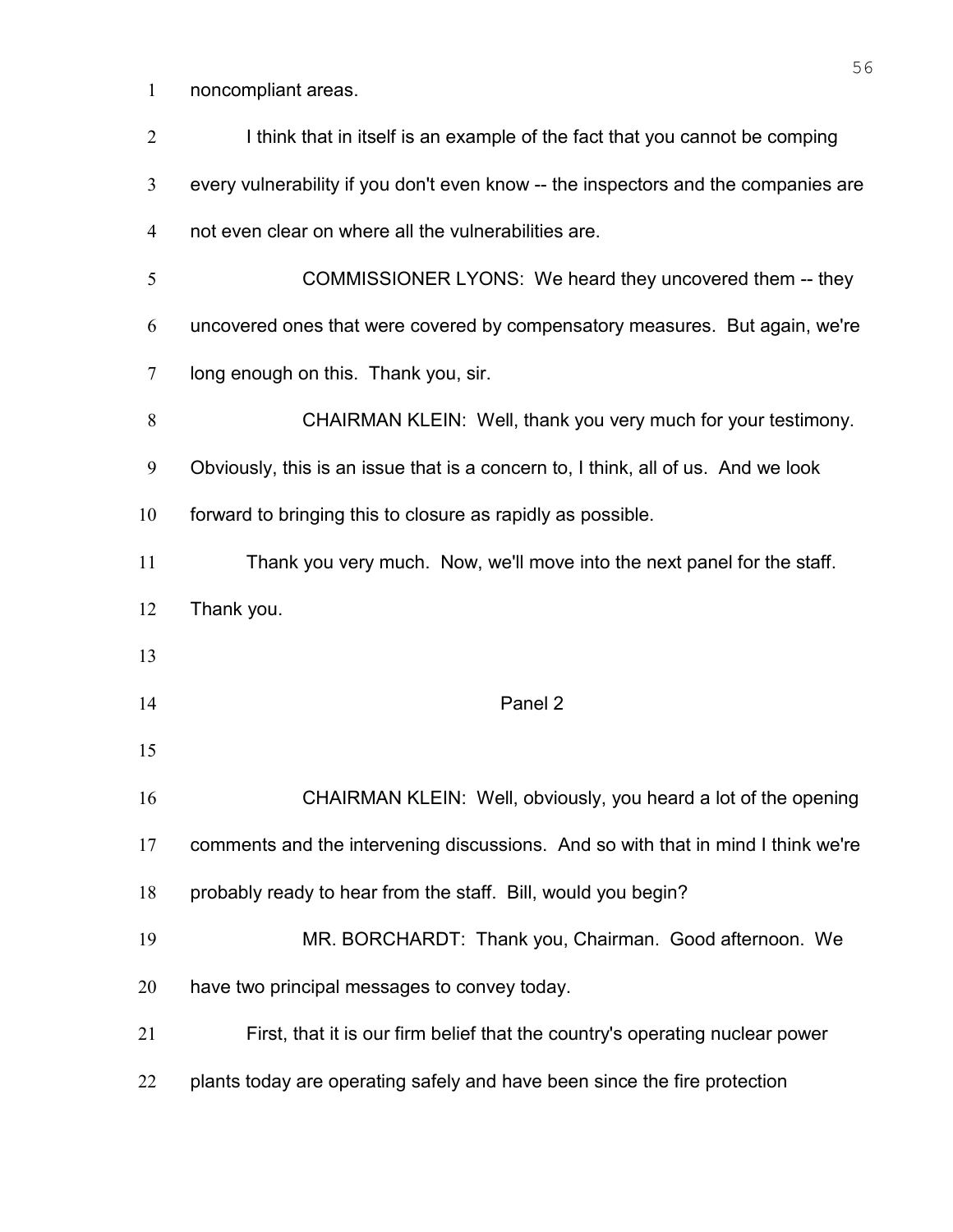noncompliant areas.

I think that in itself is an example of the fact that you cannot be comping every vulnerability if you don't even know -- the inspectors and the companies are not even clear on where all the vulnerabilities are.

COMMISSIONER LYONS: We heard they uncovered them -- they uncovered ones that were covered by compensatory measures. But again, we're long enough on this. Thank you, sir.

CHAIRMAN KLEIN: Well, thank you very much for your testimony. Obviously, this is an issue that is a concern to, I think, all of us. And we look forward to bringing this to closure as rapidly as possible.

Thank you very much. Now, we'll move into the next panel for the staff. Thank you.

## Panel 2

CHAIRMAN KLEIN: Well, obviously, you heard a lot of the opening comments and the intervening discussions. And so with that in mind I think we're probably ready to hear from the staff. Bill, would you begin?

MR. BORCHARDT: Thank you, Chairman. Good afternoon. We have two principal messages to convey today.

First, that it is our firm belief that the country's operating nuclear power plants today are operating safely and have been since the fire protection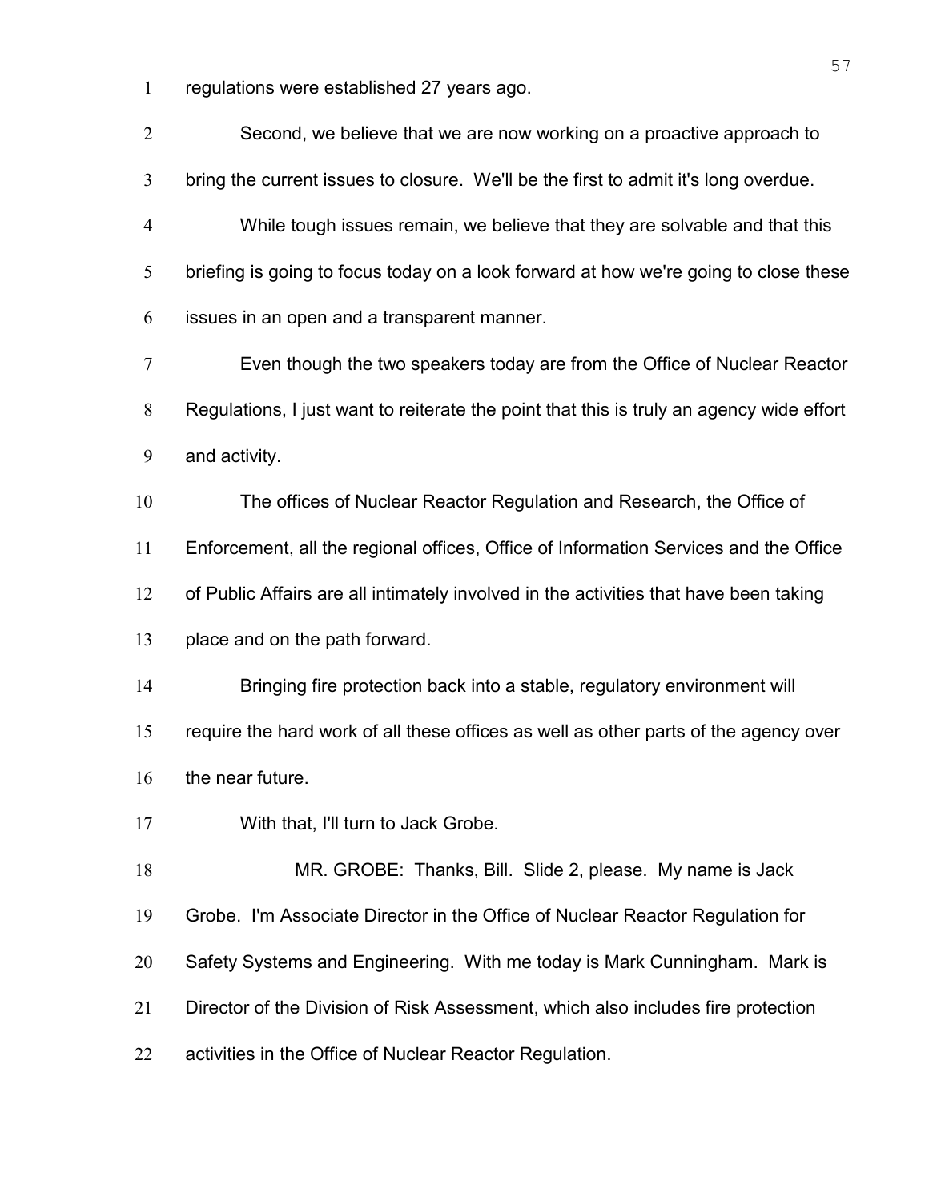regulations were established 27 years ago.

Second, we believe that we are now working on a proactive approach to bring the current issues to closure. We'll be the first to admit it's long overdue.

While tough issues remain, we believe that they are solvable and that this briefing is going to focus today on a look forward at how we're going to close these issues in an open and a transparent manner.

Even though the two speakers today are from the Office of Nuclear Reactor Regulations, I just want to reiterate the point that this is truly an agency wide effort and activity.

The offices of Nuclear Reactor Regulation and Research, the Office of Enforcement, all the regional offices, Office of Information Services and the Office of Public Affairs are all intimately involved in the activities that have been taking place and on the path forward.

Bringing fire protection back into a stable, regulatory environment will require the hard work of all these offices as well as other parts of the agency over the near future.

With that, I'll turn to Jack Grobe.

MR. GROBE: Thanks, Bill. Slide 2, please. My name is Jack Grobe. I'm Associate Director in the Office of Nuclear Reactor Regulation for Safety Systems and Engineering. With me today is Mark Cunningham. Mark is Director of the Division of Risk Assessment, which also includes fire protection activities in the Office of Nuclear Reactor Regulation.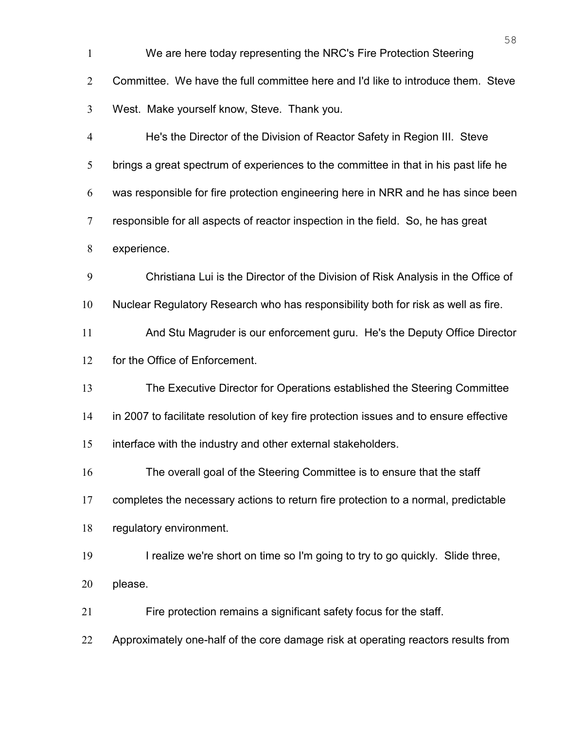We are here today representing the NRC's Fire Protection Steering Committee. We have the full committee here and I'd like to introduce them. Steve West. Make yourself know, Steve. Thank you.

He's the Director of the Division of Reactor Safety in Region III. Steve brings a great spectrum of experiences to the committee in that in his past life he was responsible for fire protection engineering here in NRR and he has since been responsible for all aspects of reactor inspection in the field. So, he has great experience.

Christiana Lui is the Director of the Division of Risk Analysis in the Office of Nuclear Regulatory Research who has responsibility both for risk as well as fire.

And Stu Magruder is our enforcement guru. He's the Deputy Office Director for the Office of Enforcement.

The Executive Director for Operations established the Steering Committee in 2007 to facilitate resolution of key fire protection issues and to ensure effective interface with the industry and other external stakeholders.

The overall goal of the Steering Committee is to ensure that the staff completes the necessary actions to return fire protection to a normal, predictable regulatory environment.

I realize we're short on time so I'm going to try to go quickly. Slide three, please.

Fire protection remains a significant safety focus for the staff. Approximately one-half of the core damage risk at operating reactors results from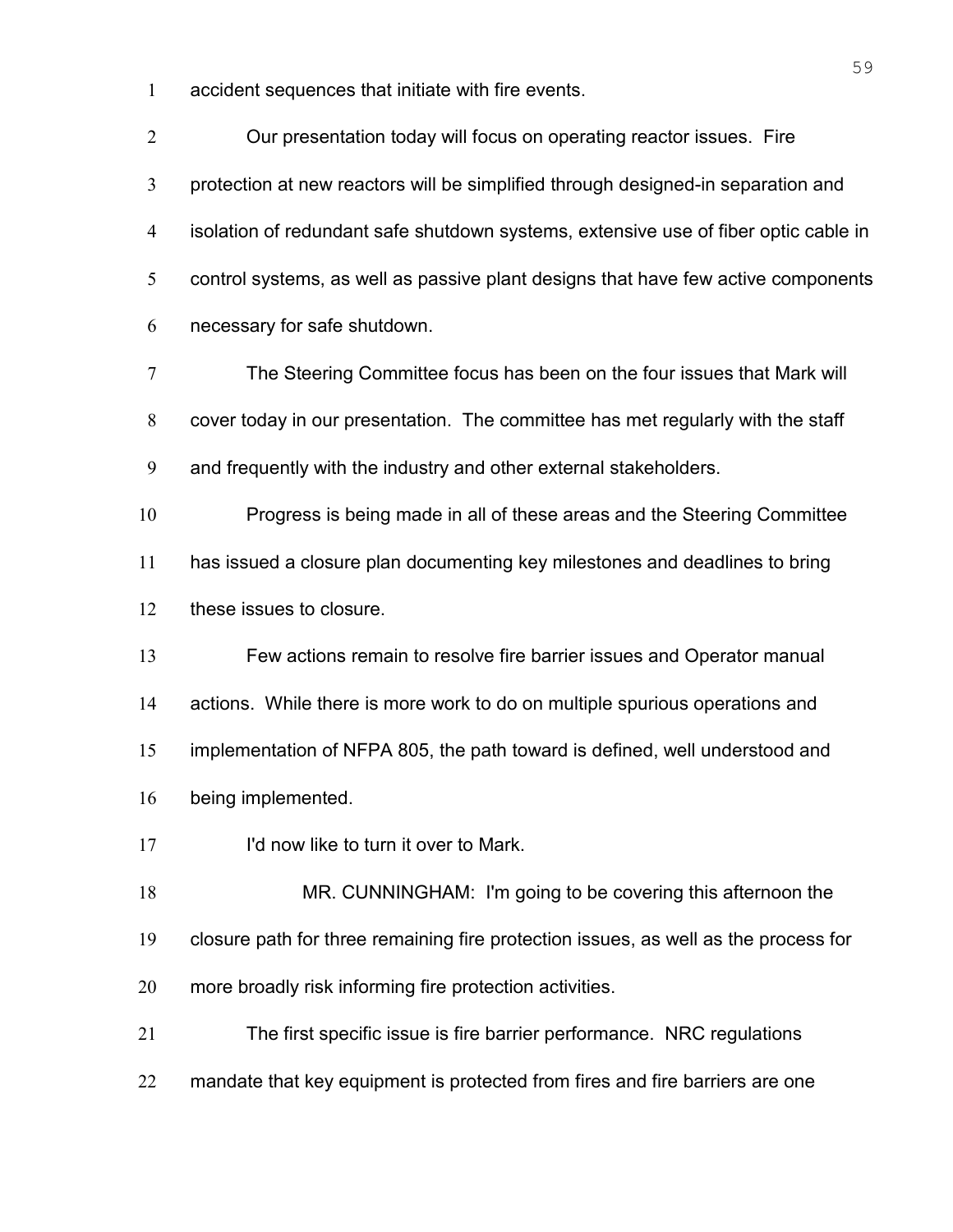accident sequences that initiate with fire events.

Our presentation today will focus on operating reactor issues. Fire protection at new reactors will be simplified through designed-in separation and isolation of redundant safe shutdown systems, extensive use of fiber optic cable in control systems, as well as passive plant designs that have few active components necessary for safe shutdown.

The Steering Committee focus has been on the four issues that Mark will cover today in our presentation. The committee has met regularly with the staff and frequently with the industry and other external stakeholders.

Progress is being made in all of these areas and the Steering Committee has issued a closure plan documenting key milestones and deadlines to bring these issues to closure.

Few actions remain to resolve fire barrier issues and Operator manual actions. While there is more work to do on multiple spurious operations and implementation of NFPA 805, the path toward is defined, well understood and being implemented.

I'd now like to turn it over to Mark.

MR. CUNNINGHAM: I'm going to be covering this afternoon the closure path for three remaining fire protection issues, as well as the process for more broadly risk informing fire protection activities.

The first specific issue is fire barrier performance. NRC regulations mandate that key equipment is protected from fires and fire barriers are one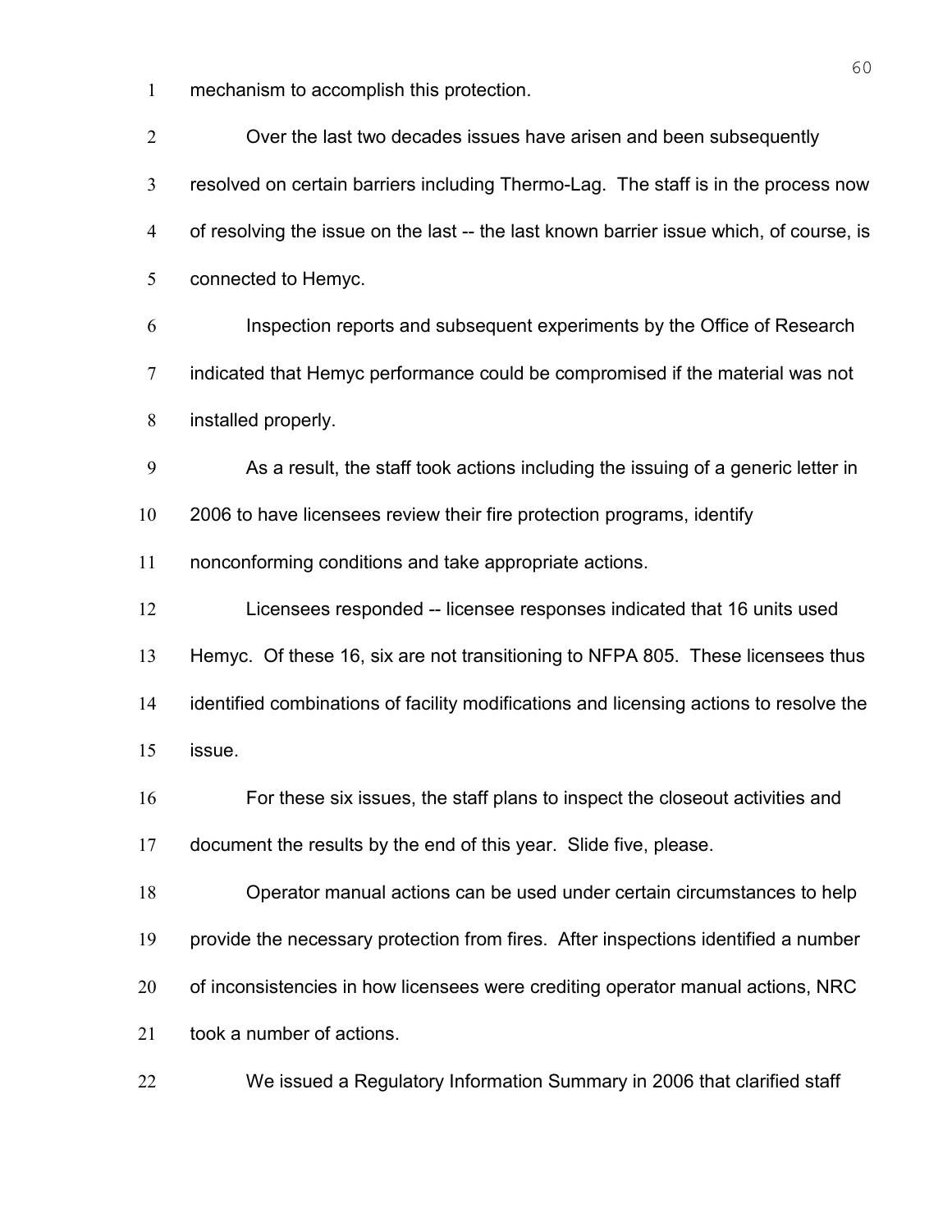mechanism to accomplish this protection.

Over the last two decades issues have arisen and been subsequently resolved on certain barriers including Thermo-Lag. The staff is in the process now of resolving the issue on the last -- the last known barrier issue which, of course, is connected to Hemyc.

Inspection reports and subsequent experiments by the Office of Research indicated that Hemyc performance could be compromised if the material was not installed properly.

As a result, the staff took actions including the issuing of a generic letter in 2006 to have licensees review their fire protection programs, identify nonconforming conditions and take appropriate actions.

Licensees responded -- licensee responses indicated that 16 units used Hemyc. Of these 16, six are not transitioning to NFPA 805. These licensees thus identified combinations of facility modifications and licensing actions to resolve the issue.

For these six issues, the staff plans to inspect the closeout activities and document the results by the end of this year. Slide five, please.

Operator manual actions can be used under certain circumstances to help provide the necessary protection from fires. After inspections identified a number of inconsistencies in how licensees were crediting operator manual actions, NRC took a number of actions.

We issued a Regulatory Information Summary in 2006 that clarified staff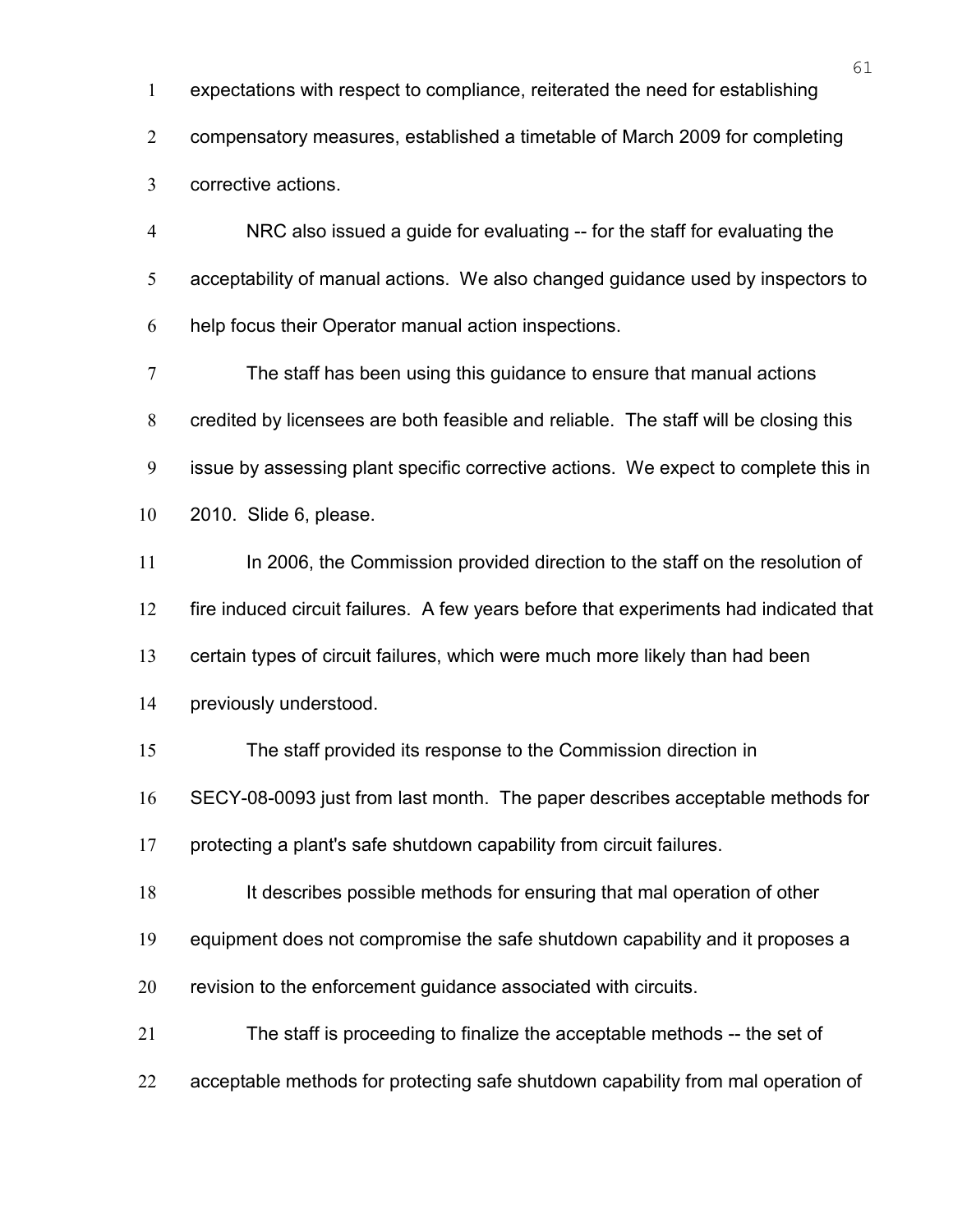expectations with respect to compliance, reiterated the need for establishing compensatory measures, established a timetable of March 2009 for completing corrective actions.

NRC also issued a guide for evaluating -- for the staff for evaluating the acceptability of manual actions. We also changed guidance used by inspectors to help focus their Operator manual action inspections.

The staff has been using this guidance to ensure that manual actions credited by licensees are both feasible and reliable. The staff will be closing this issue by assessing plant specific corrective actions. We expect to complete this in 2010. Slide 6, please.

In 2006, the Commission provided direction to the staff on the resolution of fire induced circuit failures. A few years before that experiments had indicated that certain types of circuit failures, which were much more likely than had been previously understood.

The staff provided its response to the Commission direction in SECY-08-0093 just from last month. The paper describes acceptable methods for protecting a plant's safe shutdown capability from circuit failures.

It describes possible methods for ensuring that mal operation of other equipment does not compromise the safe shutdown capability and it proposes a revision to the enforcement guidance associated with circuits.

The staff is proceeding to finalize the acceptable methods -- the set of acceptable methods for protecting safe shutdown capability from mal operation of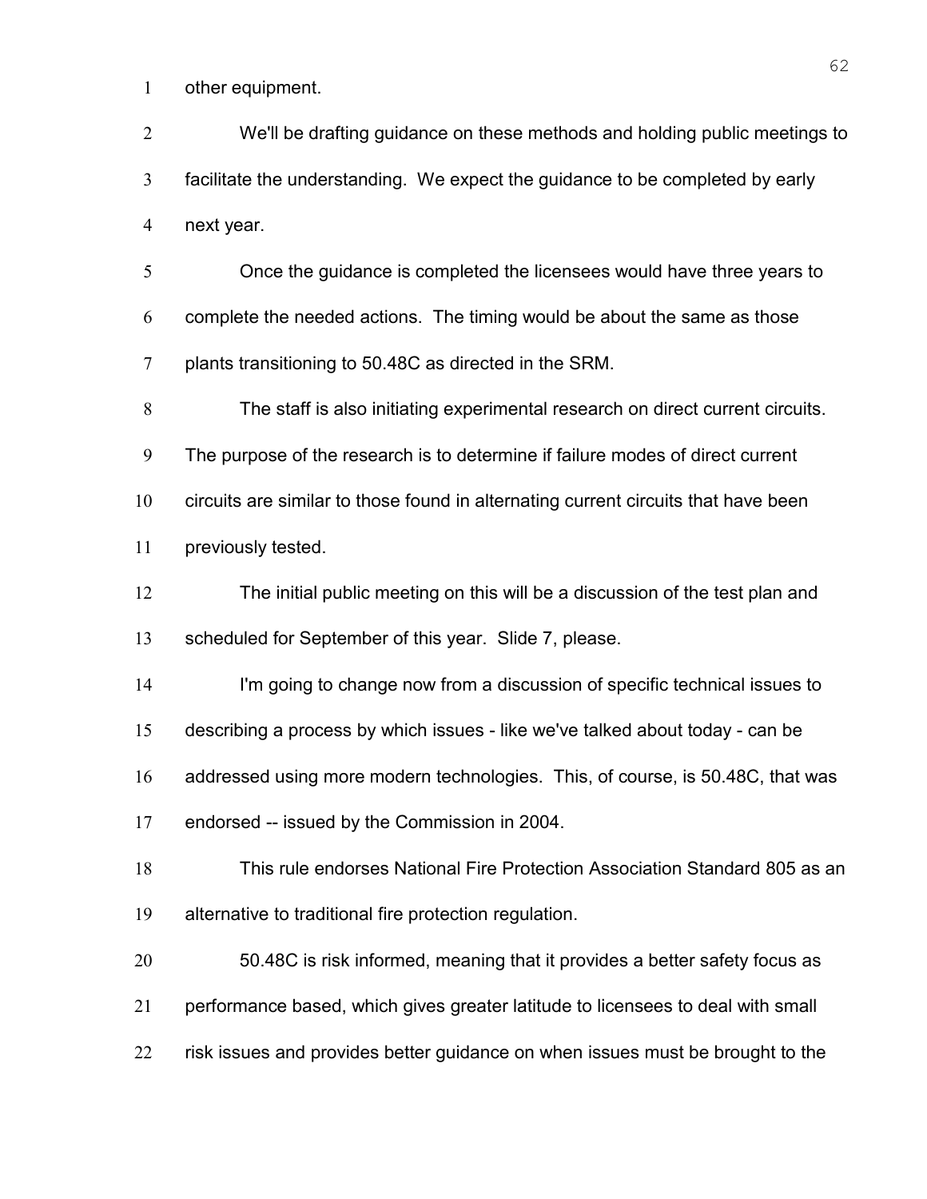other equipment.

We'll be drafting guidance on these methods and holding public meetings to facilitate the understanding. We expect the guidance to be completed by early next year.

Once the guidance is completed the licensees would have three years to complete the needed actions. The timing would be about the same as those plants transitioning to 50.48C as directed in the SRM.

The staff is also initiating experimental research on direct current circuits. The purpose of the research is to determine if failure modes of direct current circuits are similar to those found in alternating current circuits that have been previously tested.

The initial public meeting on this will be a discussion of the test plan and scheduled for September of this year. Slide 7, please.

I'm going to change now from a discussion of specific technical issues to describing a process by which issues - like we've talked about today - can be addressed using more modern technologies. This, of course, is 50.48C, that was endorsed -- issued by the Commission in 2004.

This rule endorses National Fire Protection Association Standard 805 as an alternative to traditional fire protection regulation.

50.48C is risk informed, meaning that it provides a better safety focus as performance based, which gives greater latitude to licensees to deal with small risk issues and provides better guidance on when issues must be brought to the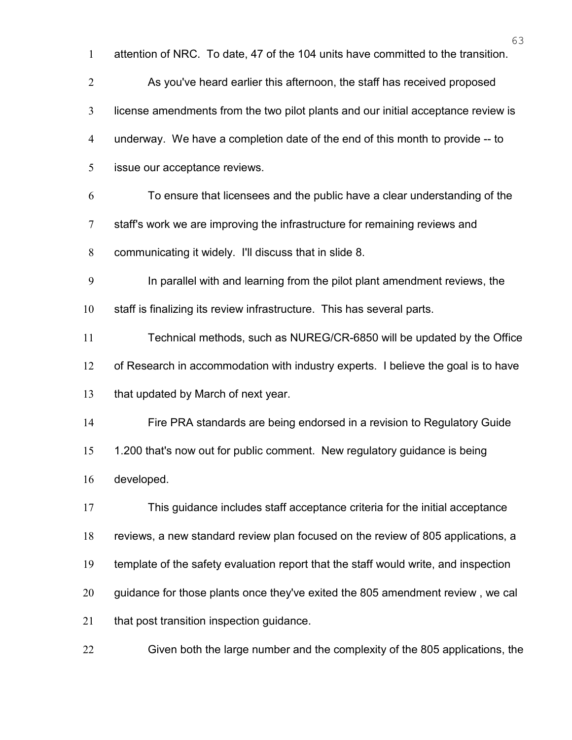attention of NRC. To date, 47 of the 104 units have committed to the transition.

As you've heard earlier this afternoon, the staff has received proposed license amendments from the two pilot plants and our initial acceptance review is underway. We have a completion date of the end of this month to provide -- to issue our acceptance reviews.

To ensure that licensees and the public have a clear understanding of the staff's work we are improving the infrastructure for remaining reviews and communicating it widely. I'll discuss that in slide 8.

In parallel with and learning from the pilot plant amendment reviews, the staff is finalizing its review infrastructure. This has several parts.

Technical methods, such as NUREG/CR-6850 will be updated by the Office of Research in accommodation with industry experts. I believe the goal is to have that updated by March of next year.

Fire PRA standards are being endorsed in a revision to Regulatory Guide 1.200 that's now out for public comment. New regulatory guidance is being developed.

This guidance includes staff acceptance criteria for the initial acceptance reviews, a new standard review plan focused on the review of 805 applications, a template of the safety evaluation report that the staff would write, and inspection guidance for those plants once they've exited the 805 amendment review , we cal that post transition inspection guidance.

Given both the large number and the complexity of the 805 applications, the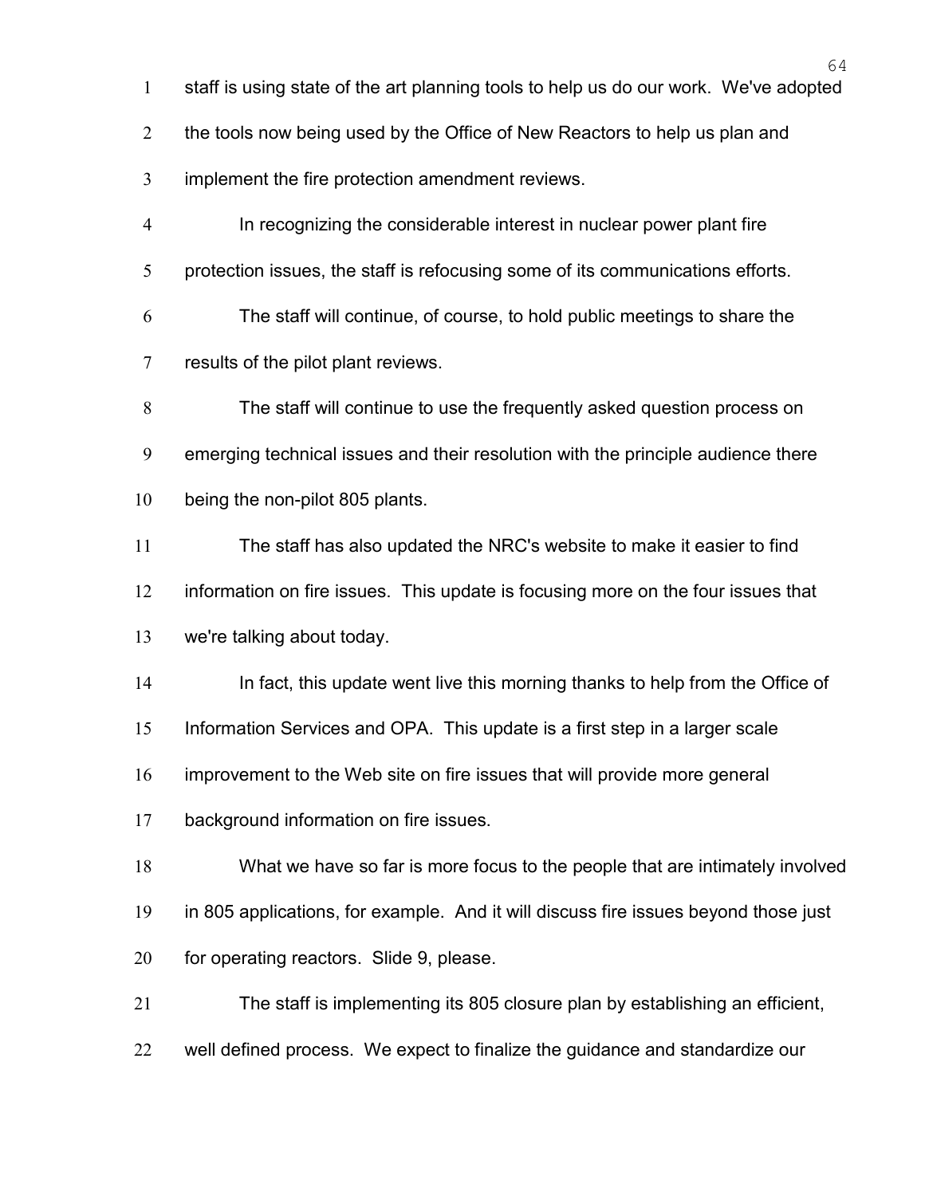staff is using state of the art planning tools to help us do our work. We've adopted the tools now being used by the Office of New Reactors to help us plan and implement the fire protection amendment reviews.

In recognizing the considerable interest in nuclear power plant fire protection issues, the staff is refocusing some of its communications efforts.

The staff will continue, of course, to hold public meetings to share the results of the pilot plant reviews.

The staff will continue to use the frequently asked question process on emerging technical issues and their resolution with the principle audience there being the non-pilot 805 plants.

The staff has also updated the NRC's website to make it easier to find information on fire issues. This update is focusing more on the four issues that we're talking about today.

In fact, this update went live this morning thanks to help from the Office of Information Services and OPA. This update is a first step in a larger scale improvement to the Web site on fire issues that will provide more general background information on fire issues.

What we have so far is more focus to the people that are intimately involved in 805 applications, for example. And it will discuss fire issues beyond those just for operating reactors. Slide 9, please.

The staff is implementing its 805 closure plan by establishing an efficient, well defined process. We expect to finalize the guidance and standardize our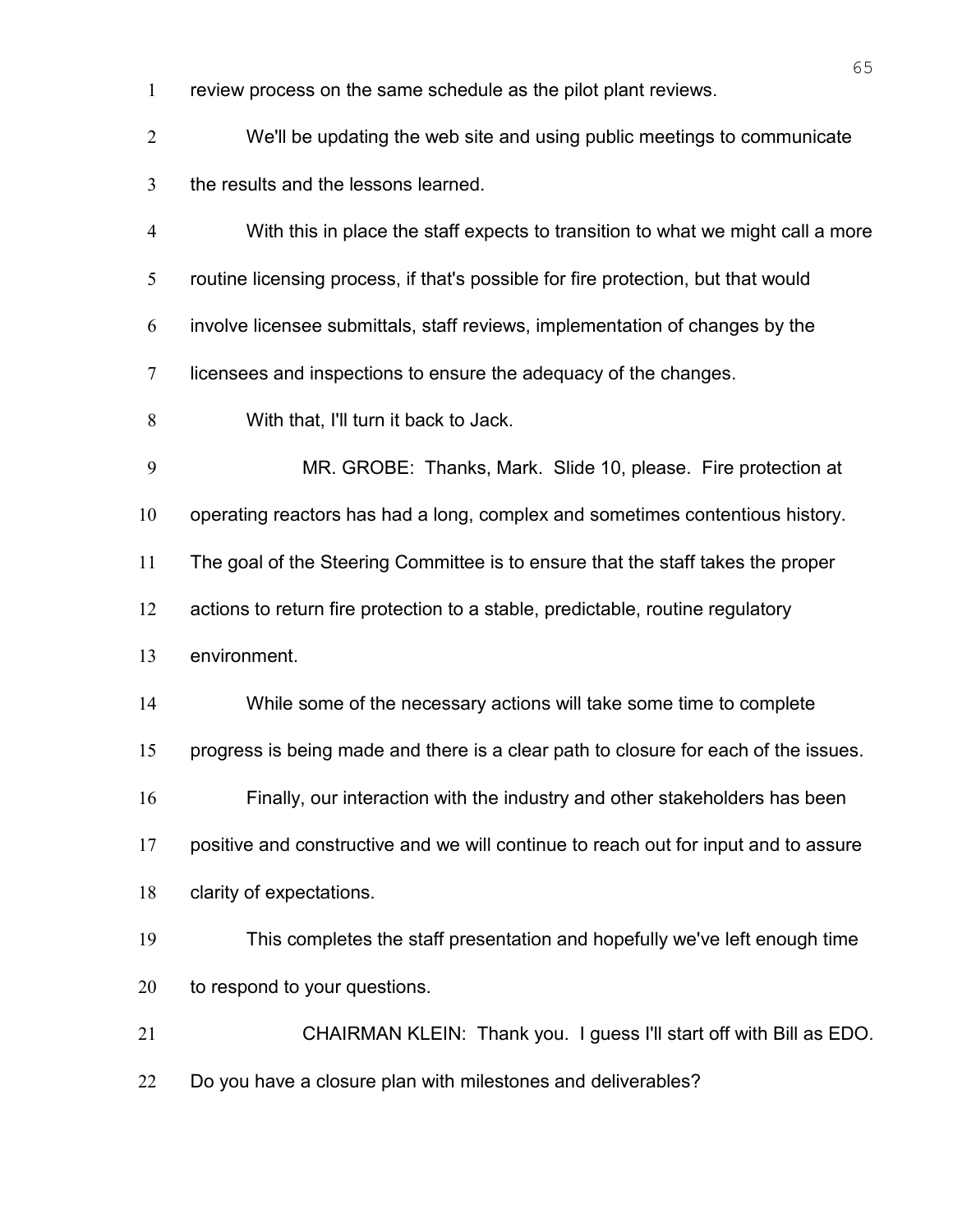review process on the same schedule as the pilot plant reviews.

We'll be updating the web site and using public meetings to communicate the results and the lessons learned.

With this in place the staff expects to transition to what we might call a more routine licensing process, if that's possible for fire protection, but that would involve licensee submittals, staff reviews, implementation of changes by the licensees and inspections to ensure the adequacy of the changes.

With that, I'll turn it back to Jack.

MR. GROBE: Thanks, Mark. Slide 10, please. Fire protection at operating reactors has had a long, complex and sometimes contentious history. The goal of the Steering Committee is to ensure that the staff takes the proper actions to return fire protection to a stable, predictable, routine regulatory environment.

While some of the necessary actions will take some time to complete progress is being made and there is a clear path to closure for each of the issues.

Finally, our interaction with the industry and other stakeholders has been positive and constructive and we will continue to reach out for input and to assure clarity of expectations.

This completes the staff presentation and hopefully we've left enough time to respond to your questions.

CHAIRMAN KLEIN: Thank you. I guess I'll start off with Bill as EDO. Do you have a closure plan with milestones and deliverables?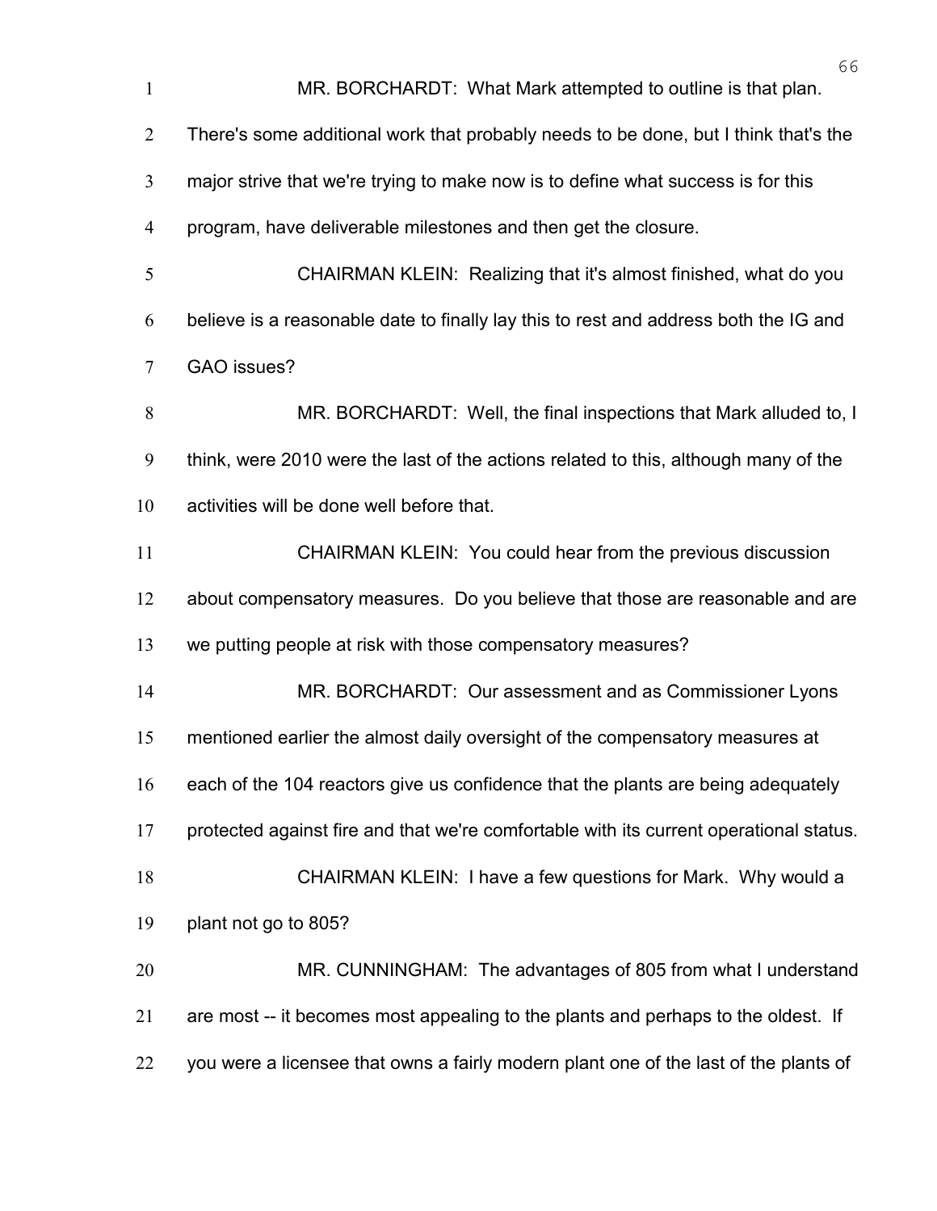MR. BORCHARDT: What Mark attempted to outline is that plan. There's some additional work that probably needs to be done, but I think that's the major strive that we're trying to make now is to define what success is for this program, have deliverable milestones and then get the closure.

CHAIRMAN KLEIN: Realizing that it's almost finished, what do you believe is a reasonable date to finally lay this to rest and address both the IG and GAO issues?

MR. BORCHARDT: Well, the final inspections that Mark alluded to, I think, were 2010 were the last of the actions related to this, although many of the activities will be done well before that.

CHAIRMAN KLEIN: You could hear from the previous discussion about compensatory measures. Do you believe that those are reasonable and are we putting people at risk with those compensatory measures?

MR. BORCHARDT: Our assessment and as Commissioner Lyons mentioned earlier the almost daily oversight of the compensatory measures at each of the 104 reactors give us confidence that the plants are being adequately protected against fire and that we're comfortable with its current operational status.

CHAIRMAN KLEIN: I have a few questions for Mark. Why would a plant not go to 805?

MR. CUNNINGHAM: The advantages of 805 from what I understand are most -- it becomes most appealing to the plants and perhaps to the oldest. If you were a licensee that owns a fairly modern plant one of the last of the plants of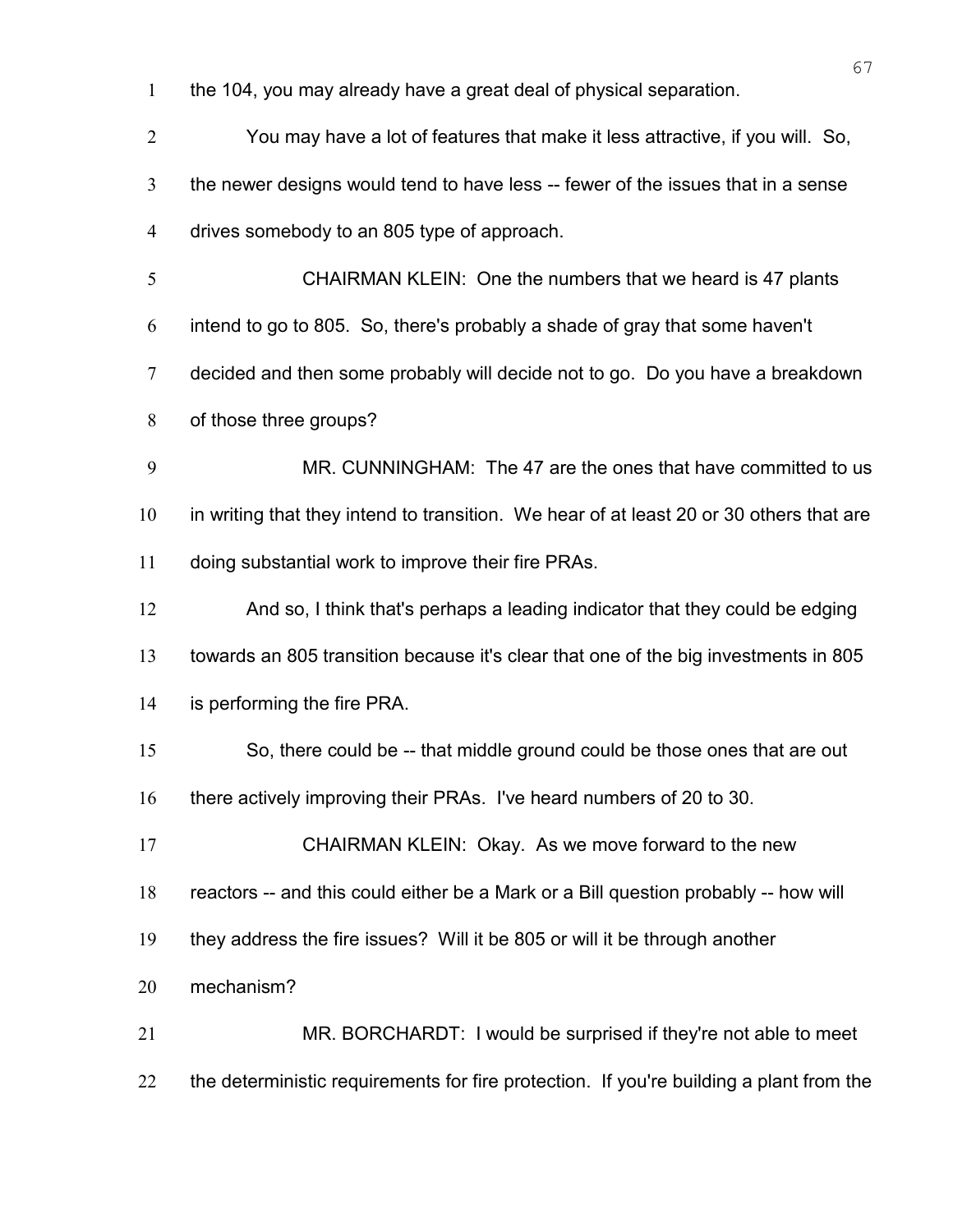the 104, you may already have a great deal of physical separation.

You may have a lot of features that make it less attractive, if you will. So, the newer designs would tend to have less -- fewer of the issues that in a sense drives somebody to an 805 type of approach.

CHAIRMAN KLEIN: One the numbers that we heard is 47 plants intend to go to 805. So, there's probably a shade of gray that some haven't decided and then some probably will decide not to go. Do you have a breakdown of those three groups?

MR. CUNNINGHAM: The 47 are the ones that have committed to us in writing that they intend to transition. We hear of at least 20 or 30 others that are doing substantial work to improve their fire PRAs.

And so, I think that's perhaps a leading indicator that they could be edging towards an 805 transition because it's clear that one of the big investments in 805 is performing the fire PRA.

So, there could be -- that middle ground could be those ones that are out there actively improving their PRAs. I've heard numbers of 20 to 30.

CHAIRMAN KLEIN: Okay. As we move forward to the new reactors -- and this could either be a Mark or a Bill question probably -- how will they address the fire issues? Will it be 805 or will it be through another mechanism?

MR. BORCHARDT: I would be surprised if they're not able to meet the deterministic requirements for fire protection. If you're building a plant from the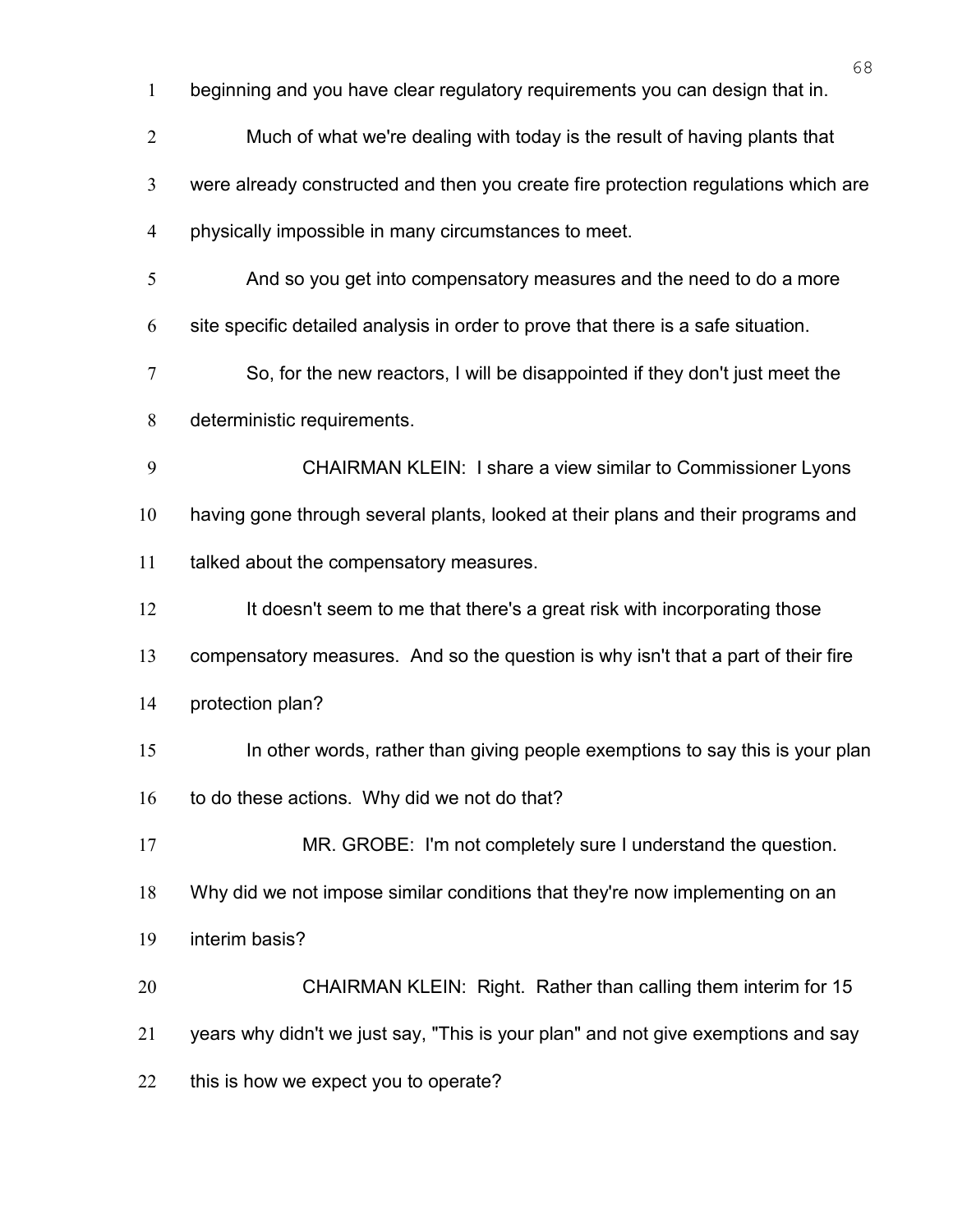beginning and you have clear regulatory requirements you can design that in.

Much of what we're dealing with today is the result of having plants that were already constructed and then you create fire protection regulations which are physically impossible in many circumstances to meet.

And so you get into compensatory measures and the need to do a more site specific detailed analysis in order to prove that there is a safe situation.

So, for the new reactors, I will be disappointed if they don't just meet the deterministic requirements.

CHAIRMAN KLEIN: I share a view similar to Commissioner Lyons having gone through several plants, looked at their plans and their programs and talked about the compensatory measures.

It doesn't seem to me that there's a great risk with incorporating those compensatory measures. And so the question is why isn't that a part of their fire protection plan?

In other words, rather than giving people exemptions to say this is your plan to do these actions. Why did we not do that?

MR. GROBE: I'm not completely sure I understand the question. Why did we not impose similar conditions that they're now implementing on an interim basis?

CHAIRMAN KLEIN: Right. Rather than calling them interim for 15 years why didn't we just say, "This is your plan" and not give exemptions and say this is how we expect you to operate?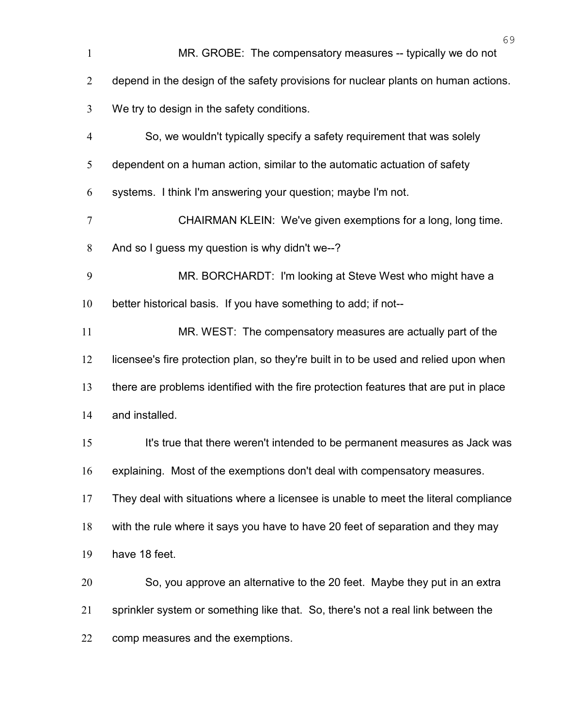MR. GROBE: The compensatory measures -- typically we do not depend in the design of the safety provisions for nuclear plants on human actions. We try to design in the safety conditions.

So, we wouldn't typically specify a safety requirement that was solely dependent on a human action, similar to the automatic actuation of safety systems. I think I'm answering your question; maybe I'm not.

CHAIRMAN KLEIN: We've given exemptions for a long, long time. And so I guess my question is why didn't we--?

MR. BORCHARDT: I'm looking at Steve West who might have a better historical basis. If you have something to add; if not--

MR. WEST: The compensatory measures are actually part of the licensee's fire protection plan, so they're built in to be used and relied upon when there are problems identified with the fire protection features that are put in place and installed.

It's true that there weren't intended to be permanent measures as Jack was explaining. Most of the exemptions don't deal with compensatory measures. They deal with situations where a licensee is unable to meet the literal compliance with the rule where it says you have to have 20 feet of separation and they may have 18 feet.

So, you approve an alternative to the 20 feet. Maybe they put in an extra sprinkler system or something like that. So, there's not a real link between the comp measures and the exemptions.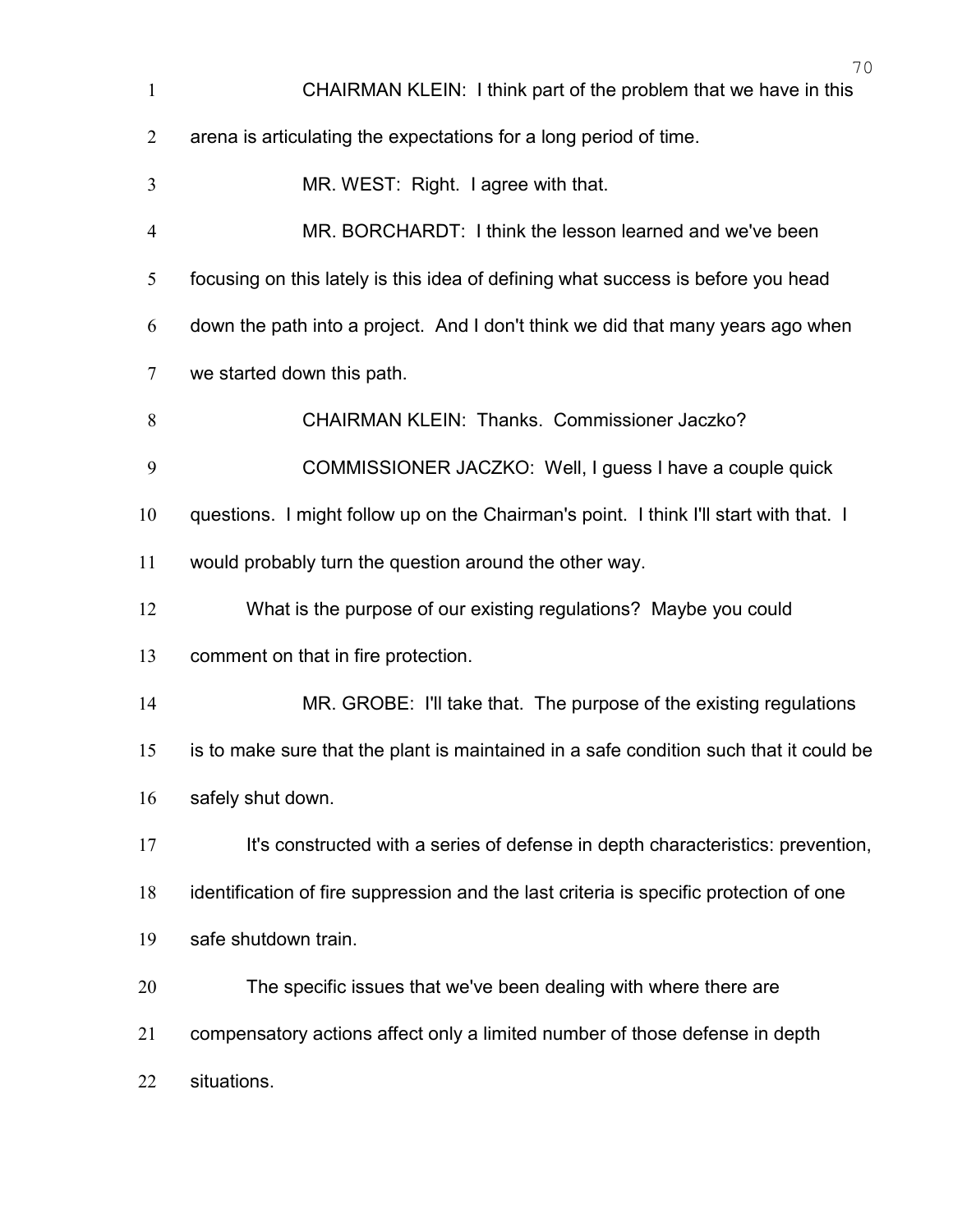CHAIRMAN KLEIN: I think part of the problem that we have in this arena is articulating the expectations for a long period of time.

MR. WEST: Right. I agree with that.

MR. BORCHARDT: I think the lesson learned and we've been focusing on this lately is this idea of defining what success is before you head down the path into a project. And I don't think we did that many years ago when we started down this path.

CHAIRMAN KLEIN: Thanks. Commissioner Jaczko?

COMMISSIONER JACZKO: Well, I guess I have a couple quick questions. I might follow up on the Chairman's point. I think I'll start with that. I would probably turn the question around the other way.

What is the purpose of our existing regulations? Maybe you could comment on that in fire protection.

MR. GROBE: I'll take that. The purpose of the existing regulations is to make sure that the plant is maintained in a safe condition such that it could be safely shut down.

It's constructed with a series of defense in depth characteristics: prevention, identification of fire suppression and the last criteria is specific protection of one safe shutdown train.

The specific issues that we've been dealing with where there are compensatory actions affect only a limited number of those defense in depth situations.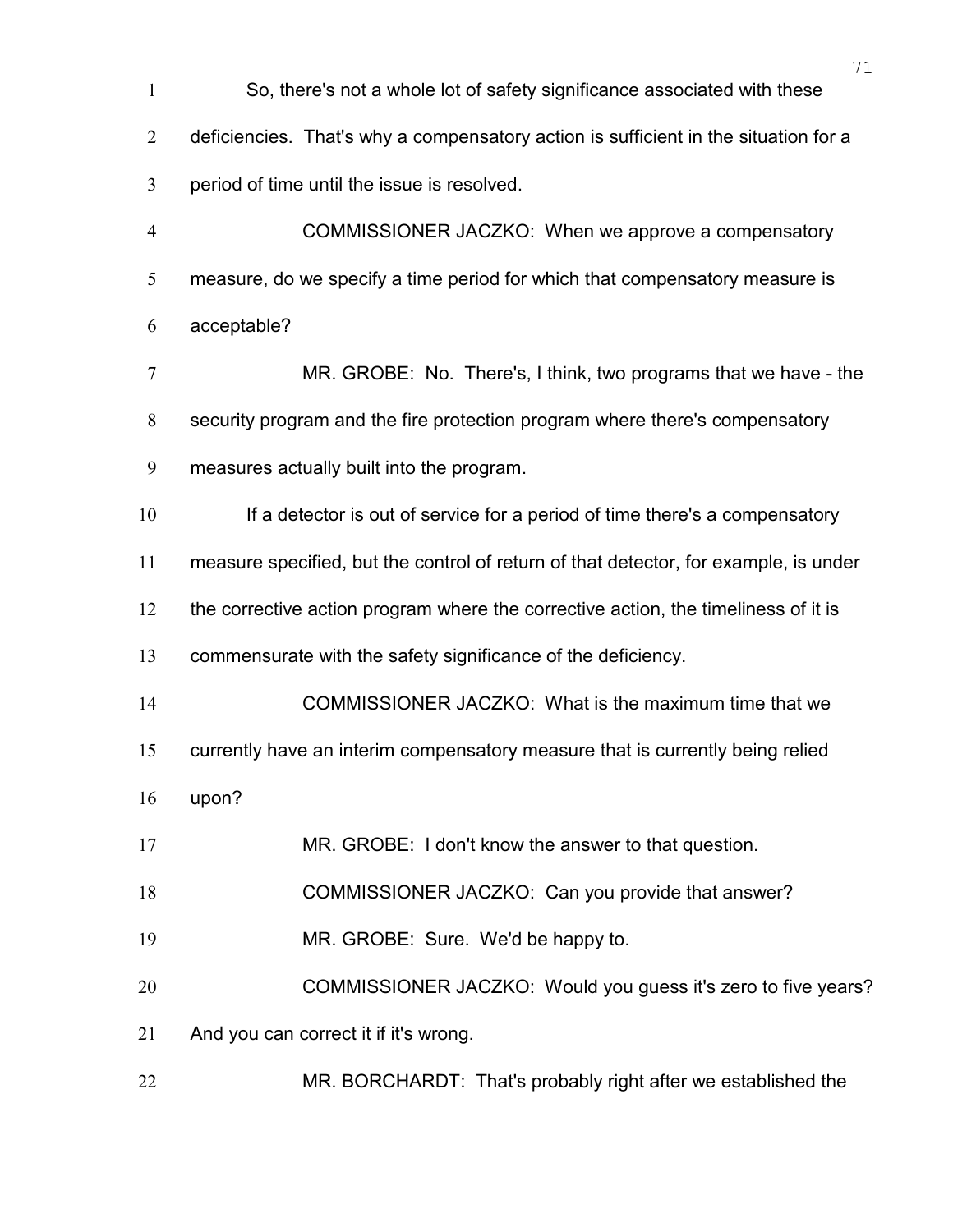So, there's not a whole lot of safety significance associated with these deficiencies. That's why a compensatory action is sufficient in the situation for a period of time until the issue is resolved.

COMMISSIONER JACZKO: When we approve a compensatory measure, do we specify a time period for which that compensatory measure is acceptable?

MR. GROBE: No. There's, I think, two programs that we have - the security program and the fire protection program where there's compensatory measures actually built into the program.

If a detector is out of service for a period of time there's a compensatory measure specified, but the control of return of that detector, for example, is under the corrective action program where the corrective action, the timeliness of it is commensurate with the safety significance of the deficiency.

COMMISSIONER JACZKO: What is the maximum time that we currently have an interim compensatory measure that is currently being relied upon?

MR. GROBE: I don't know the answer to that question.

COMMISSIONER JACZKO: Can you provide that answer?

MR. GROBE: Sure. We'd be happy to.

COMMISSIONER JACZKO: Would you guess it's zero to five years? And you can correct it if it's wrong.

MR. BORCHARDT: That's probably right after we established the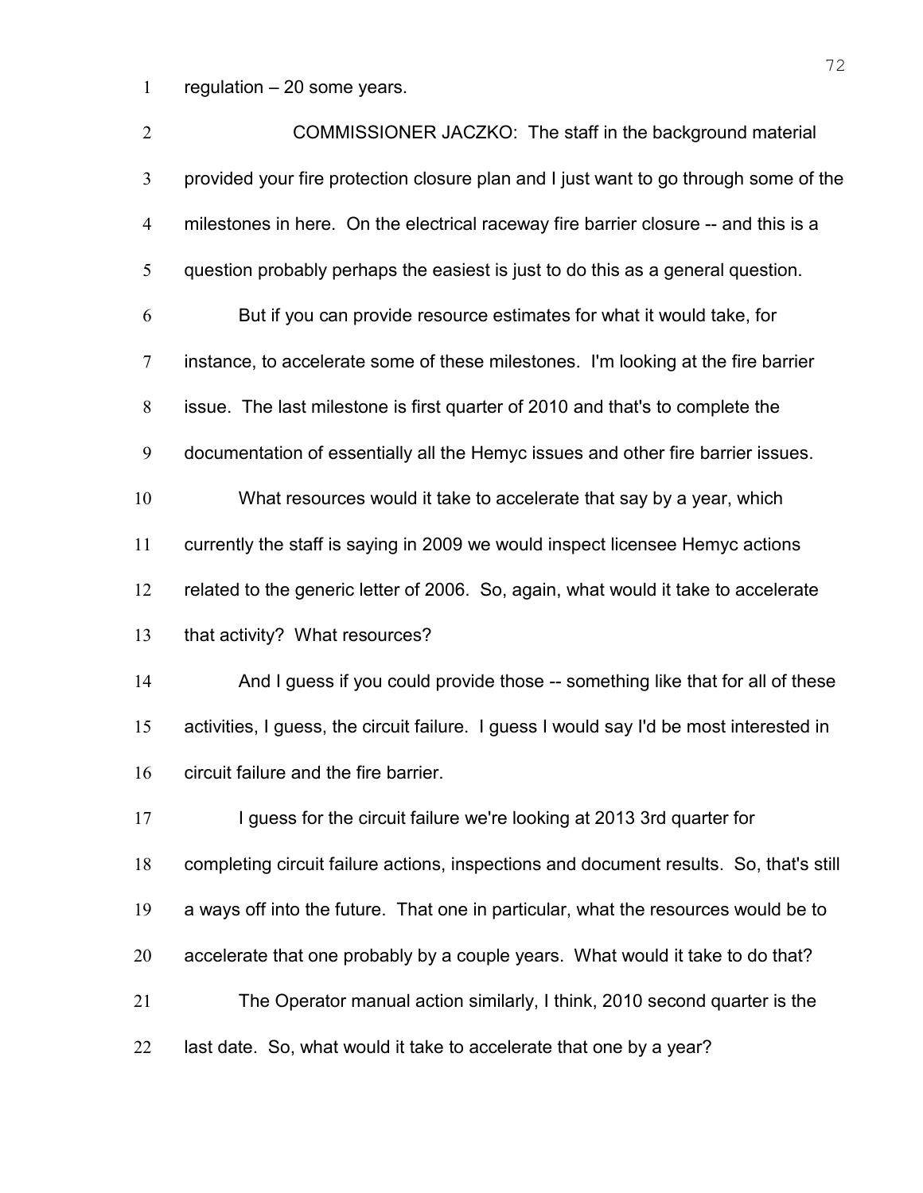regulation – 20 some years.

COMMISSIONER JACZKO: The staff in the background material provided your fire protection closure plan and I just want to go through some of the milestones in here. On the electrical raceway fire barrier closure -- and this is a question probably perhaps the easiest is just to do this as a general question.

But if you can provide resource estimates for what it would take, for instance, to accelerate some of these milestones. I'm looking at the fire barrier issue. The last milestone is first quarter of 2010 and that's to complete the documentation of essentially all the Hemyc issues and other fire barrier issues.

What resources would it take to accelerate that say by a year, which currently the staff is saying in 2009 we would inspect licensee Hemyc actions related to the generic letter of 2006. So, again, what would it take to accelerate that activity? What resources?

And I guess if you could provide those -- something like that for all of these activities, I guess, the circuit failure. I guess I would say I'd be most interested in circuit failure and the fire barrier.

I guess for the circuit failure we're looking at 2013 3rd quarter for completing circuit failure actions, inspections and document results. So, that's still a ways off into the future. That one in particular, what the resources would be to accelerate that one probably by a couple years. What would it take to do that?

The Operator manual action similarly, I think, 2010 second quarter is the last date. So, what would it take to accelerate that one by a year?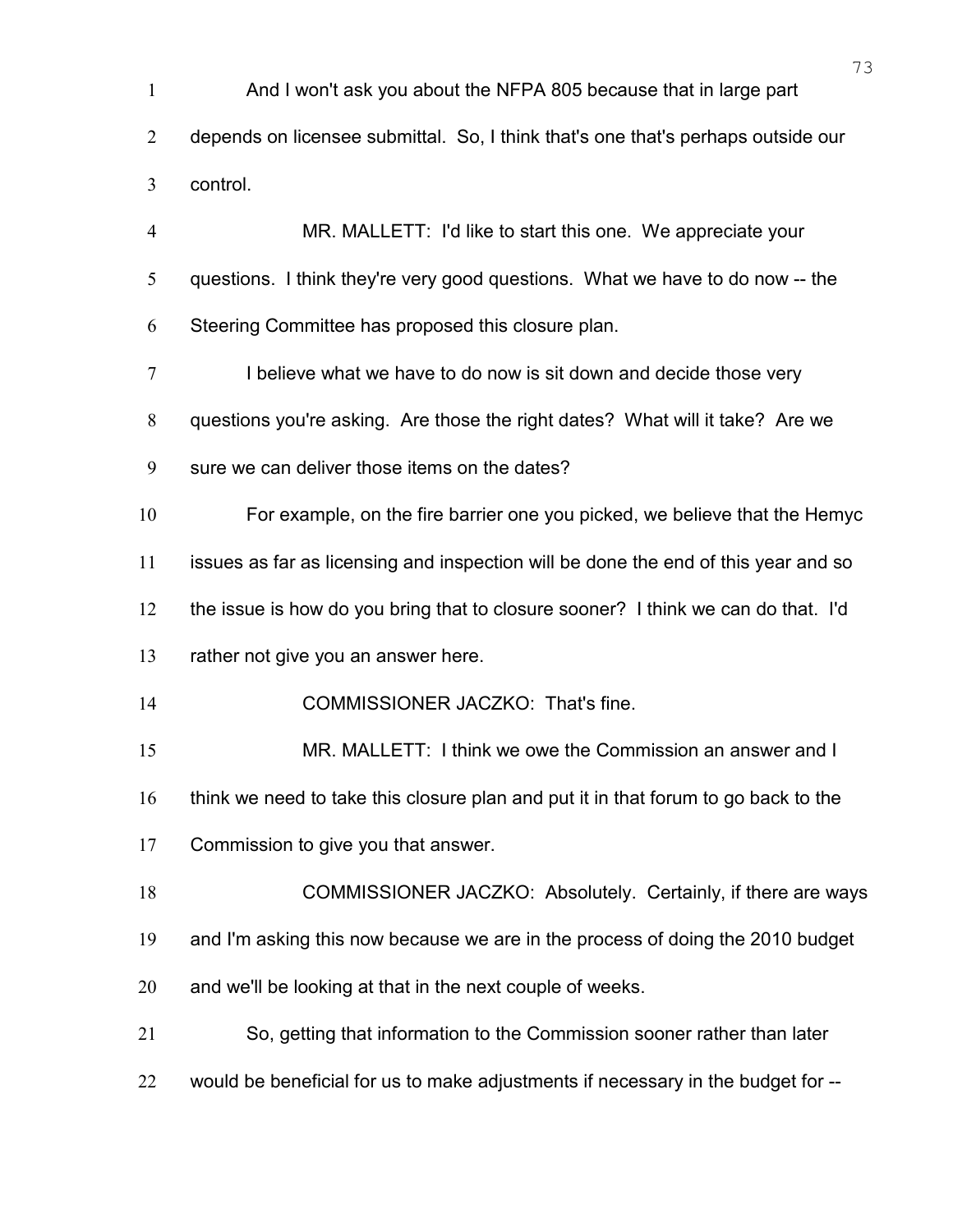And I won't ask you about the NFPA 805 because that in large part depends on licensee submittal. So, I think that's one that's perhaps outside our control.

MR. MALLETT: I'd like to start this one. We appreciate your questions. I think they're very good questions. What we have to do now -- the Steering Committee has proposed this closure plan.

I believe what we have to do now is sit down and decide those very questions you're asking. Are those the right dates? What will it take? Are we sure we can deliver those items on the dates?

For example, on the fire barrier one you picked, we believe that the Hemyc issues as far as licensing and inspection will be done the end of this year and so the issue is how do you bring that to closure sooner? I think we can do that. I'd rather not give you an answer here.

COMMISSIONER JACZKO: That's fine.

MR. MALLETT: I think we owe the Commission an answer and I think we need to take this closure plan and put it in that forum to go back to the Commission to give you that answer.

COMMISSIONER JACZKO: Absolutely. Certainly, if there are ways and I'm asking this now because we are in the process of doing the 2010 budget and we'll be looking at that in the next couple of weeks.

So, getting that information to the Commission sooner rather than later would be beneficial for us to make adjustments if necessary in the budget for --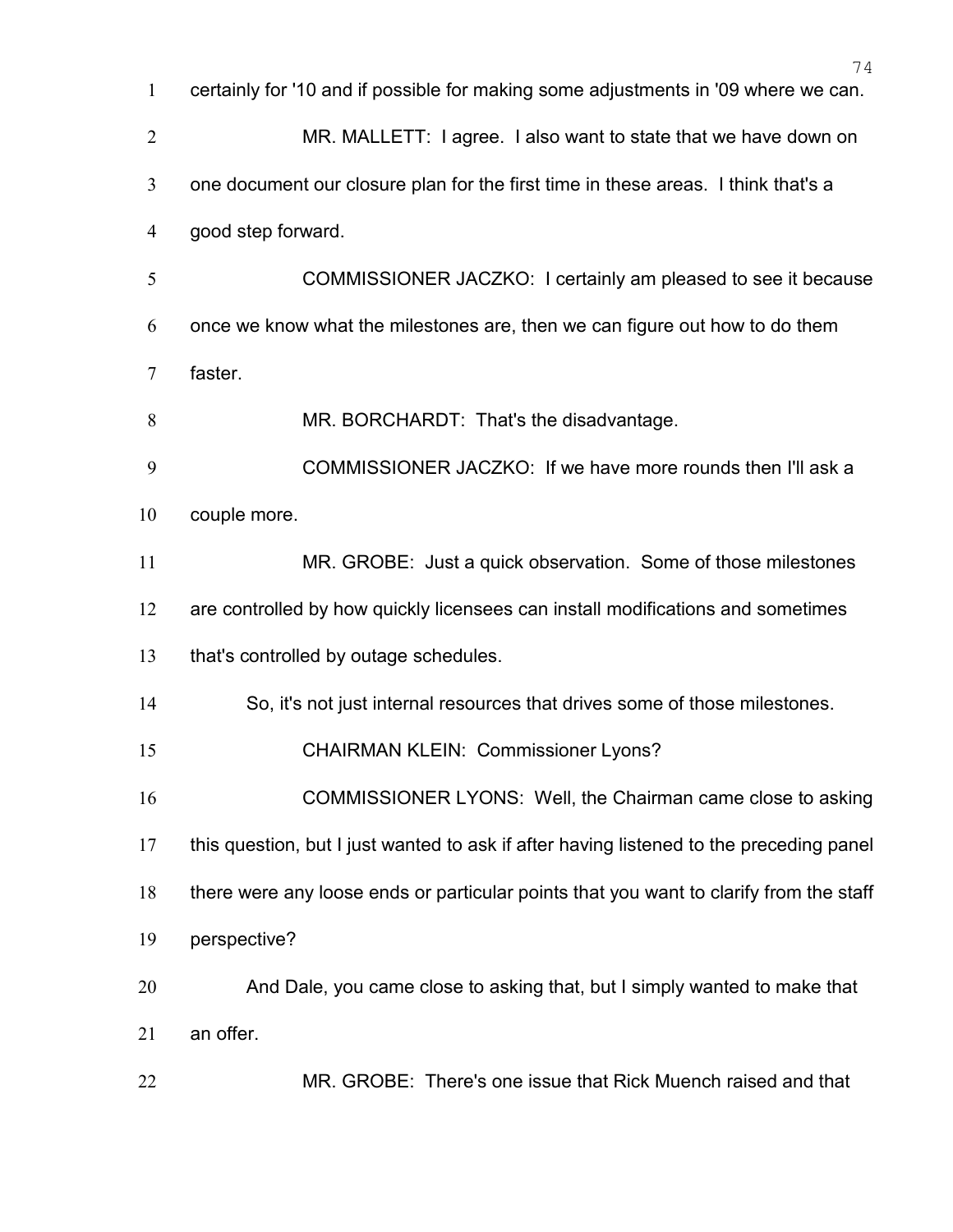certainly for '10 and if possible for making some adjustments in '09 where we can.

MR. MALLETT: I agree. I also want to state that we have down on one document our closure plan for the first time in these areas. I think that's a good step forward.

COMMISSIONER JACZKO: I certainly am pleased to see it because once we know what the milestones are, then we can figure out how to do them faster.

MR. BORCHARDT: That's the disadvantage.

COMMISSIONER JACZKO: If we have more rounds then I'll ask a couple more.

MR. GROBE: Just a quick observation. Some of those milestones are controlled by how quickly licensees can install modifications and sometimes that's controlled by outage schedules.

So, it's not just internal resources that drives some of those milestones.

CHAIRMAN KLEIN: Commissioner Lyons?

COMMISSIONER LYONS: Well, the Chairman came close to asking this question, but I just wanted to ask if after having listened to the preceding panel there were any loose ends or particular points that you want to clarify from the staff perspective?

And Dale, you came close to asking that, but I simply wanted to make that an offer.

MR. GROBE: There's one issue that Rick Muench raised and that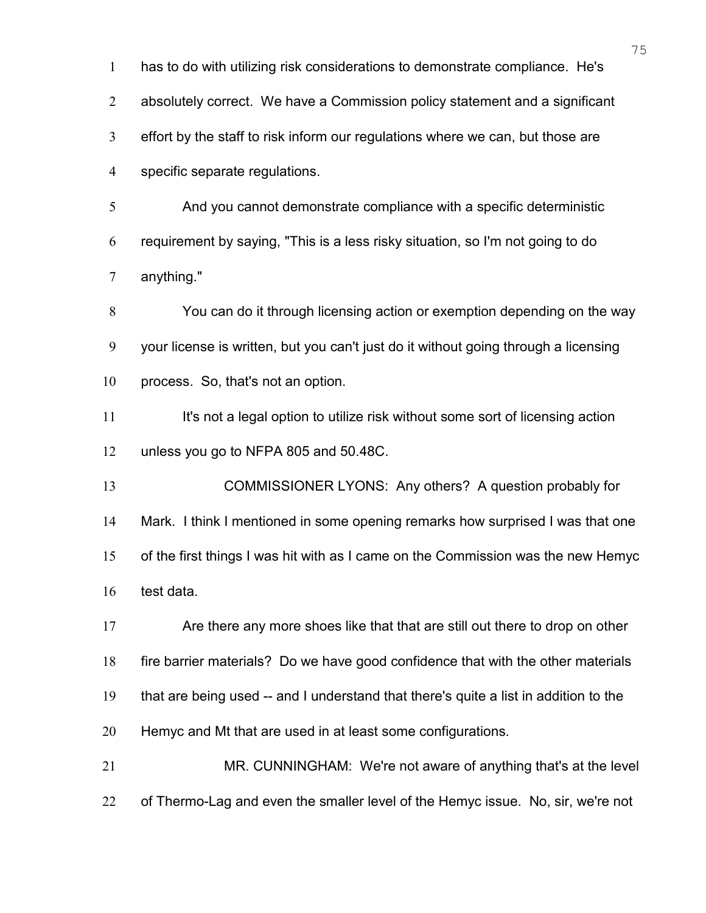has to do with utilizing risk considerations to demonstrate compliance. He's absolutely correct. We have a Commission policy statement and a significant effort by the staff to risk inform our regulations where we can, but those are specific separate regulations.

And you cannot demonstrate compliance with a specific deterministic requirement by saying, "This is a less risky situation, so I'm not going to do anything."

You can do it through licensing action or exemption depending on the way your license is written, but you can't just do it without going through a licensing process. So, that's not an option.

It's not a legal option to utilize risk without some sort of licensing action unless you go to NFPA 805 and 50.48C.

COMMISSIONER LYONS: Any others? A question probably for Mark. I think I mentioned in some opening remarks how surprised I was that one of the first things I was hit with as I came on the Commission was the new Hemyc test data.

Are there any more shoes like that that are still out there to drop on other fire barrier materials? Do we have good confidence that with the other materials that are being used -- and I understand that there's quite a list in addition to the Hemyc and Mt that are used in at least some configurations.

MR. CUNNINGHAM: We're not aware of anything that's at the level of Thermo-Lag and even the smaller level of the Hemyc issue. No, sir, we're not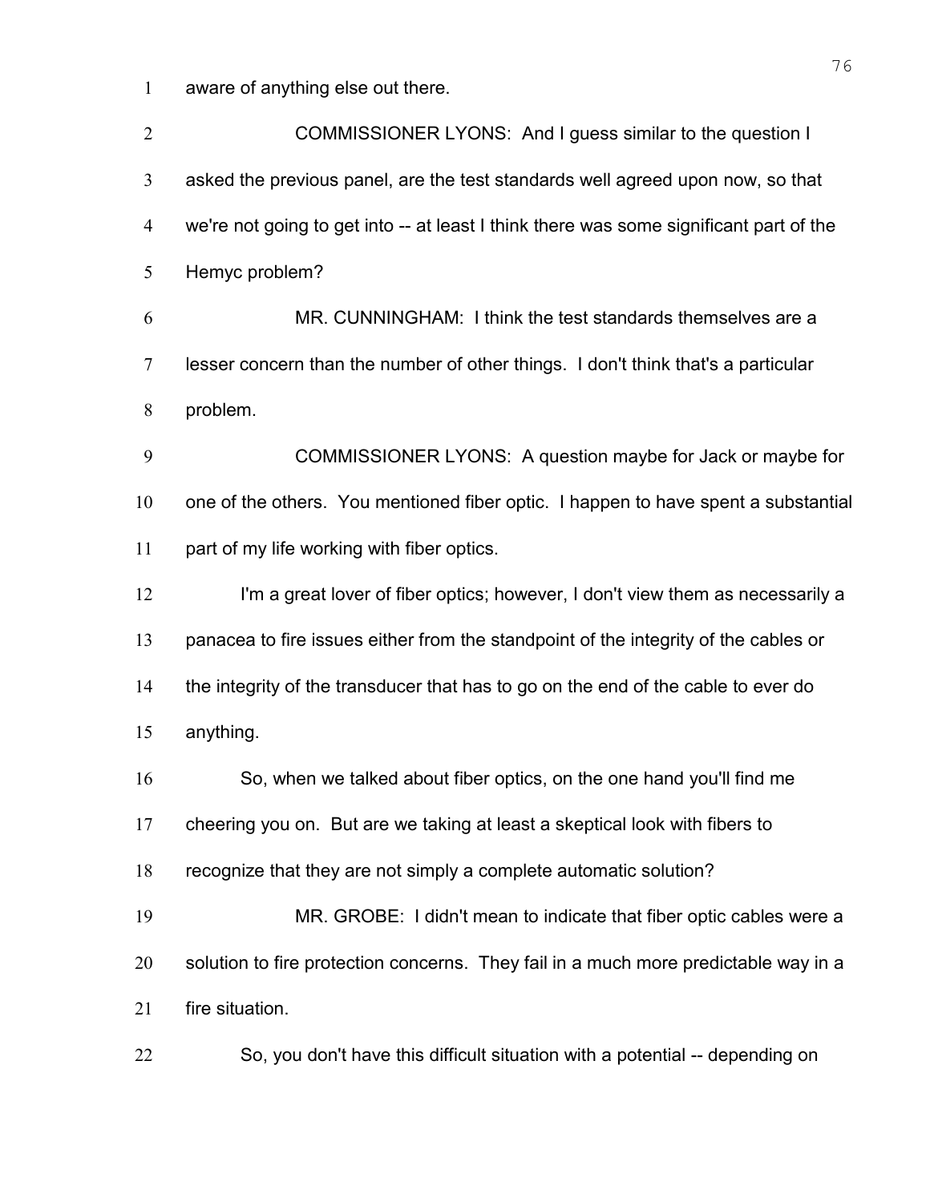aware of anything else out there.

COMMISSIONER LYONS: And I guess similar to the question I asked the previous panel, are the test standards well agreed upon now, so that we're not going to get into -- at least I think there was some significant part of the Hemyc problem?

MR. CUNNINGHAM: I think the test standards themselves are a lesser concern than the number of other things. I don't think that's a particular problem.

COMMISSIONER LYONS: A question maybe for Jack or maybe for one of the others. You mentioned fiber optic. I happen to have spent a substantial part of my life working with fiber optics.

I'm a great lover of fiber optics; however, I don't view them as necessarily a panacea to fire issues either from the standpoint of the integrity of the cables or the integrity of the transducer that has to go on the end of the cable to ever do anything.

So, when we talked about fiber optics, on the one hand you'll find me cheering you on. But are we taking at least a skeptical look with fibers to recognize that they are not simply a complete automatic solution?

MR. GROBE: I didn't mean to indicate that fiber optic cables were a solution to fire protection concerns. They fail in a much more predictable way in a fire situation.

So, you don't have this difficult situation with a potential -- depending on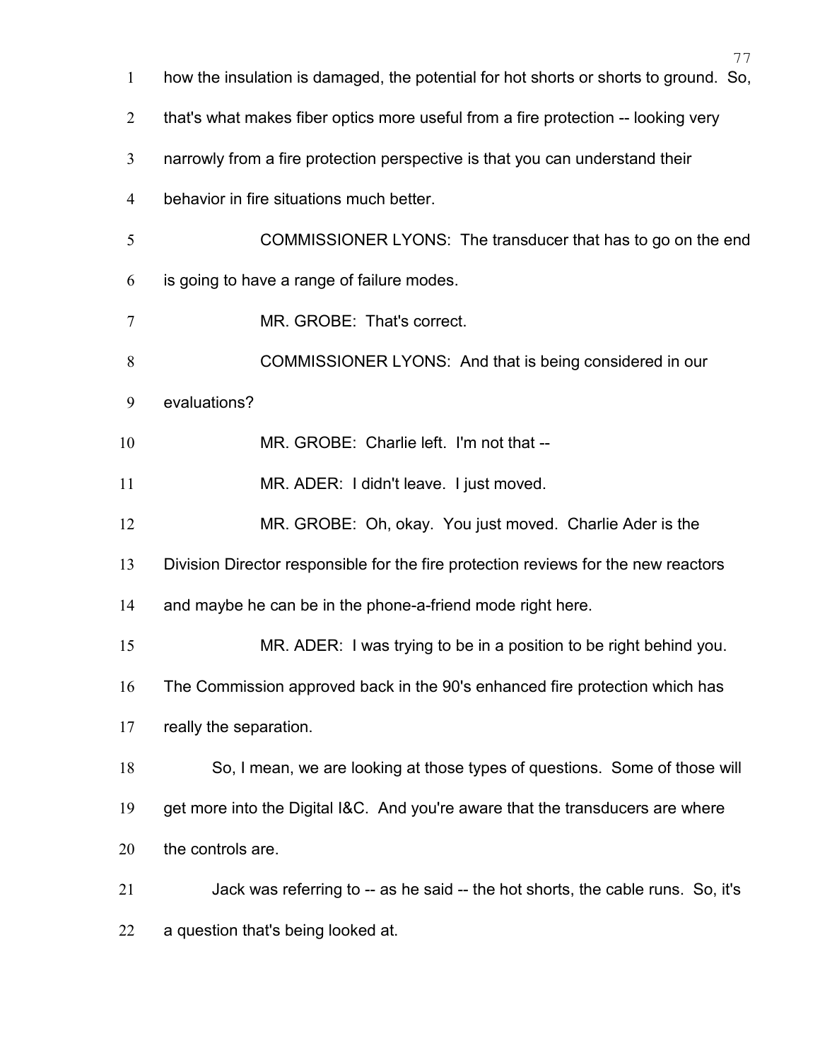how the insulation is damaged, the potential for hot shorts or shorts to ground. So, that's what makes fiber optics more useful from a fire protection -- looking very narrowly from a fire protection perspective is that you can understand their behavior in fire situations much better.

COMMISSIONER LYONS: The transducer that has to go on the end is going to have a range of failure modes.

MR. GROBE: That's correct.

COMMISSIONER LYONS: And that is being considered in our evaluations?

MR. GROBE: Charlie left. I'm not that --

MR. ADER: I didn't leave. I just moved.

MR. GROBE: Oh, okay. You just moved. Charlie Ader is the Division Director responsible for the fire protection reviews for the new reactors and maybe he can be in the phone-a-friend mode right here.

MR. ADER: I was trying to be in a position to be right behind you. The Commission approved back in the 90's enhanced fire protection which has really the separation.

So, I mean, we are looking at those types of questions. Some of those will get more into the Digital I&C. And you're aware that the transducers are where the controls are.

Jack was referring to -- as he said -- the hot shorts, the cable runs. So, it's a question that's being looked at.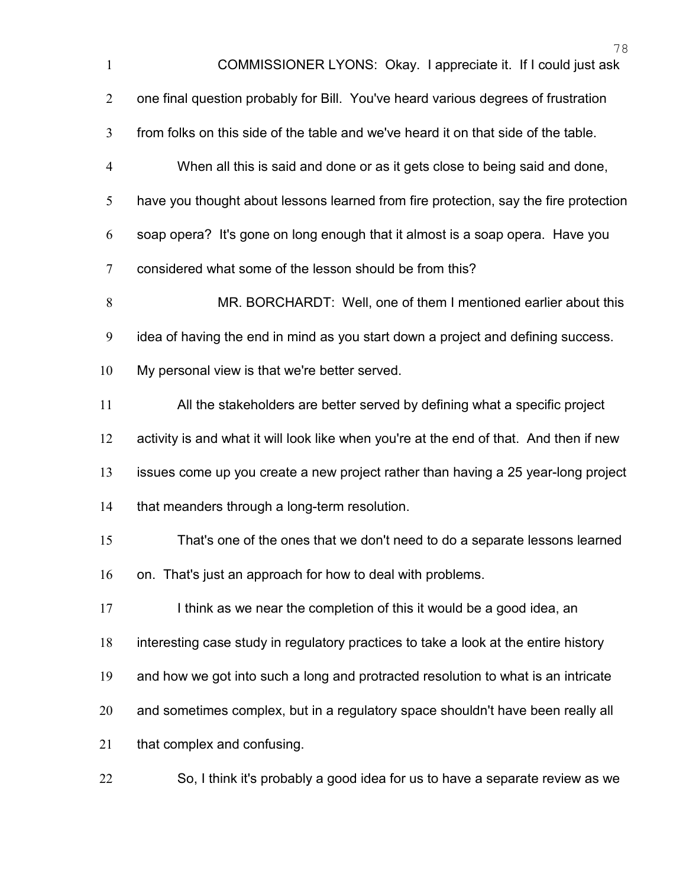COMMISSIONER LYONS: Okay. I appreciate it. If I could just ask one final question probably for Bill. You've heard various degrees of frustration from folks on this side of the table and we've heard it on that side of the table.

When all this is said and done or as it gets close to being said and done, have you thought about lessons learned from fire protection, say the fire protection soap opera? It's gone on long enough that it almost is a soap opera. Have you considered what some of the lesson should be from this?

MR. BORCHARDT: Well, one of them I mentioned earlier about this idea of having the end in mind as you start down a project and defining success. My personal view is that we're better served.

All the stakeholders are better served by defining what a specific project activity is and what it will look like when you're at the end of that. And then if new issues come up you create a new project rather than having a 25 year-long project that meanders through a long-term resolution.

That's one of the ones that we don't need to do a separate lessons learned on. That's just an approach for how to deal with problems.

I think as we near the completion of this it would be a good idea, an interesting case study in regulatory practices to take a look at the entire history and how we got into such a long and protracted resolution to what is an intricate and sometimes complex, but in a regulatory space shouldn't have been really all that complex and confusing.

So, I think it's probably a good idea for us to have a separate review as we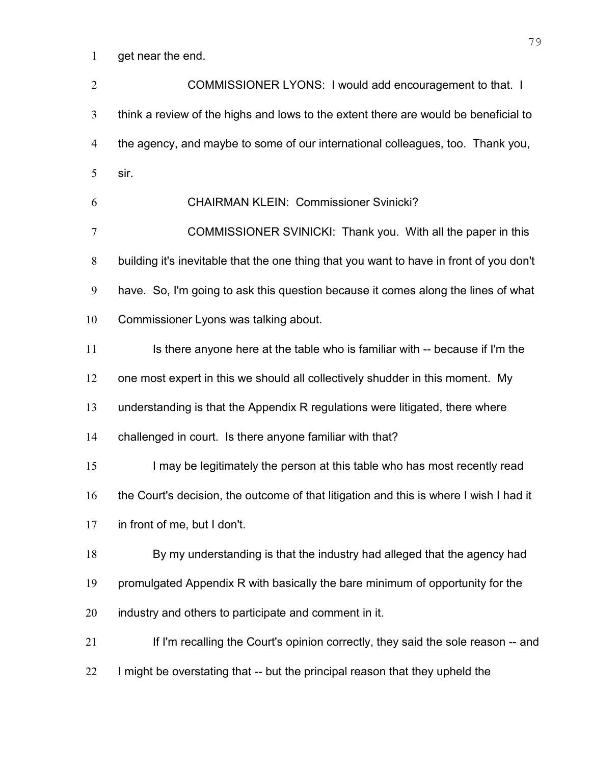get near the end.

COMMISSIONER LYONS: I would add encouragement to that. I think a review of the highs and lows to the extent there are would be beneficial to the agency, and maybe to some of our international colleagues, too. Thank you, sir.

CHAIRMAN KLEIN: Commissioner Svinicki?

COMMISSIONER SVINICKI: Thank you. With all the paper in this building it's inevitable that the one thing that you want to have in front of you don't have. So, I'm going to ask this question because it comes along the lines of what Commissioner Lyons was talking about.

Is there anyone here at the table who is familiar with -- because if I'm the one most expert in this we should all collectively shudder in this moment. My understanding is that the Appendix R regulations were litigated, there where challenged in court. Is there anyone familiar with that?

I may be legitimately the person at this table who has most recently read the Court's decision, the outcome of that litigation and this is where I wish I had it in front of me, but I don't.

By my understanding is that the industry had alleged that the agency had promulgated Appendix R with basically the bare minimum of opportunity for the industry and others to participate and comment in it.

If I'm recalling the Court's opinion correctly, they said the sole reason -- and I might be overstating that -- but the principal reason that they upheld the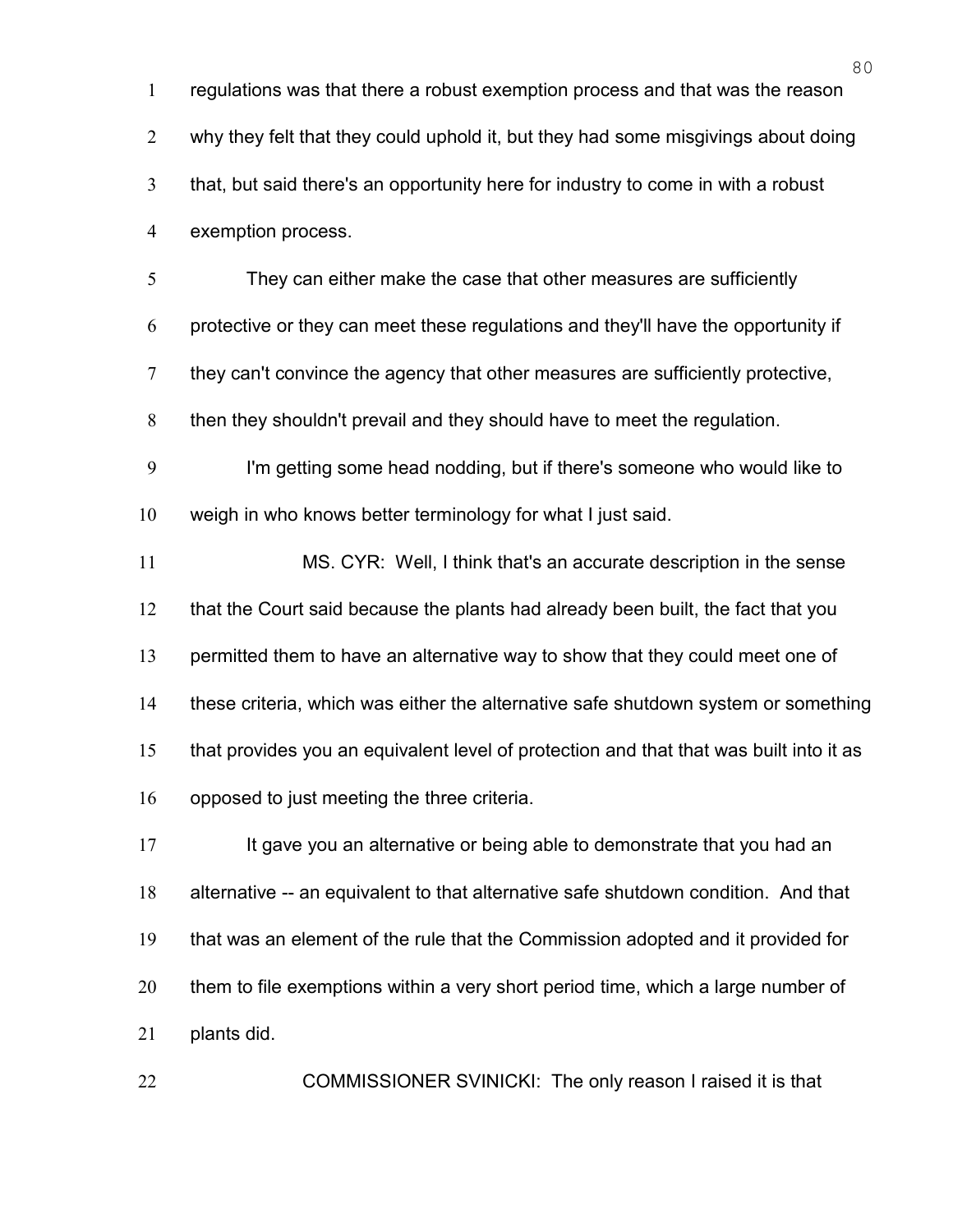regulations was that there a robust exemption process and that was the reason why they felt that they could uphold it, but they had some misgivings about doing that, but said there's an opportunity here for industry to come in with a robust exemption process.

They can either make the case that other measures are sufficiently protective or they can meet these regulations and they'll have the opportunity if they can't convince the agency that other measures are sufficiently protective, then they shouldn't prevail and they should have to meet the regulation.

I'm getting some head nodding, but if there's someone who would like to weigh in who knows better terminology for what I just said.

MS. CYR: Well, I think that's an accurate description in the sense that the Court said because the plants had already been built, the fact that you permitted them to have an alternative way to show that they could meet one of these criteria, which was either the alternative safe shutdown system or something that provides you an equivalent level of protection and that that was built into it as opposed to just meeting the three criteria.

It gave you an alternative or being able to demonstrate that you had an alternative -- an equivalent to that alternative safe shutdown condition. And that that was an element of the rule that the Commission adopted and it provided for them to file exemptions within a very short period time, which a large number of plants did.

COMMISSIONER SVINICKI: The only reason I raised it is that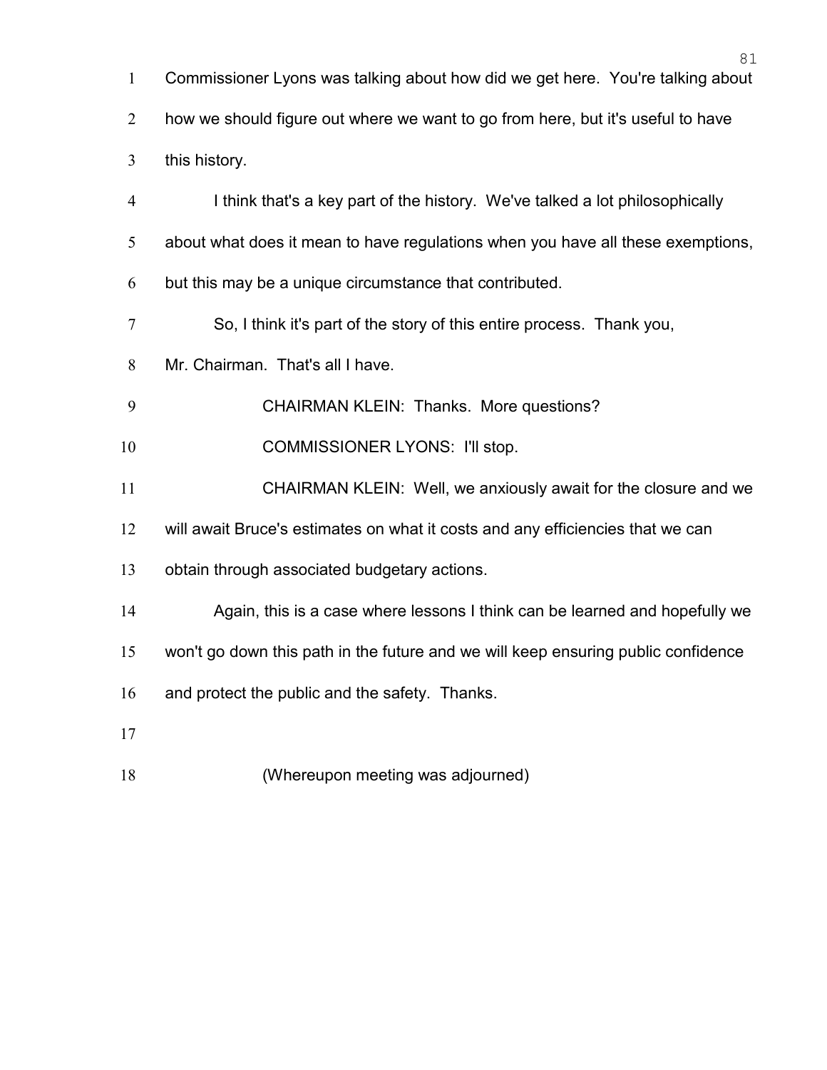Commissioner Lyons was talking about how did we get here. You're talking about how we should figure out where we want to go from here, but it's useful to have this history.

I think that's a key part of the history. We've talked a lot philosophically about what does it mean to have regulations when you have all these exemptions, but this may be a unique circumstance that contributed.

So, I think it's part of the story of this entire process. Thank you, Mr. Chairman. That's all I have.

CHAIRMAN KLEIN: Thanks. More questions?

COMMISSIONER LYONS: I'll stop.

CHAIRMAN KLEIN: Well, we anxiously await for the closure and we will await Bruce's estimates on what it costs and any efficiencies that we can obtain through associated budgetary actions.

Again, this is a case where lessons I think can be learned and hopefully we won't go down this path in the future and we will keep ensuring public confidence and protect the public and the safety. Thanks.

(Whereupon meeting was adjourned)